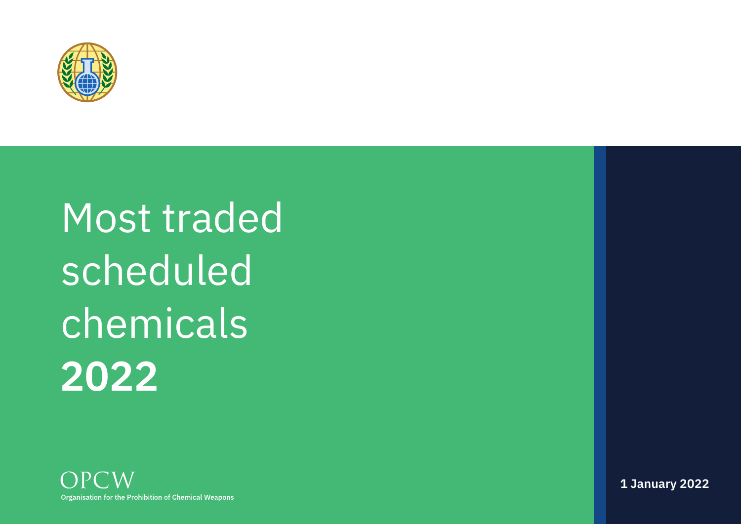# Most traded scheduled chemicals **2022**

OPCW

Organisation for the Prohibition of Chemical Weapons

**1 January 2022**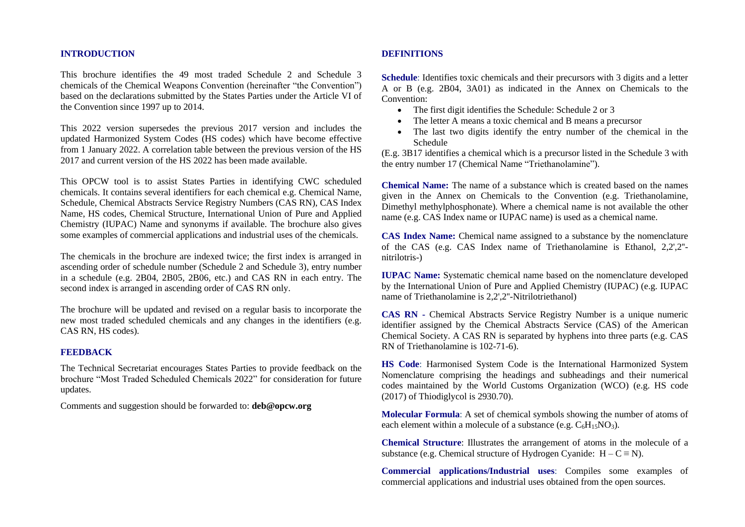## INTRODUCTION

This brochure identifies the 49 most traded Schedule 2 and Schedule 3 chemicals of the Chemical Weapons Convention (hereinafter "the Convention") based on the declarations submitted by the States Parties under the Article VI of the Convention since 1997 up to 2014.

This 2022 version supersedes the previous 2017 version and includes the updated Harmonized System Codes (HS codes) which have become effective from 1 January 2022. A correlation table between the previous version of the HS 2017 and current version of the HS 2022 has been made available.

This OPCW tool is to assist States Parties in identifying CWC scheduled chemicals. It contains several identifiers for each chemical e.g. Chemical Name, Schedule, Chemical Abstracts Service Registry Numbers (CAS RN), CAS Index Name, HS codes, Chemical Structure, International Union of Pure and Applied Chemistry (IUPAC) Name and synonyms if available. The brochure also gives some examples of commercial applications and industrial uses of the chemicals.

The chemicals in the brochure are indexed twice; the first index is arranged in ascending order of schedule number (Schedule 2 and Schedule 3), entry number in a schedule (e.g. 2B04, 2B05, 2B06, etc.) and CAS RN in each entry. The second index is arranged in ascending order of CAS RN only.

The brochure will be updated and revised on a regular basis to incorporate the new most traded scheduled chemicals and any changes in the identifiers (e.g. CAS RN, HS codes).

## FEEDBACK

The Technical Secretariat encourages States Parties to provide feedback on the brochure "Most Traded Scheduled Chemicals 2022" for consideration for future updates.

Comments and suggestion should be forwarded to: **deb@opcw.org**

## DEFINITIONS

**Schedule**: Identifies toxic chemicals and their precursors with 3 digits and a letter A or B (e.g. 2B04, 3A01) as indicated in the Annex on Chemicals to the Convention:

- The first digit identifies the Schedule: Schedule 2 or 3
- The letter A means a toxic chemical and B means a precursor
- The last two digits identify the entry number of the chemical in the Schedule

(E.g. 3B17 identifies a chemical which is a precursor listed in the Schedule 3 with the entry number 17 (Chemical Name "Triethanolamine").

**Chemical Name:** The name of a substance which is created based on the names given in the Annex on Chemicals to the Convention (e.g. Triethanolamine, Dimethyl methylphosphonate). Where a chemical name is not available the other name (e.g. CAS Index name or IUPAC name) is used as a chemical name.

**CAS Index Name:** Chemical name assigned to a substance by the nomenclature of the CAS (e.g. CAS Index name of Triethanolamine is Ethanol, 2,2',2''-nitrilotris-)

**IUPAC Name:** Systematic chemical name based on the nomenclature developed by the International Union of Pure and Applied Chemistry (IUPAC) (e.g. IUPAC name of Triethanolamine is 2,2',2''-Nitrilotriethanol)

**CAS RN** - Chemical Abstracts Service Registry Number is a unique numeric identifier assigned by the Chemical Abstracts Service (CAS) of the American Chemical Society. A CAS RN is separated by hyphens into three parts (e.g. CAS RN of Triethanolamine is 102-71-6).

**HS Code**: Harmonised System Code is the International Harmonized System Nomenclature comprising the headings and subheadings and their numerical codes maintained by the World Customs Organization (WCO) (e.g. HS code (2017) of Thiodiglycol is 2930.70).

**Molecular Formula**: A set of chemical symbols showing the number of atoms of each element within a molecule of a substance (e.g. $C_6H_{15}NO_3$).

**Chemical Structure**: Illustrates the arrangement of atoms in the molecule of a substance (e.g. Chemical structure of Hydrogen Cyanide: $H - C \equiv N$).

**Commercial applications/Industrial uses**: Compiles some examples of commercial applications and industrial uses obtained from the open sources.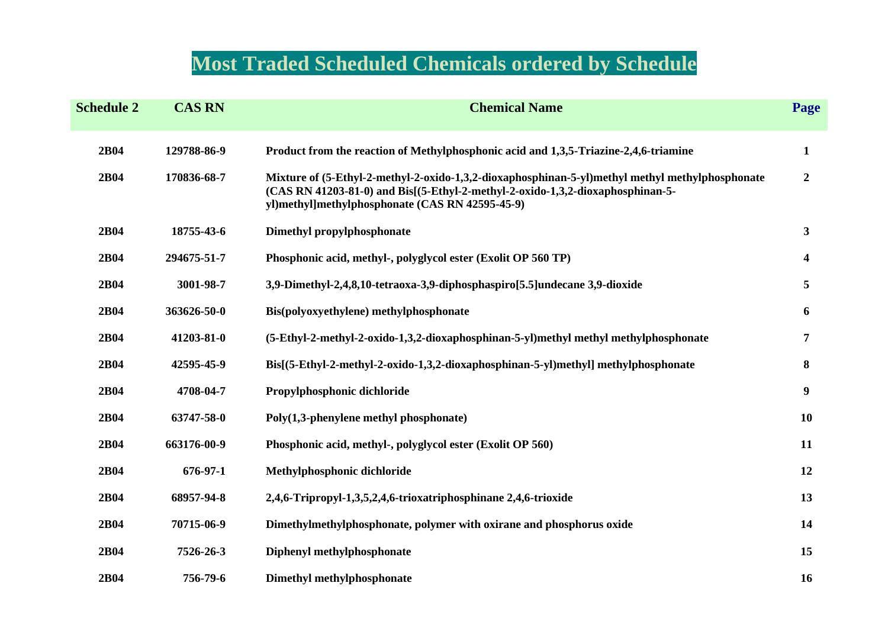# Most Traded Scheduled Chemicals ordered by Schedule

| Schedule 2 | CAS RN | Chemical Name | Page |
|---|---|---|---|
| 2B04 | 129788-86-9 | Product from the reaction of Methylphosphonic acid and 1,3,5-Triazine-2,4,6-triamine | 1 |
| 2B04 | 170836-68-7 | Mixture of (5-Ethyl-2-methyl-2-oxido-1,3,2-dioxaphosphinan-5-yl)methyl methyl methylphosphonate (CAS RN 41203-81-0) and Bis[(5-Ethyl-2-methyl-2-oxido-1,3,2-dioxaphosphinan-5-yl)methyl]methylphosphonate (CAS RN 42595-45-9) | 2 |
| 2B04 | 18755-43-6 | Dimethyl propylphosphonate | 3 |
| 2B04 | 294675-51-7 | Phosphonic acid, methyl-, polyglycol ester (Exolit OP 560 TP) | 4 |
| 2B04 | 3001-98-7 | 3,9-Dimethyl-2,4,8,10-tetraoxa-3,9-diphosphaspiro[5.5]undecane 3,9-dioxide | 5 |
| 2B04 | 363626-50-0 | Bis(polyoxyethylene) methylphosphonate | 6 |
| 2B04 | 41203-81-0 | (5-Ethyl-2-methyl-2-oxido-1,3,2-dioxaphosphinan-5-yl)methyl methyl methylphosphonate | 7 |
| 2B04 | 42595-45-9 | Bis[(5-Ethyl-2-methyl-2-oxido-1,3,2-dioxaphosphinan-5-yl)methyl] methylphosphonate | 8 |
| 2B04 | 4708-04-7 | Propylphosphonic dichloride | 9 |
| 2B04 | 63747-58-0 | Poly(1,3-phenylene methyl phosphonate) | 10 |
| 2B04 | 663176-00-9 | Phosphonic acid, methyl-, polyglycol ester (Exolit OP 560) | 11 |
| 2B04 | 676-97-1 | Methylphosphonic dichloride | 12 |
| 2B04 | 68957-94-8 | 2,4,6-Tripropyl-1,3,5,2,4,6-trioxatriphosphinane 2,4,6-trioxide | 13 |
| 2B04 | 70715-06-9 | Dimethylmethylphosphonate, polymer with oxirane and phosphorus oxide | 14 |
| 2B04 | 7526-26-3 | Diphenyl methylphosphonate | 15 |
| 2B04 | 756-79-6 | Dimethyl methylphosphonate | 16 |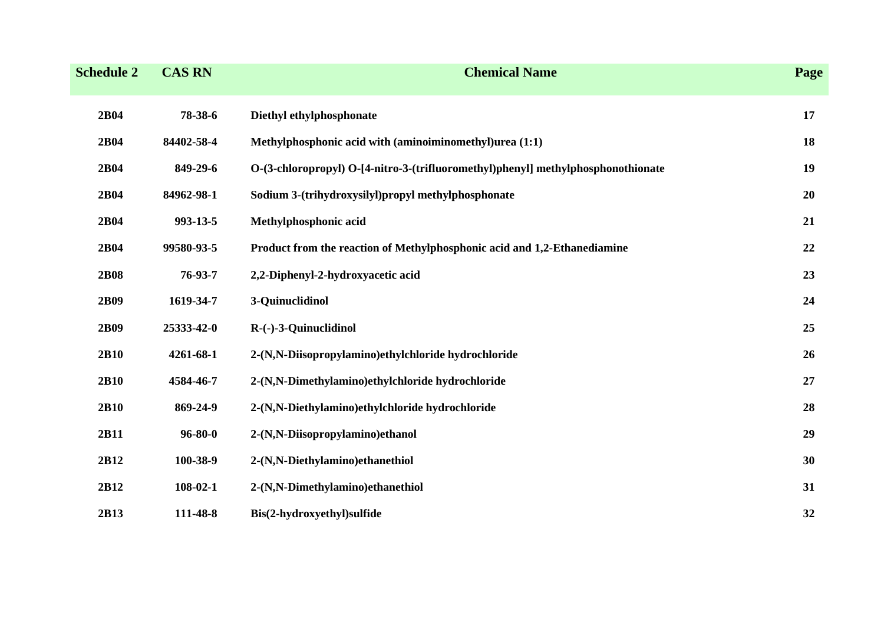| Schedule 2 | CAS RN | Chemical Name | Page |
|---|---|---|---|
| 2B04 | 78-38-6 | Diethyl ethylphosphonate | 17 |
| 2B04 | 84402-58-4 | Methylphosphonic acid with (aminoiminomethyl)urea (1:1) | 18 |
| 2B04 | 849-29-6 | O-(3-chloropropyl) O-[4-nitro-3-(trifluoromethyl)phenyl] methylphosphonothionate | 19 |
| 2B04 | 84962-98-1 | Sodium 3-(trihydroxysilyl)propyl methylphosphonate | 20 |
| 2B04 | 993-13-5 | Methylphosphonic acid | 21 |
| 2B04 | 99580-93-5 | Product from the reaction of Methylphosphonic acid and 1,2-Ethanediamine | 22 |
| 2B08 | 76-93-7 | 2,2-Diphenyl-2-hydroxyacetic acid | 23 |
| 2B09 | 1619-34-7 | 3-Quinuclidinol | 24 |
| 2B09 | 25333-42-0 | R-(-)-3-Quinuclidinol | 25 |
| 2B10 | 4261-68-1 | 2-(N,N-Diisopropylamino)ethylchloride hydrochloride | 26 |
| 2B10 | 4584-46-7 | 2-(N,N-Dimethylamino)ethylchloride hydrochloride | 27 |
| 2B10 | 869-24-9 | 2-(N,N-Diethylamino)ethylchloride hydrochloride | 28 |
| 2B11 | 96-80-0 | 2-(N,N-Diisopropylamino)ethanol | 29 |
| 2B12 | 100-38-9 | 2-(N,N-Diethylamino)ethanethiol | 30 |
| 2B12 | 108-02-1 | 2-(N,N-Dimethylamino)ethanethiol | 31 |
| 2B13 | 111-48-8 | Bis(2-hydroxyethyl)sulfide | 32 |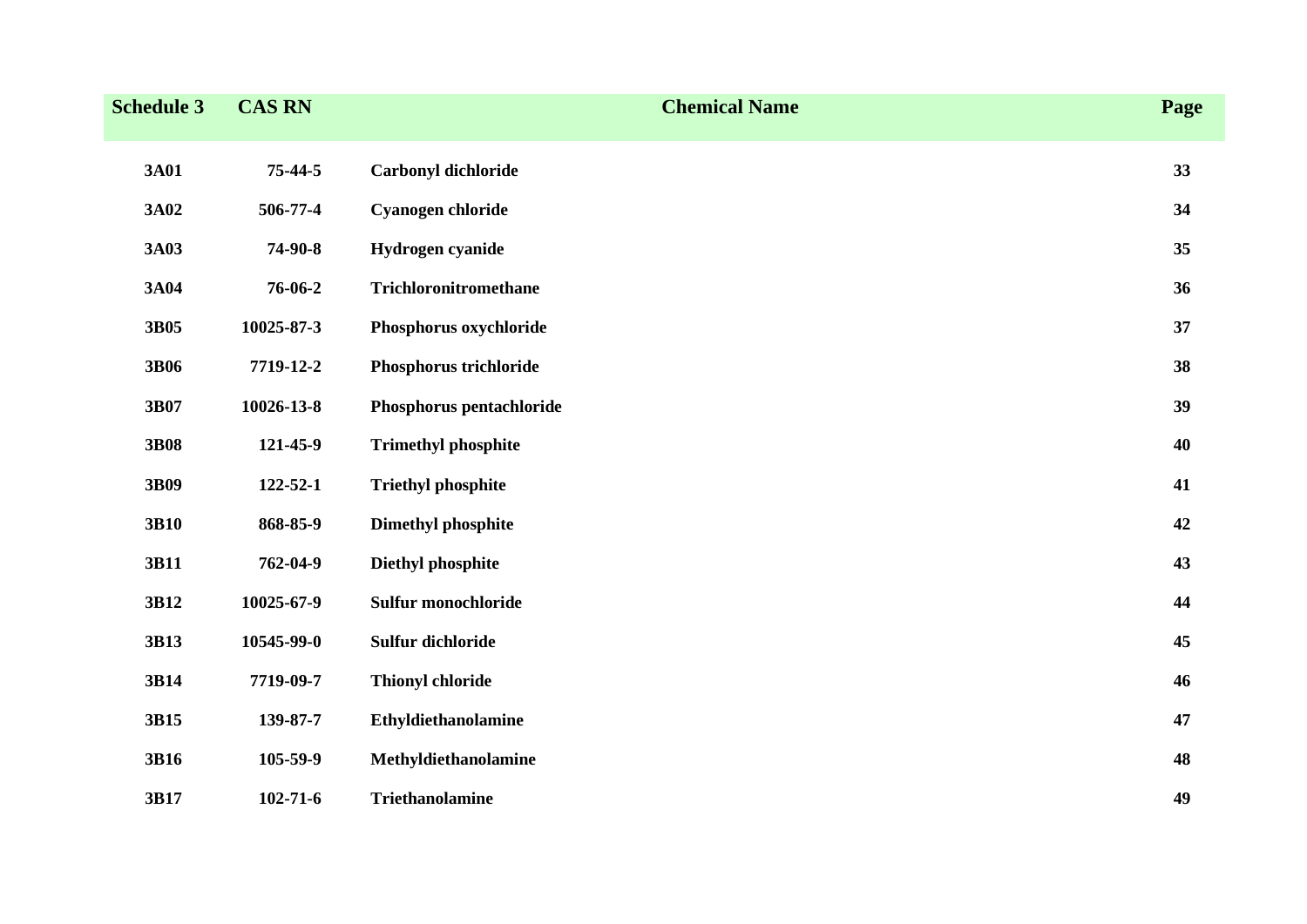| Schedule 3 | CAS RN | Chemical Name | Page |
|---|---|---|---|
| **3A01** | **75-44-5** | **Carbonyl dichloride** | **33** |
| **3A02** | **506-77-4** | **Cyanogen chloride** | **34** |
| **3A03** | **74-90-8** | **Hydrogen cyanide** | **35** |
| **3A04** | **76-06-2** | **Trichloronitromethane** | **36** |
| **3B05** | **10025-87-3** | **Phosphorus oxychloride** | **37** |
| **3B06** | **7719-12-2** | **Phosphorus trichloride** | **38** |
| **3B07** | **10026-13-8** | **Phosphorus pentachloride** | **39** |
| **3B08** | **121-45-9** | **Trimethyl phosphite** | **40** |
| **3B09** | **122-52-1** | **Triethyl phosphite** | **41** |
| **3B10** | **868-85-9** | **Dimethyl phosphite** | **42** |
| **3B11** | **762-04-9** | **Diethyl phosphite** | **43** |
| **3B12** | **10025-67-9** | **Sulfur monochloride** | **44** |
| **3B13** | **10545-99-0** | **Sulfur dichloride** | **45** |
| **3B14** | **7719-09-7** | **Thionyl chloride** | **46** |
| **3B15** | **139-87-7** | **Ethyldiethanolamine** | **47** |
| **3B16** | **105-59-9** | **Methyldiethanolamine** | **48** |
| **3B17** | **102-71-6** | **Triethanolamine** | **49** |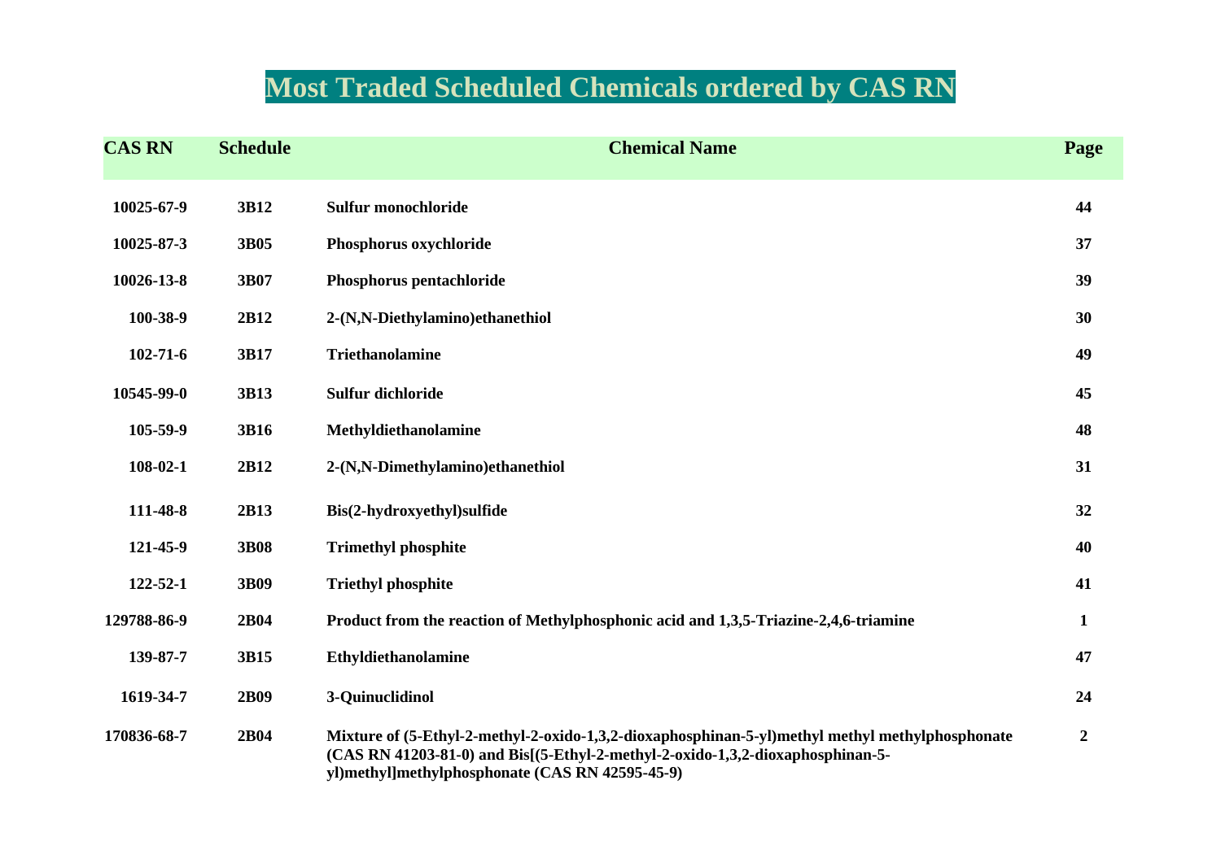# Most Traded Scheduled Chemicals ordered by CAS RN

| CAS RN | Schedule | Chemical Name | Page |
|---|---|---|---|
| 10025-67-9 | 3B12 | Sulfur monochloride | 44 |
| 10025-87-3 | 3B05 | Phosphorus oxychloride | 37 |
| 10026-13-8 | 3B07 | Phosphorus pentachloride | 39 |
| 100-38-9 | 2B12 | 2-(N,N-Diethylamino)ethanethiol | 30 |
| 102-71-6 | 3B17 | Triethanolamine | 49 |
| 10545-99-0 | 3B13 | Sulfur dichloride | 45 |
| 105-59-9 | 3B16 | Methyldiethanolamine | 48 |
| 108-02-1 | 2B12 | 2-(N,N-Dimethylamino)ethanethiol | 31 |
| 111-48-8 | 2B13 | Bis(2-hydroxyethyl)sulfide | 32 |
| 121-45-9 | 3B08 | Trimethyl phosphite | 40 |
| 122-52-1 | 3B09 | Triethyl phosphite | 41 |
| 129788-86-9 | 2B04 | Product from the reaction of Methylphosphonic acid and 1,3,5-Triazine-2,4,6-triamine | 1 |
| 139-87-7 | 3B15 | Ethyldiethanolamine | 47 |
| 1619-34-7 | 2B09 | 3-Quinuclidinol | 24 |
| 170836-68-7 | 2B04 | Mixture of (5-Ethyl-2-methyl-2-oxido-1,3,2-dioxaphosphinan-5-yl)methyl methyl methylphosphonate (CAS RN 41203-81-0) and Bis[(5-Ethyl-2-methyl-2-oxido-1,3,2-dioxaphosphinan-5-yl)methyl]methylphosphonate (CAS RN 42595-45-9) | 2 |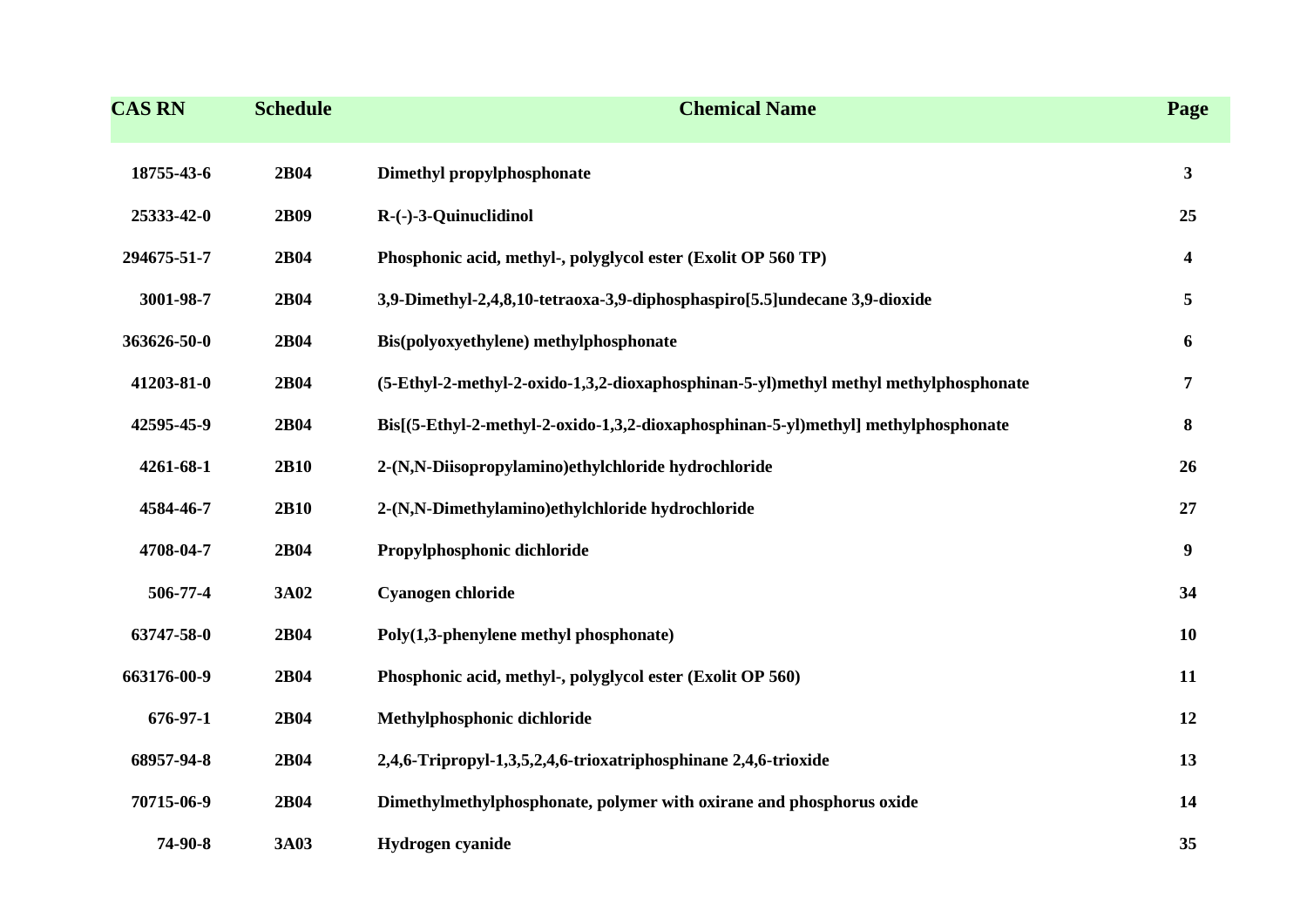| CAS RN | Schedule | Chemical Name | Page |
|---|---|---|---|
| 18755-43-6 | 2B04 | Dimethyl propylphosphonate | 3 |
| 25333-42-0 | 2B09 | R-(-)-3-Quinuclidinol | 25 |
| 294675-51-7 | 2B04 | Phosphonic acid, methyl-, polyglycol ester (Exolit OP 560 TP) | 4 |
| 3001-98-7 | 2B04 | 3,9-Dimethyl-2,4,8,10-tetraoxa-3,9-diphosphaspiro[5.5]undecane 3,9-dioxide | 5 |
| 363626-50-0 | 2B04 | Bis(polyoxyethylene) methylphosphonate | 6 |
| 41203-81-0 | 2B04 | (5-Ethyl-2-methyl-2-oxido-1,3,2-dioxaphosphinan-5-yl)methyl methyl methylphosphonate | 7 |
| 42595-45-9 | 2B04 | Bis[(5-Ethyl-2-methyl-2-oxido-1,3,2-dioxaphosphinan-5-yl)methyl] methylphosphonate | 8 |
| 4261-68-1 | 2B10 | 2-(N,N-Diisopropylamino)ethylchloride hydrochloride | 26 |
| 4584-46-7 | 2B10 | 2-(N,N-Dimethylamino)ethylchloride hydrochloride | 27 |
| 4708-04-7 | 2B04 | Propylphosphonic dichloride | 9 |
| 506-77-4 | 3A02 | Cyanogen chloride | 34 |
| 63747-58-0 | 2B04 | Poly(1,3-phenylene methyl phosphonate) | 10 |
| 663176-00-9 | 2B04 | Phosphonic acid, methyl-, polyglycol ester (Exolit OP 560) | 11 |
| 676-97-1 | 2B04 | Methylphosphonic dichloride | 12 |
| 68957-94-8 | 2B04 | 2,4,6-Tripropyl-1,3,5,2,4,6-trioxatriphosphinane 2,4,6-trioxide | 13 |
| 70715-06-9 | 2B04 | Dimethylmethylphosphonate, polymer with oxirane and phosphorus oxide | 14 |
| 74-90-8 | 3A03 | Hydrogen cyanide | 35 |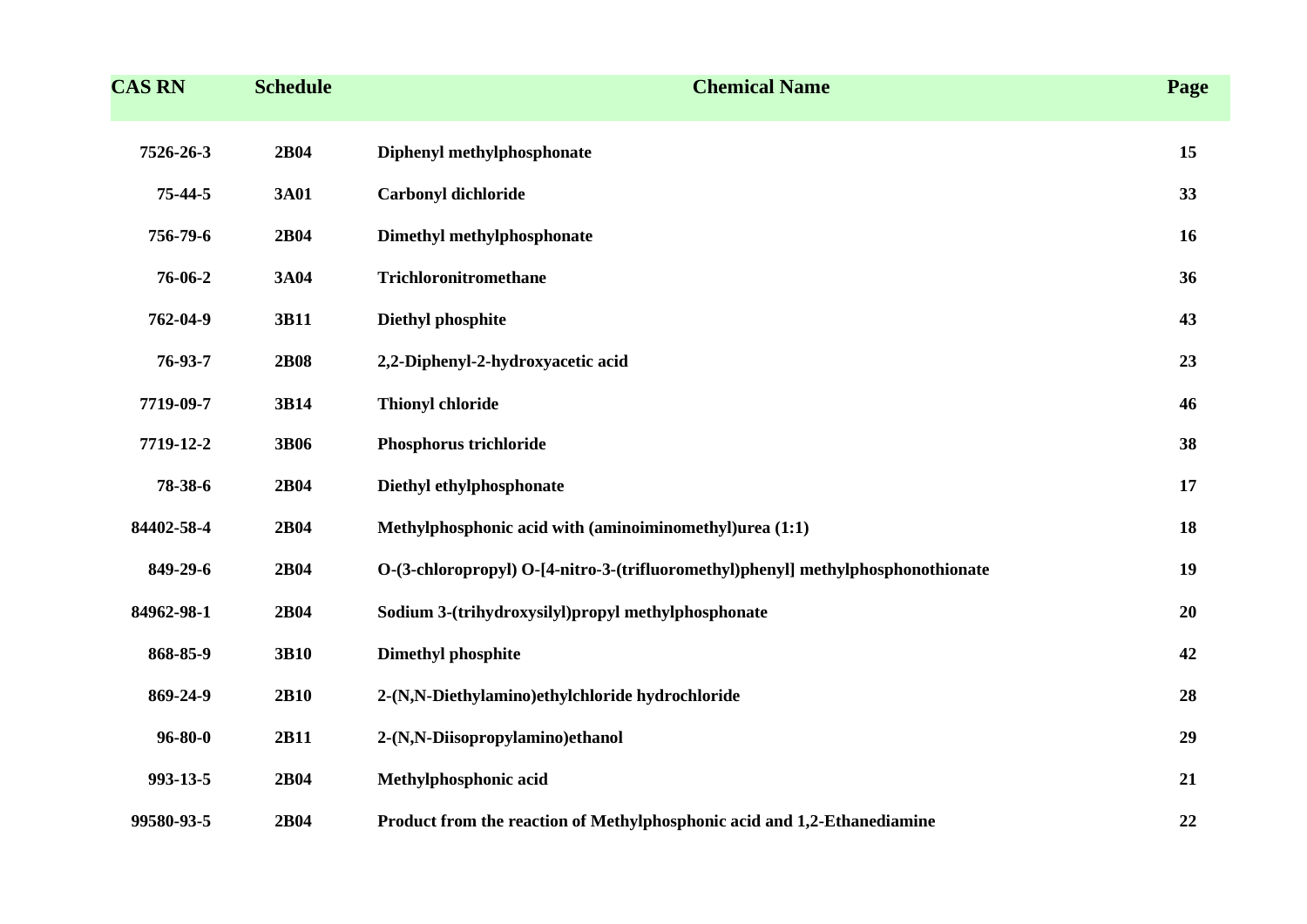| CAS RN | Schedule | Chemical Name | Page |
| --- | --- | --- | --- |
| 7526-26-3 | 2B04 | Diphenyl methylphosphonate | 15 |
| 75-44-5 | 3A01 | Carbonyl dichloride | 33 |
| 756-79-6 | 2B04 | Dimethyl methylphosphonate | 16 |
| 76-06-2 | 3A04 | Trichloronitromethane | 36 |
| 762-04-9 | 3B11 | Diethyl phosphite | 43 |
| 76-93-7 | 2B08 | 2,2-Diphenyl-2-hydroxyacetic acid | 23 |
| 7719-09-7 | 3B14 | Thionyl chloride | 46 |
| 7719-12-2 | 3B06 | Phosphorus trichloride | 38 |
| 78-38-6 | 2B04 | Diethyl ethylphosphonate | 17 |
| 84402-58-4 | 2B04 | Methylphosphonic acid with (aminoiminomethyl)urea (1:1) | 18 |
| 849-29-6 | 2B04 | O-(3-chloropropyl) O-[4-nitro-3-(trifluoromethyl)phenyl] methylphosphonothionate | 19 |
| 84962-98-1 | 2B04 | Sodium 3-(trihydroxysilyl)propyl methylphosphonate | 20 |
| 868-85-9 | 3B10 | Dimethyl phosphite | 42 |
| 869-24-9 | 2B10 | 2-(N,N-Diethylamino)ethylchloride hydrochloride | 28 |
| 96-80-0 | 2B11 | 2-(N,N-Diisopropylamino)ethanol | 29 |
| 993-13-5 | 2B04 | Methylphosphonic acid | 21 |
| 99580-93-5 | 2B04 | Product from the reaction of Methylphosphonic acid and 1,2-Ethanediamine | 22 |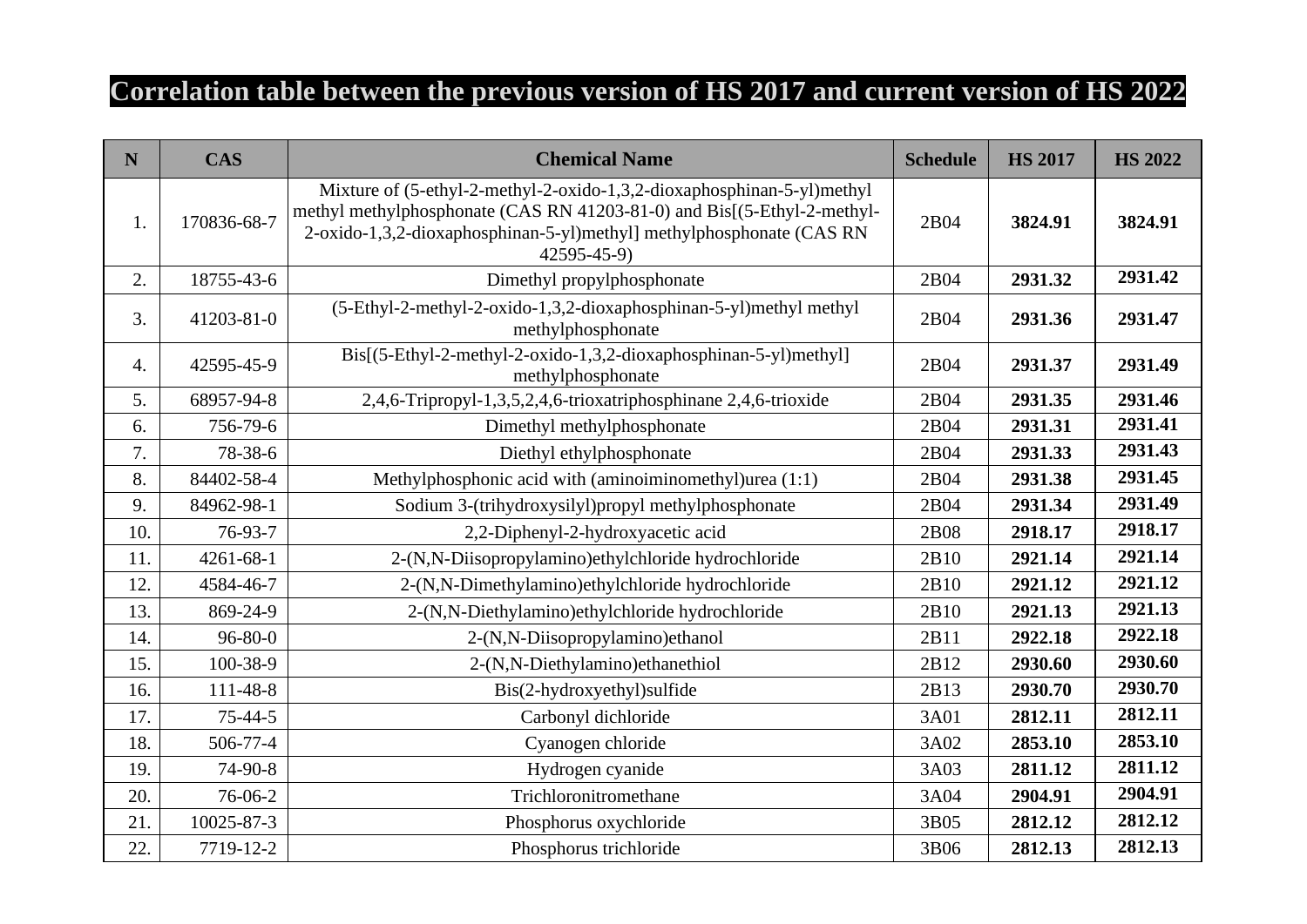# Correlation table between the previous version of HS 2017 and current version of HS 2022

| N | CAS | Chemical Name | Schedule | HS 2017 | HS 2022 |
|---|---|---|---|---|---|
| 1. | 170836-68-7 | Mixture of (5-ethyl-2-methyl-2-oxido-1,3,2-dioxaphosphinan-5-yl)methyl methyl methylphosphonate (CAS RN 41203-81-0) and Bis[(5-Ethyl-2-methyl-2-oxido-1,3,2-dioxaphosphinan-5-yl)methyl] methylphosphonate (CAS RN 42595-45-9) | 2B04 | **3824.91** | **3824.91** |
| 2. | 18755-43-6 | Dimethyl propylphosphonate | 2B04 | **2931.32** | **2931.42** |
| 3. | 41203-81-0 | (5-Ethyl-2-methyl-2-oxido-1,3,2-dioxaphosphinan-5-yl)methyl methyl methylphosphonate | 2B04 | **2931.36** | **2931.47** |
| 4. | 42595-45-9 | Bis[(5-Ethyl-2-methyl-2-oxido-1,3,2-dioxaphosphinan-5-yl)methyl] methylphosphonate | 2B04 | **2931.37** | **2931.49** |
| 5. | 68957-94-8 | 2,4,6-Tripropyl-1,3,5,2,4,6-trioxatriphosphinane 2,4,6-trioxide | 2B04 | **2931.35** | **2931.46** |
| 6. | 756-79-6 | Dimethyl methylphosphonate | 2B04 | **2931.31** | **2931.41** |
| 7. | 78-38-6 | Diethyl ethylphosphonate | 2B04 | **2931.33** | **2931.43** |
| 8. | 84402-58-4 | Methylphosphonic acid with (aminoiminomethyl)urea (1:1) | 2B04 | **2931.38** | **2931.45** |
| 9. | 84962-98-1 | Sodium 3-(trihydroxysilyl)propyl methylphosphonate | 2B04 | **2931.34** | **2931.49** |
| 10. | 76-93-7 | 2,2-Diphenyl-2-hydroxyacetic acid | 2B08 | **2918.17** | **2918.17** |
| 11. | 4261-68-1 | 2-(N,N-Diisopropylamino)ethylchloride hydrochloride | 2B10 | **2921.14** | **2921.14** |
| 12. | 4584-46-7 | 2-(N,N-Dimethylamino)ethylchloride hydrochloride | 2B10 | **2921.12** | **2921.12** |
| 13. | 869-24-9 | 2-(N,N-Diethylamino)ethylchloride hydrochloride | 2B10 | **2921.13** | **2921.13** |
| 14. | 96-80-0 | 2-(N,N-Diisopropylamino)ethanol | 2B11 | **2922.18** | **2922.18** |
| 15. | 100-38-9 | 2-(N,N-Diethylamino)ethanethiol | 2B12 | **2930.60** | **2930.60** |
| 16. | 111-48-8 | Bis(2-hydroxyethyl)sulfide | 2B13 | **2930.70** | **2930.70** |
| 17. | 75-44-5 | Carbonyl dichloride | 3A01 | **2812.11** | **2812.11** |
| 18. | 506-77-4 | Cyanogen chloride | 3A02 | **2853.10** | **2853.10** |
| 19. | 74-90-8 | Hydrogen cyanide | 3A03 | **2811.12** | **2811.12** |
| 20. | 76-06-2 | Trichloronitromethane | 3A04 | **2904.91** | **2904.91** |
| 21. | 10025-87-3 | Phosphorus oxychloride | 3B05 | **2812.12** | **2812.12** |
| 22. | 7719-12-2 | Phosphorus trichloride | 3B06 | **2812.13** | **2812.13** |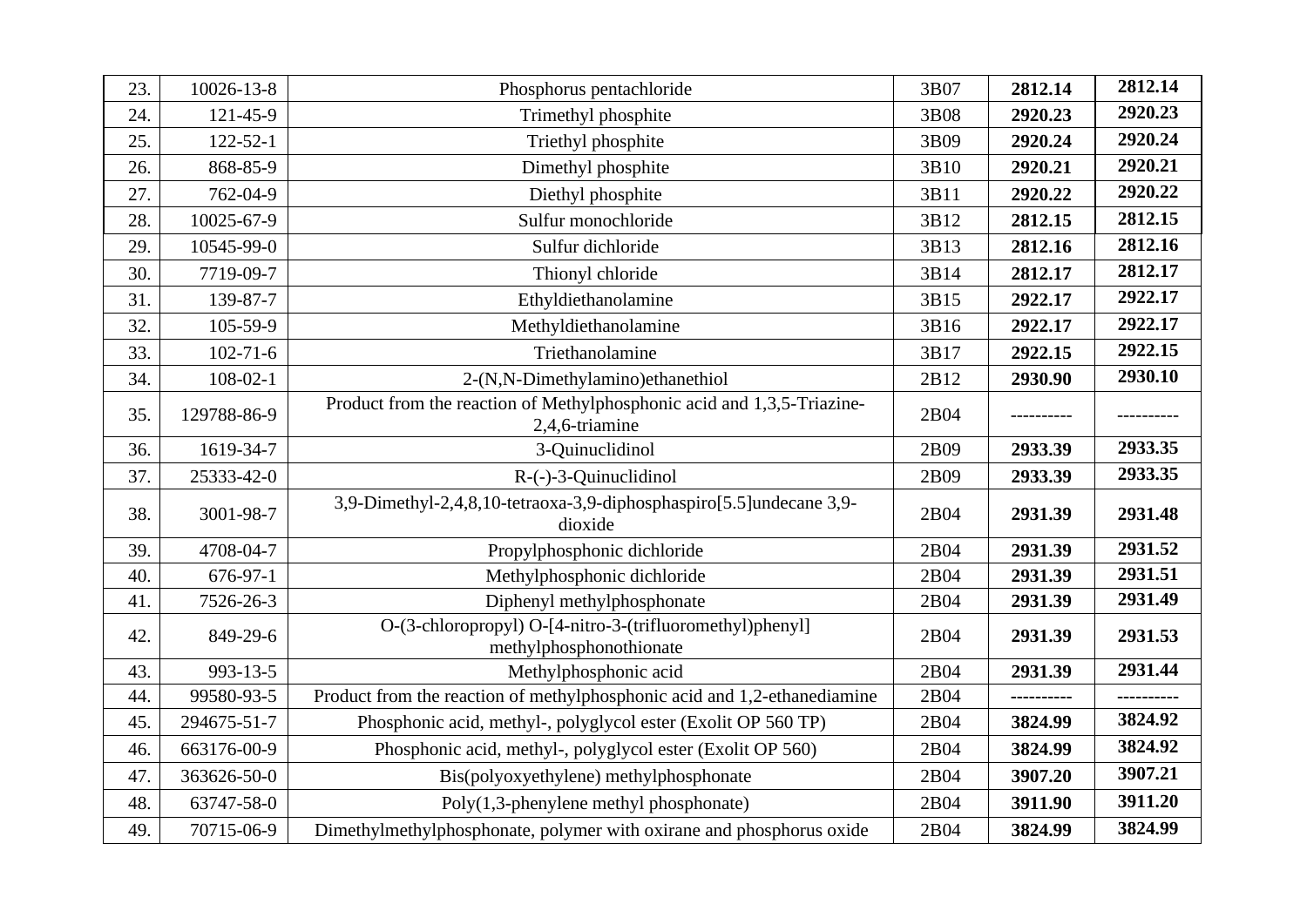| | | | | | |
|---|---|---|---|---|---|
| 23. | 10026-13-8 | Phosphorus pentachloride | 3B07 | **2812.14** | **2812.14** |
| 24. | 121-45-9 | Trimethyl phosphite | 3B08 | **2920.23** | **2920.23** |
| 25. | 122-52-1 | Triethyl phosphite | 3B09 | **2920.24** | **2920.24** |
| 26. | 868-85-9 | Dimethyl phosphite | 3B10 | **2920.21** | **2920.21** |
| 27. | 762-04-9 | Diethyl phosphite | 3B11 | **2920.22** | **2920.22** |
| 28. | 10025-67-9 | Sulfur monochloride | 3B12 | **2812.15** | **2812.15** |
| 29. | 10545-99-0 | Sulfur dichloride | 3B13 | **2812.16** | **2812.16** |
| 30. | 7719-09-7 | Thionyl chloride | 3B14 | **2812.17** | **2812.17** |
| 31. | 139-87-7 | Ethyldiethanolamine | 3B15 | **2922.17** | **2922.17** |
| 32. | 105-59-9 | Methyldiethanolamine | 3B16 | **2922.17** | **2922.17** |
| 33. | 102-71-6 | Triethanolamine | 3B17 | **2922.15** | **2922.15** |
| 34. | 108-02-1 | 2-(N,N-Dimethylamino)ethanethiol | 2B12 | **2930.90** | **2930.10** |
| 35. | 129788-86-9 | Product from the reaction of Methylphosphonic acid and 1,3,5-Triazine-2,4,6-triamine | 2B04 | ---------- | ---------- |
| 36. | 1619-34-7 | 3-Quinuclidinol | 2B09 | **2933.39** | **2933.35** |
| 37. | 25333-42-0 | R-(-)-3-Quinuclidinol | 2B09 | **2933.39** | **2933.35** |
| 38. | 3001-98-7 | 3,9-Dimethyl-2,4,8,10-tetraoxa-3,9-diphosphaspiro[5.5]undecane 3,9-dioxide | 2B04 | **2931.39** | **2931.48** |
| 39. | 4708-04-7 | Propylphosphonic dichloride | 2B04 | **2931.39** | **2931.52** |
| 40. | 676-97-1 | Methylphosphonic dichloride | 2B04 | **2931.39** | **2931.51** |
| 41. | 7526-26-3 | Diphenyl methylphosphonate | 2B04 | **2931.39** | **2931.49** |
| 42. | 849-29-6 | O-(3-chloropropyl) O-[4-nitro-3-(trifluoromethyl)phenyl] methylphosphonothionate | 2B04 | **2931.39** | **2931.53** |
| 43. | 993-13-5 | Methylphosphonic acid | 2B04 | **2931.39** | **2931.44** |
| 44. | 99580-93-5 | Product from the reaction of methylphosphonic acid and 1,2-ethanediamine | 2B04 | ---------- | ---------- |
| 45. | 294675-51-7 | Phosphonic acid, methyl-, polyglycol ester (Exolit OP 560 TP) | 2B04 | **3824.99** | **3824.92** |
| 46. | 663176-00-9 | Phosphonic acid, methyl-, polyglycol ester (Exolit OP 560) | 2B04 | **3824.99** | **3824.92** |
| 47. | 363626-50-0 | Bis(polyoxyethylene) methylphosphonate | 2B04 | **3907.20** | **3907.21** |
| 48. | 63747-58-0 | Poly(1,3-phenylene methyl phosphonate) | 2B04 | **3911.90** | **3911.20** |
| 49. | 70715-06-9 | Dimethylmethylphosphonate, polymer with oxirane and phosphorus oxide | 2B04 | **3824.99** | **3824.99** |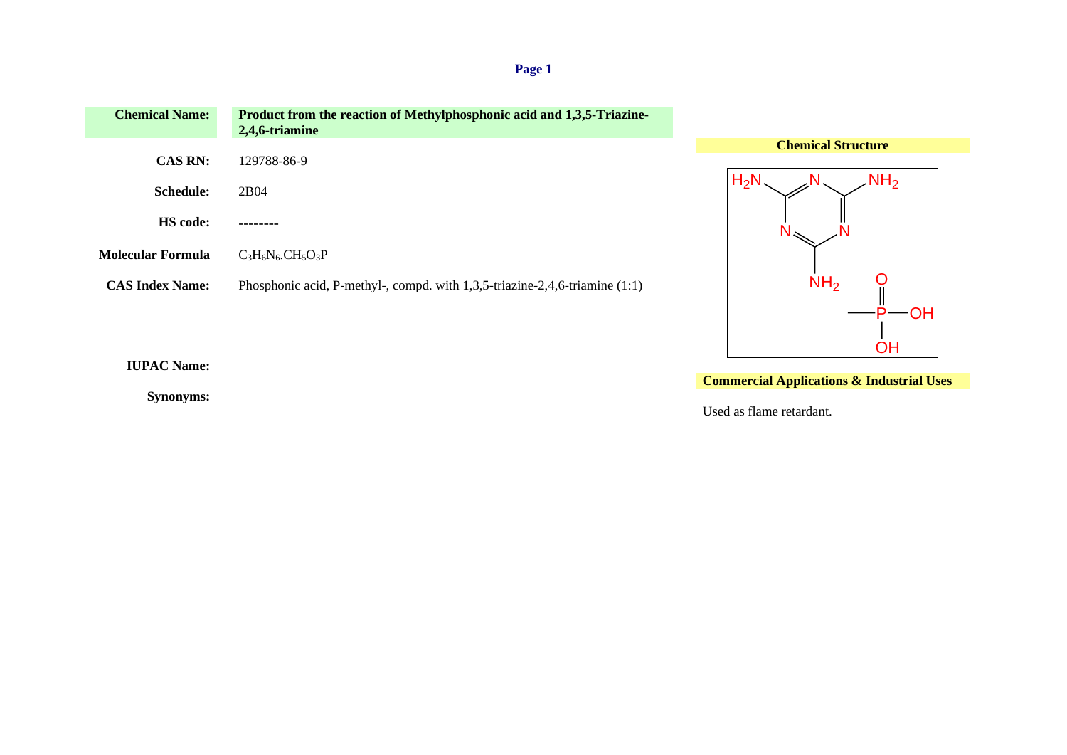**Chemical Name:** Product from the reaction of Methylphosphonic acid and 1,3,5-Triazine-2,4,6-triamine

**CAS RN:** 129788-86-9

**Schedule:** 2B04

**HS code:** --------

**Molecular Formula** $C_3H_6N_6.CH_5O_3P$

**CAS Index Name:** Phosphonic acid, P-methyl-, compd. with 1,3,5-triazine-2,4,6-triamine (1:1)

**IUPAC Name:**

**Synonyms:**

**Chemical Structure**

**Commercial Applications & Industrial Uses**

Used as flame retardant.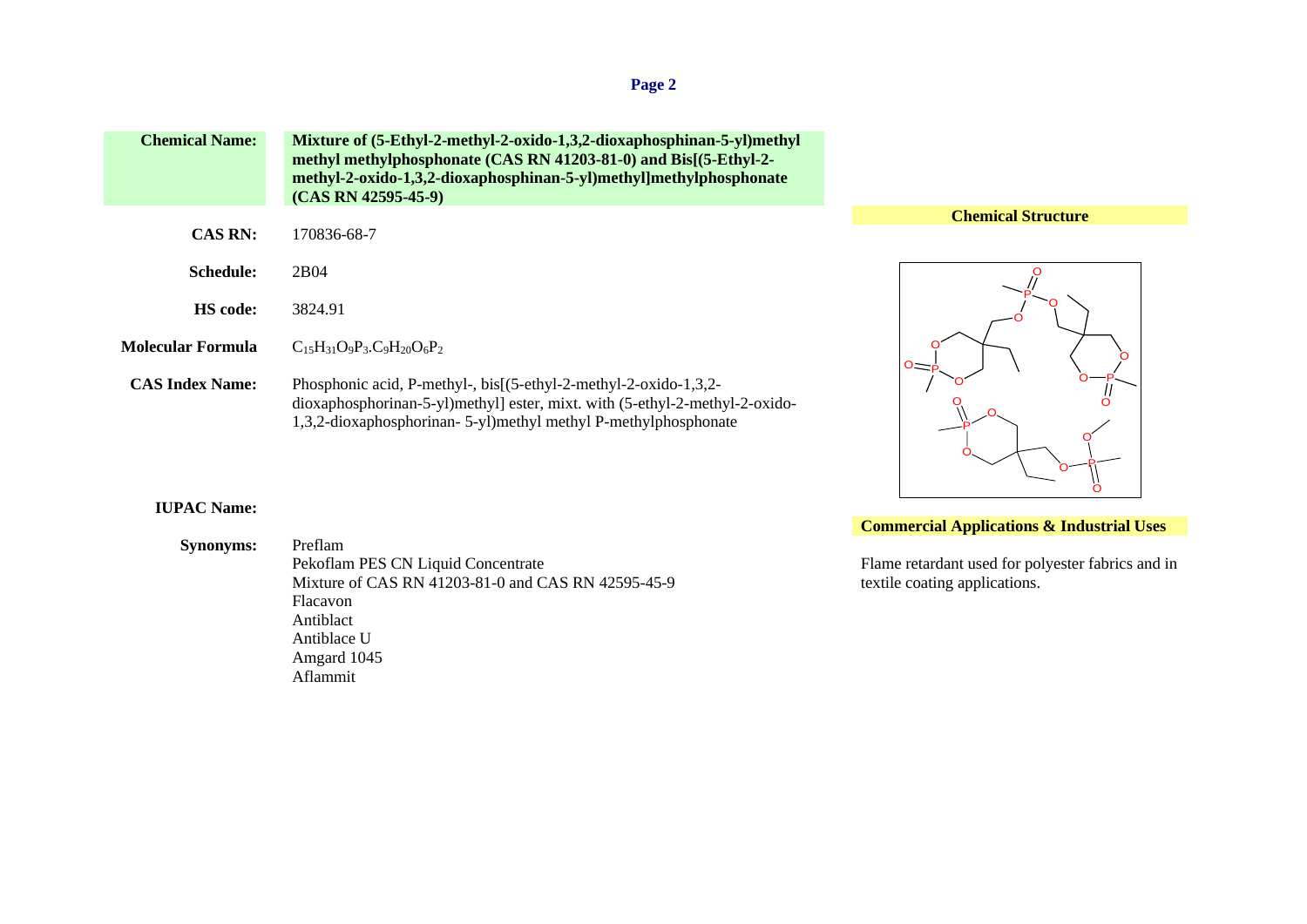**Chemical Name:** Mixture of (5-Ethyl-2-methyl-2-oxido-1,3,2-dioxaphosphinan-5-yl)methyl methyl methylphosphonate (CAS RN 41203-81-0) and Bis[(5-Ethyl-2-methyl-2-oxido-1,3,2-dioxaphosphinan-5-yl)methyl]methylphosphonate (CAS RN 42595-45-9)

**CAS RN:** 170836-68-7

**Schedule:** 2B04

**HS code:** 3824.91

**Molecular Formula** $C_{15}H_{31}O_9P_3.C_9H_{20}O_6P_2$

**CAS Index Name:** Phosphonic acid, P-methyl-, bis[(5-ethyl-2-methyl-2-oxido-1,3,2-dioxaphosphorinan-5-yl)methyl] ester, mixt. with (5-ethyl-2-methyl-2-oxido-1,3,2-dioxaphosphorinan- 5-yl)methyl methyl P-methylphosphonate

**IUPAC Name:**

**Synonyms:**
Preflam
Pekoflam PES CN Liquid Concentrate
Mixture of CAS RN 41203-81-0 and CAS RN 42595-45-9
Flacavon
Antiblact
Antiblace U
Amgard 1045
Aflammit

**Chemical Structure**

**Commercial Applications & Industrial Uses**

Flame retardant used for polyester fabrics and in textile coating applications.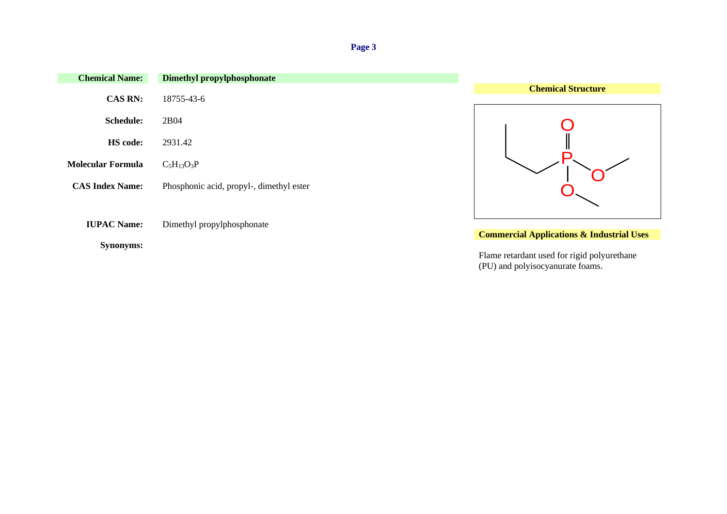| | |
|---|---|
| **Chemical Name:** | **Dimethyl propylphosphonate** |
| **CAS RN:** | 18755-43-6 |
| **Schedule:** | 2B04 |
| **HS code:** | 2931.42 |
| **Molecular Formula** | $C_5H_{13}O_3P$ |
| **CAS Index Name:** | Phosphonic acid, propyl-, dimethyl ester |
| **IUPAC Name:** | Dimethyl propylphosphonate |
| **Synonyms:** | |

**Chemical Structure**

**Commercial Applications & Industrial Uses**

Flame retardant used for rigid polyurethane (PU) and polyisocyanurate foams.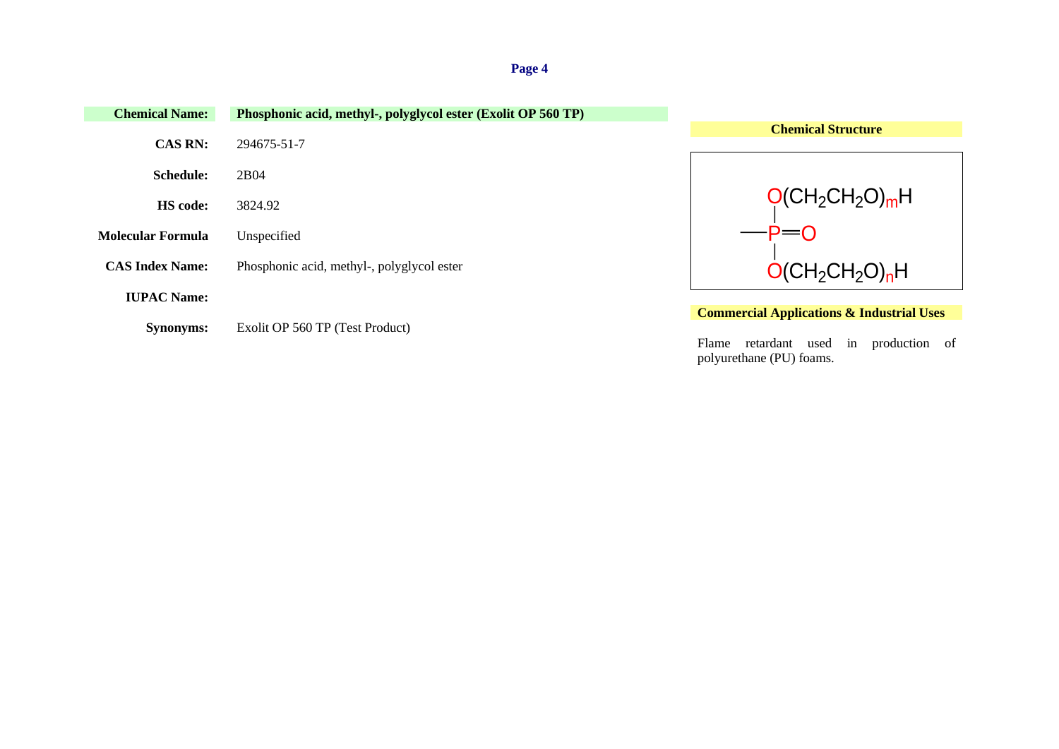| | |
|---|---|
| **Chemical Name:** | **Phosphonic acid, methyl-, polyglycol ester (Exolit OP 560 TP)** |
| **CAS RN:** | 294675-51-7 |
| **Schedule:** | 2B04 |
| **HS code:** | 3824.92 |
| **Molecular Formula** | Unspecified |
| **CAS Index Name:** | Phosphonic acid, methyl-, polyglycol ester |
| **IUPAC Name:** | |
| **Synonyms:** | Exolit OP 560 TP (Test Product) |

**Chemical Structure**

$$\mathrm{CH_3{-}P({=}O)[O(CH_2CH_2O)_mH][O(CH_2CH_2O)_nH]}$$

**Commercial Applications & Industrial Uses**

Flame retardant used in production of polyurethane (PU) foams.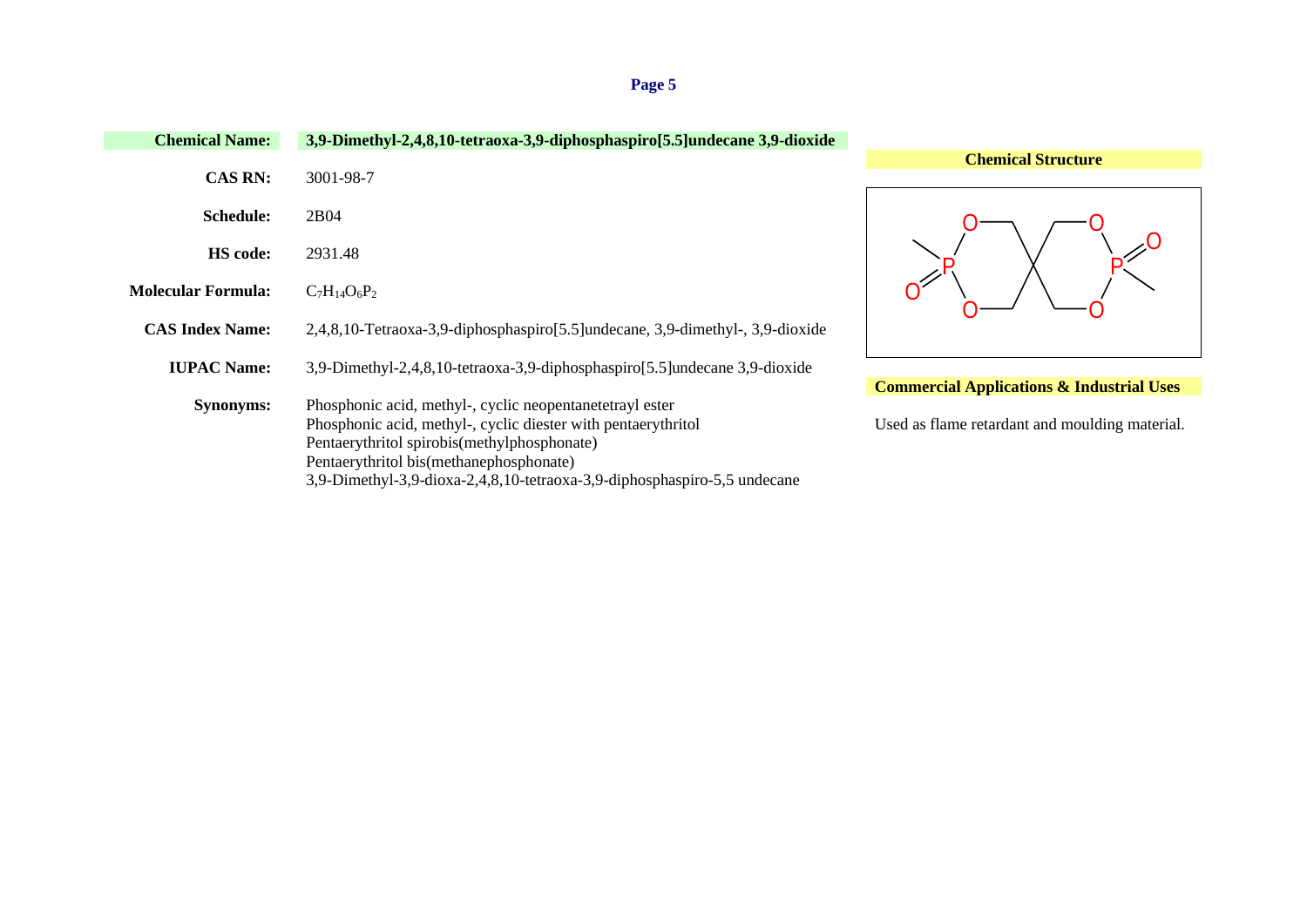**Chemical Name:** **3,9-Dimethyl-2,4,8,10-tetraoxa-3,9-diphosphaspiro[5.5]undecane 3,9-dioxide**

**CAS RN:** 3001-98-7

**Schedule:** 2B04

**HS code:** 2931.48

**Molecular Formula:** $C_7H_{14}O_6P_2$

**CAS Index Name:** 2,4,8,10-Tetraoxa-3,9-diphosphaspiro[5.5]undecane, 3,9-dimethyl-, 3,9-dioxide

**IUPAC Name:** 3,9-Dimethyl-2,4,8,10-tetraoxa-3,9-diphosphaspiro[5.5]undecane 3,9-dioxide

**Synonyms:**
Phosphonic acid, methyl-, cyclic neopentanetetrayl ester
Phosphonic acid, methyl-, cyclic diester with pentaerythritol
Pentaerythritol spirobis(methylphosphonate)
Pentaerythritol bis(methanephosphonate)
3,9-Dimethyl-3,9-dioxa-2,4,8,10-tetraoxa-3,9-diphosphaspiro-5,5 undecane

**Chemical Structure**

**Commercial Applications & Industrial Uses**

Used as flame retardant and moulding material.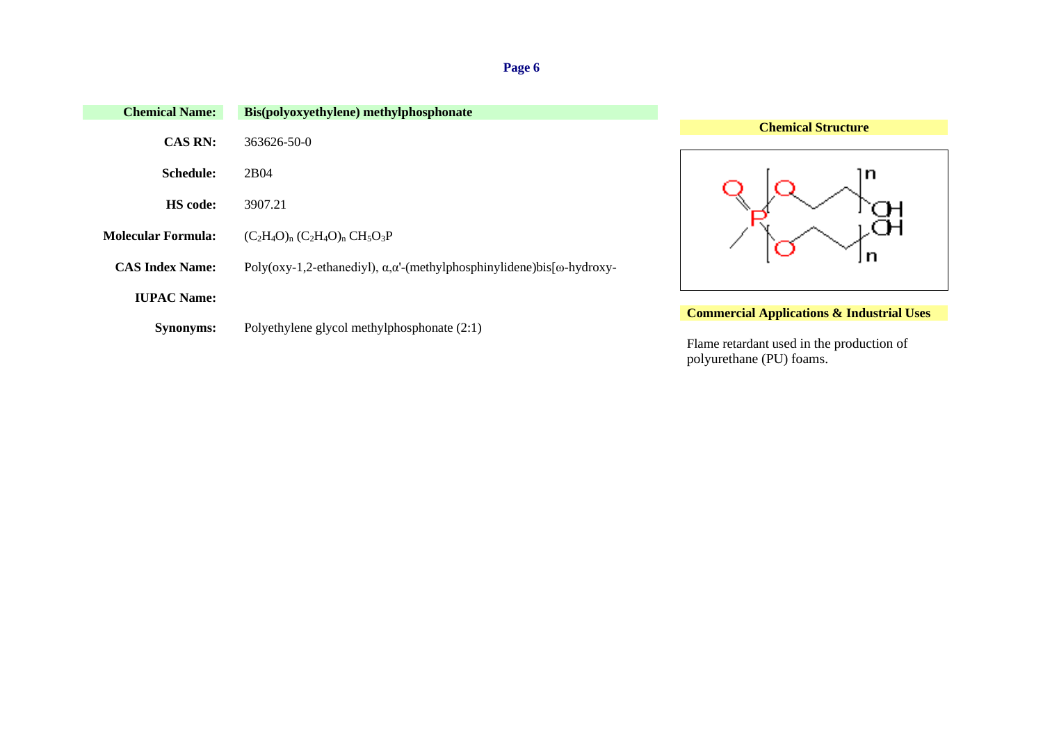**Chemical Name:** **Bis(polyoxyethylene) methylphosphonate**

**CAS RN:** 363626-50-0

**Schedule:** 2B04

**HS code:** 3907.21

**Molecular Formula:** $(C_2H_4O)_n$ $(C_2H_4O)_n$ $CH_5O_3P$

**CAS Index Name:** Poly(oxy-1,2-ethanediyl), α,α'-(methylphosphinylidene)bis[ω-hydroxy-

**IUPAC Name:**

**Synonyms:** Polyethylene glycol methylphosphonate (2:1)

**Chemical Structure**

**Commercial Applications & Industrial Uses**

Flame retardant used in the production of polyurethane (PU) foams.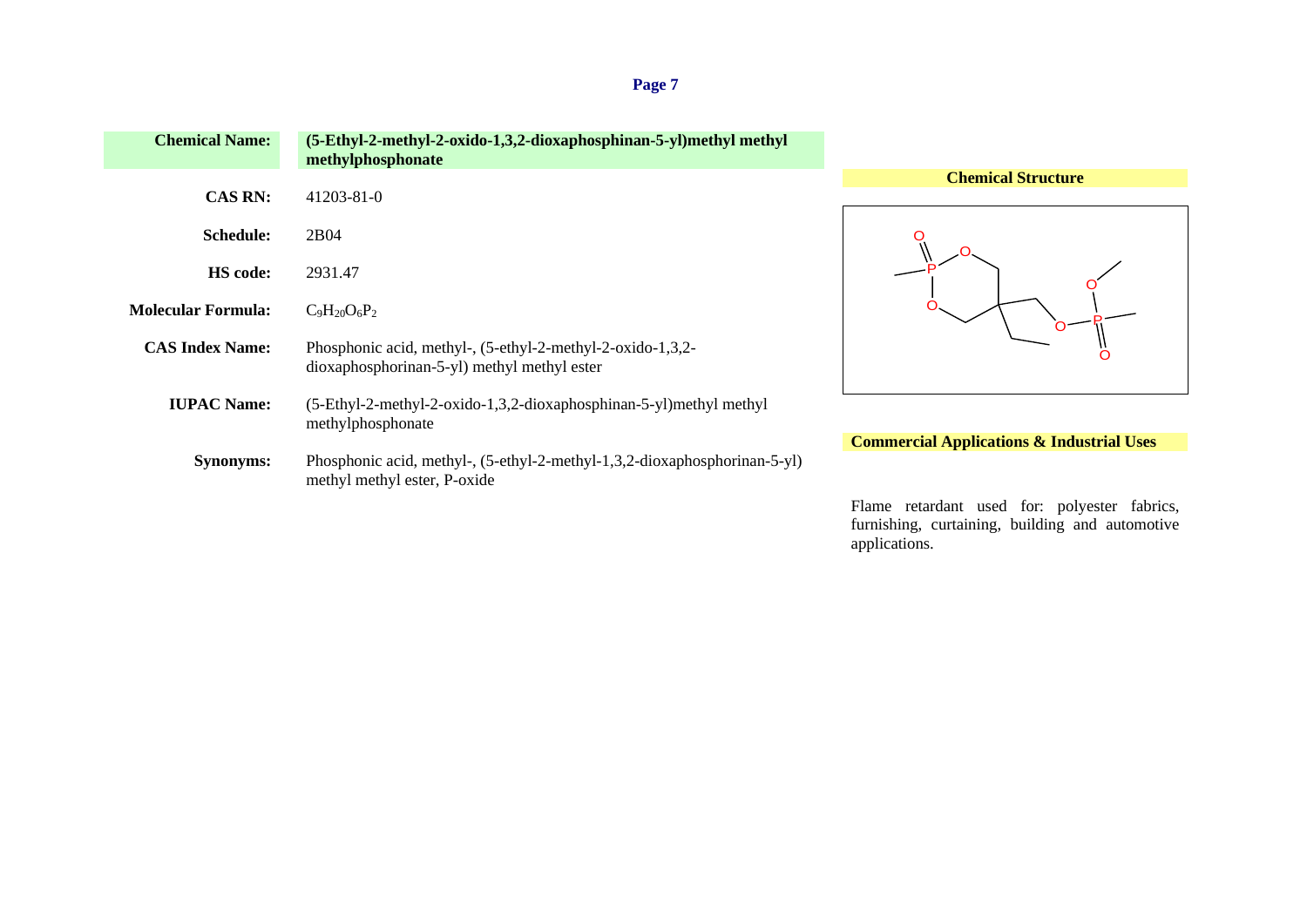| | |
|---|---|
| **Chemical Name:** | **(5-Ethyl-2-methyl-2-oxido-1,3,2-dioxaphosphinan-5-yl)methyl methyl methylphosphonate** |
| **CAS RN:** | 41203-81-0 |
| **Schedule:** | 2B04 |
| **HS code:** | 2931.47 |
| **Molecular Formula:** | $C_9H_{20}O_6P_2$ |
| **CAS Index Name:** | Phosphonic acid, methyl-, (5-ethyl-2-methyl-2-oxido-1,3,2-dioxaphosphorinan-5-yl) methyl methyl ester |
| **IUPAC Name:** | (5-Ethyl-2-methyl-2-oxido-1,3,2-dioxaphosphinan-5-yl)methyl methyl methylphosphonate |
| **Synonyms:** | Phosphonic acid, methyl-, (5-ethyl-2-methyl-1,3,2-dioxaphosphorinan-5-yl) methyl methyl ester, P-oxide |

**Chemical Structure**

**Commercial Applications & Industrial Uses**

Flame retardant used for: polyester fabrics, furnishing, curtaining, building and automotive applications.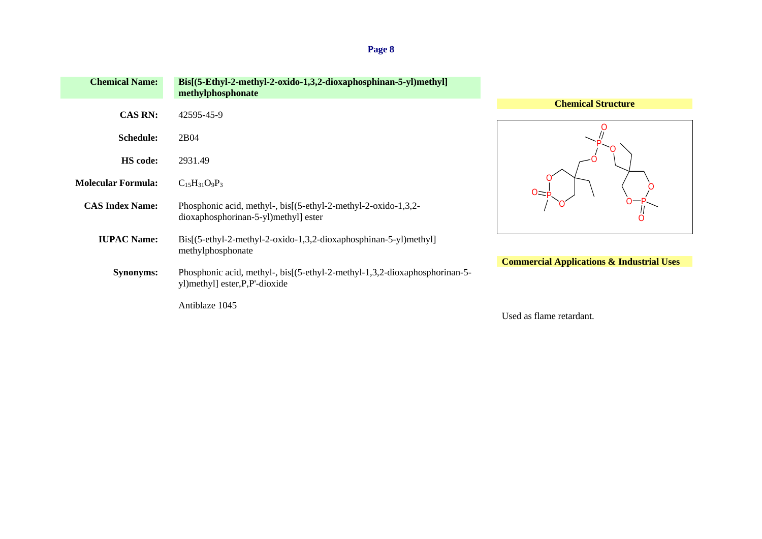| | |
|---|---|
| **Chemical Name:** | **Bis[(5-Ethyl-2-methyl-2-oxido-1,3,2-dioxaphosphinan-5-yl)methyl] methylphosphonate** |
| **CAS RN:** | 42595-45-9 |
| **Schedule:** | 2B04 |
| **HS code:** | 2931.49 |
| **Molecular Formula:** | $C_{15}H_{31}O_9P_3$ |
| **CAS Index Name:** | Phosphonic acid, methyl-, bis[(5-ethyl-2-methyl-2-oxido-1,3,2-dioxaphosphorinan-5-yl)methyl] ester |
| **IUPAC Name:** | Bis[(5-ethyl-2-methyl-2-oxido-1,3,2-dioxaphosphinan-5-yl)methyl] methylphosphonate |
| **Synonyms:** | Phosphonic acid, methyl-, bis[(5-ethyl-2-methyl-1,3,2-dioxaphosphorinan-5-yl)methyl] ester,P,P'-dioxide |
| | Antiblaze 1045 |

**Chemical Structure**

**Commercial Applications & Industrial Uses**

Used as flame retardant.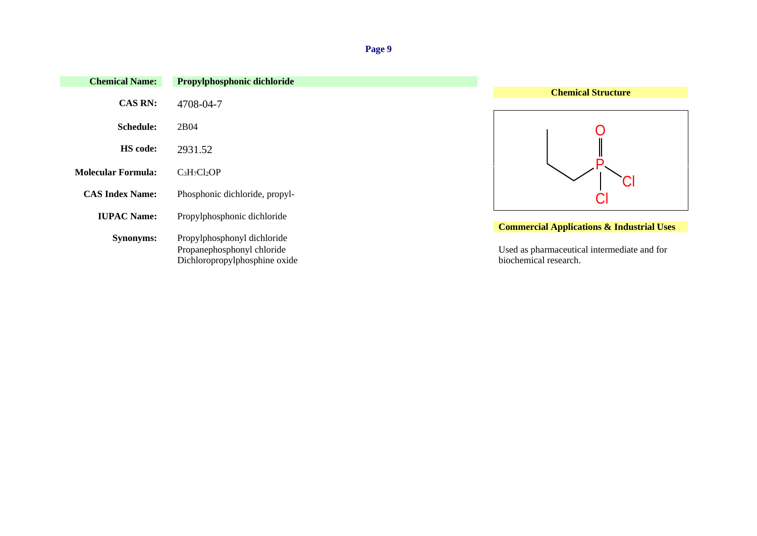**Chemical Name:** **Propylphosphonic dichloride**

**CAS RN:** 4708-04-7

**Schedule:** 2B04

**HS code:** 2931.52

**Molecular Formula:** $C_3H_7Cl_2OP$

**CAS Index Name:** Phosphonic dichloride, propyl-

**IUPAC Name:** Propylphosphonic dichloride

**Synonyms:** Propylphosphonyl dichloride
Propanephosphonyl chloride
Dichloropropylphosphine oxide

**Chemical Structure**

**Commercial Applications & Industrial Uses**

Used as pharmaceutical intermediate and for biochemical research.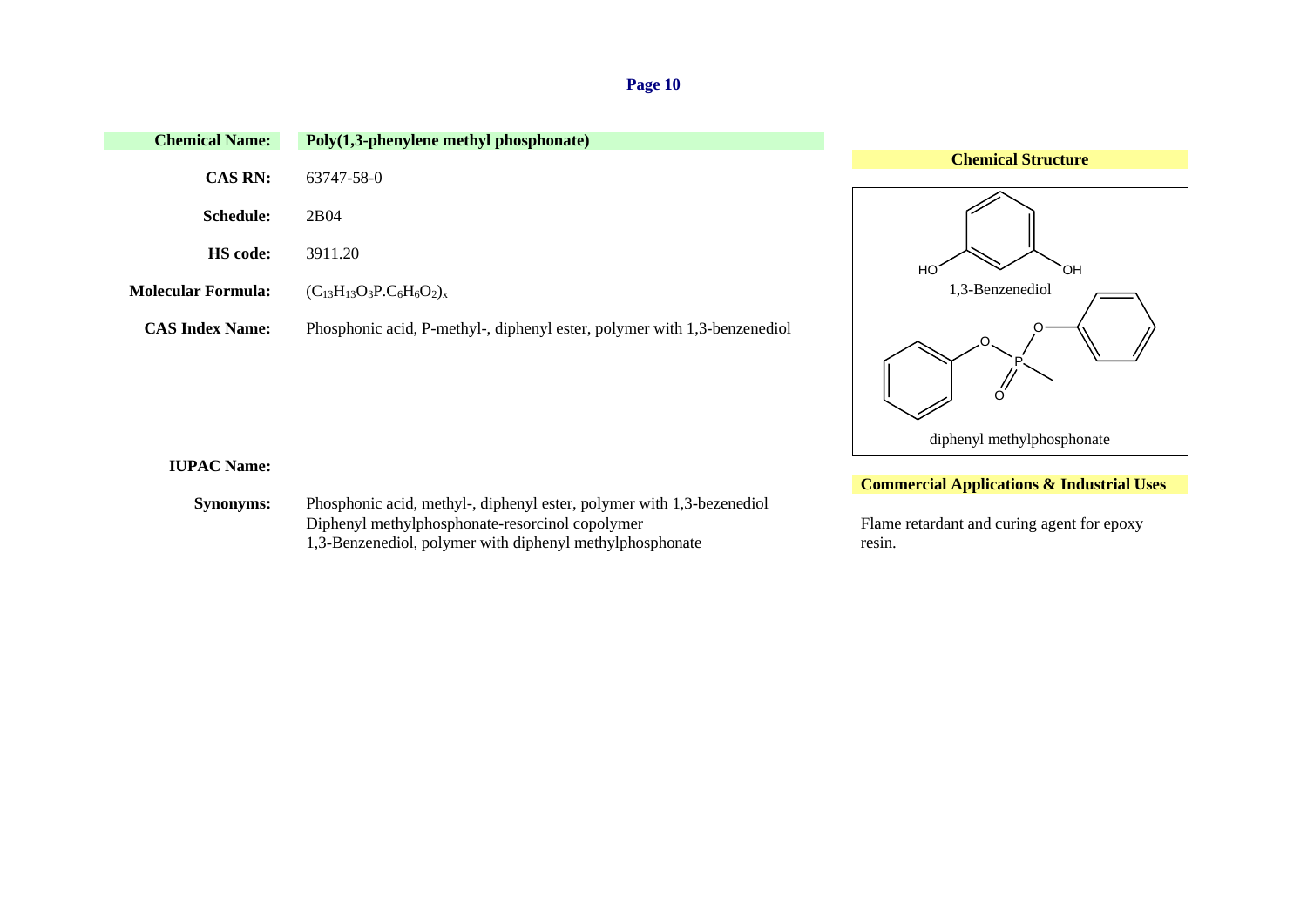**Chemical Name:** **Poly(1,3-phenylene methyl phosphonate)**

**CAS RN:** 63747-58-0

**Schedule:** 2B04

**HS code:** 3911.20

**Molecular Formula:** $(C_{13}H_{13}O_3P.C_6H_6O_2)_x$

**CAS Index Name:** Phosphonic acid, P-methyl-, diphenyl ester, polymer with 1,3-benzenediol

**IUPAC Name:**

**Synonyms:** Phosphonic acid, methyl-, diphenyl ester, polymer with 1,3-bezenediol
Diphenyl methylphosphonate-resorcinol copolymer
1,3-Benzenediol, polymer with diphenyl methylphosphonate

**Chemical Structure**

1,3-Benzenediol

diphenyl methylphosphonate

**Commercial Applications & Industrial Uses**

Flame retardant and curing agent for epoxy resin.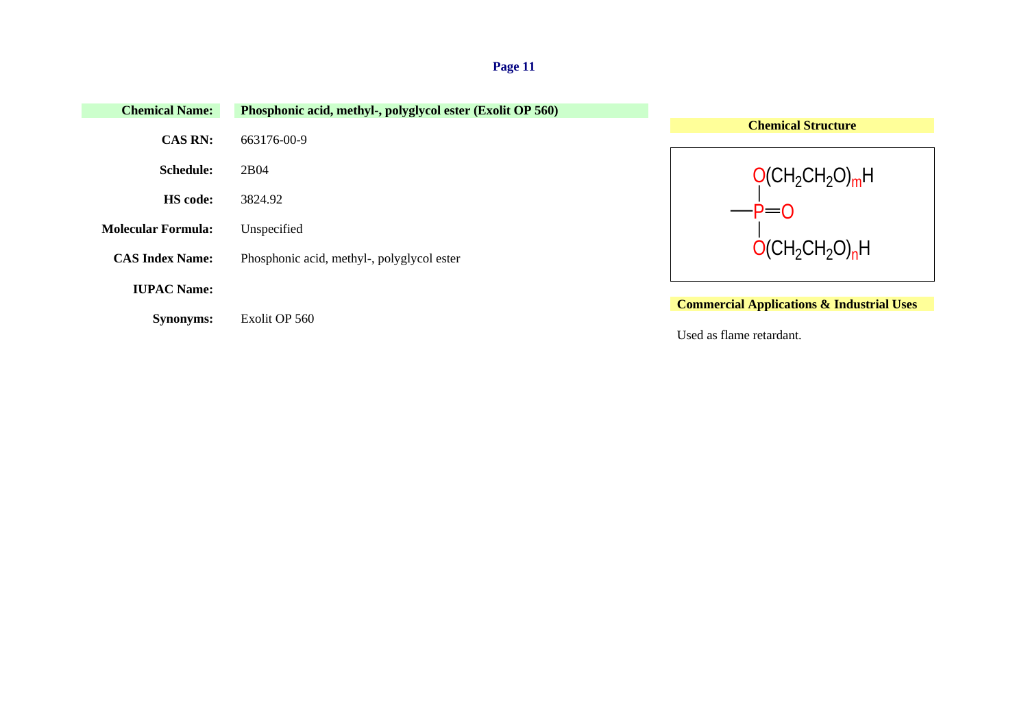| | |
|---|---|
| **Chemical Name:** | **Phosphonic acid, methyl-, polyglycol ester (Exolit OP 560)** |
| **CAS RN:** | 663176-00-9 |
| **Schedule:** | 2B04 |
| **HS code:** | 3824.92 |
| **Molecular Formula:** | Unspecified |
| **CAS Index Name:** | Phosphonic acid, methyl-, polyglycol ester |
| **IUPAC Name:** | |
| **Synonyms:** | Exolit OP 560 |

**Chemical Structure**

$$CH_3-P(=O)[O(CH_2CH_2O)_mH][O(CH_2CH_2O)_nH]$$

**Commercial Applications & Industrial Uses**

Used as flame retardant.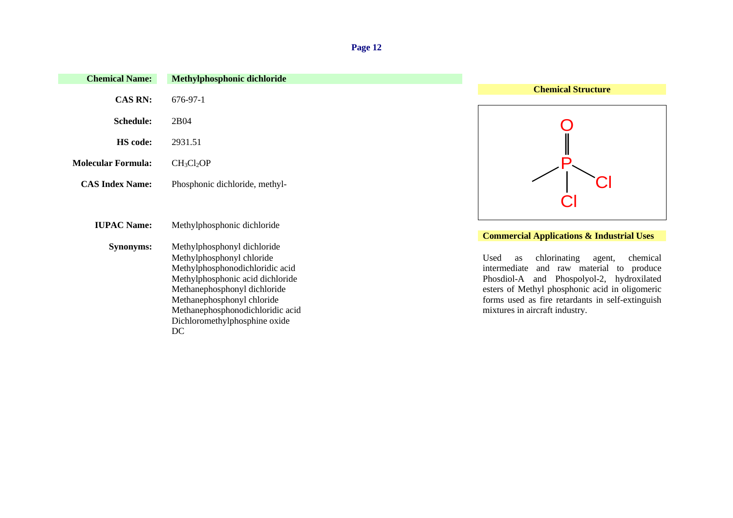| | |
|---|---|
| **Chemical Name:** | **Methylphosphonic dichloride** |
| **CAS RN:** | 676-97-1 |
| **Schedule:** | 2B04 |
| **HS code:** | 2931.51 |
| **Molecular Formula:** | $CH_3Cl_2OP$ |
| **CAS Index Name:** | Phosphonic dichloride, methyl- |
| **IUPAC Name:** | Methylphosphonic dichloride |
| **Synonyms:** | Methylphosphonyl dichloride<br>Methylphosphonyl chloride<br>Methylphosphonodichloridic acid<br>Methylphosphonic acid dichloride<br>Methanephosphonyl dichloride<br>Methanephosphonyl chloride<br>Methanephosphonodichloridic acid<br>Dichloromethylphosphine oxide<br>DC |

**Chemical Structure**

**Commercial Applications & Industrial Uses**

Used as chlorinating agent, chemical intermediate and raw material to produce Phosdiol-A and Phospolyol-2, hydroxilated esters of Methyl phosphonic acid in oligomeric forms used as fire retardants in self-extinguish mixtures in aircraft industry.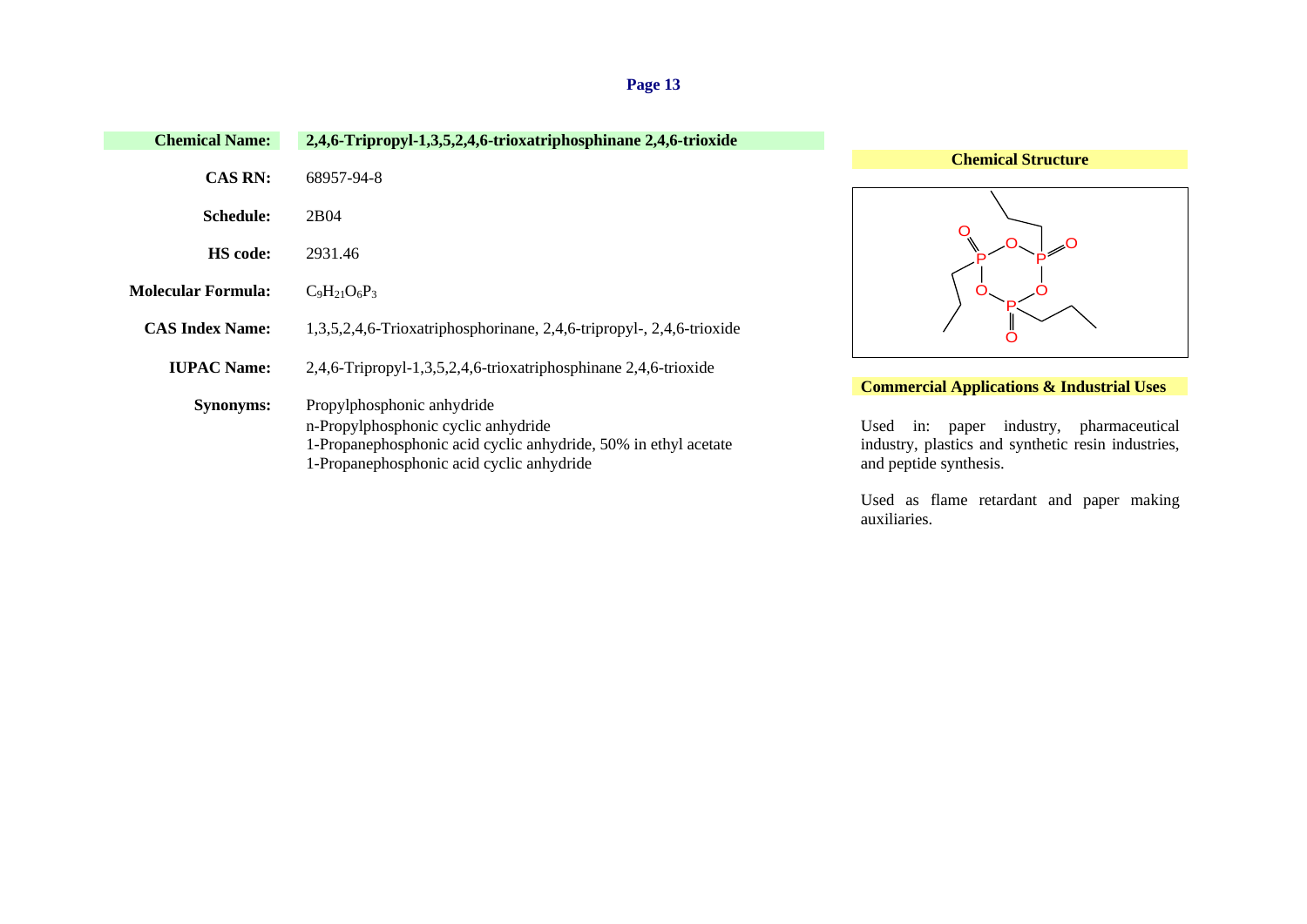| | |
|---|---|
| **Chemical Name:** | **2,4,6-Tripropyl-1,3,5,2,4,6-trioxatriphosphinane 2,4,6-trioxide** |
| **CAS RN:** | 68957-94-8 |
| **Schedule:** | 2B04 |
| **HS code:** | 2931.46 |
| **Molecular Formula:** | $C_9H_{21}O_6P_3$ |
| **CAS Index Name:** | 1,3,5,2,4,6-Trioxatriphosphorinane, 2,4,6-tripropyl-, 2,4,6-trioxide |
| **IUPAC Name:** | 2,4,6-Tripropyl-1,3,5,2,4,6-trioxatriphosphinane 2,4,6-trioxide |
| **Synonyms:** | Propylphosphonic anhydride<br>n-Propylphosphonic cyclic anhydride<br>1-Propanephosphonic acid cyclic anhydride, 50% in ethyl acetate<br>1-Propanephosphonic acid cyclic anhydride |

**Chemical Structure**

**Commercial Applications & Industrial Uses**

Used in: paper industry, pharmaceutical industry, plastics and synthetic resin industries, and peptide synthesis.

Used as flame retardant and paper making auxiliaries.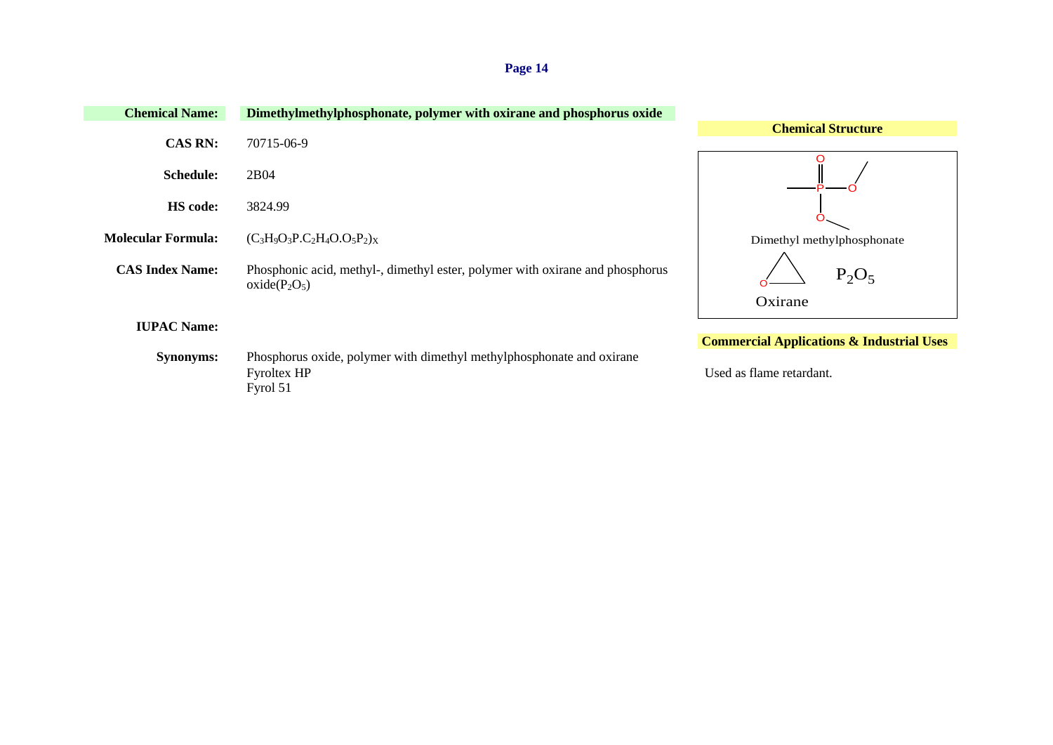| | |
|---|---|
| **Chemical Name:** | **Dimethylmethylphosphonate, polymer with oxirane and phosphorus oxide** |
| **CAS RN:** | 70715-06-9 |
| **Schedule:** | 2B04 |
| **HS code:** | 3824.99 |
| **Molecular Formula:** | $(C_3H_9O_3P.C_2H_4O.O_5P_2)_X$ |
| **CAS Index Name:** | Phosphonic acid, methyl-, dimethyl ester, polymer with oxirane and phosphorus oxide($P_2O_5$) |
| **IUPAC Name:** | |
| **Synonyms:** | Phosphorus oxide, polymer with dimethyl methylphosphonate and oxirane<br>Fyroltex HP<br>Fyrol 51 |

**Chemical Structure**

Dimethyl methylphosphonate

$P_2O_5$

Oxirane

**Commercial Applications & Industrial Uses**

Used as flame retardant.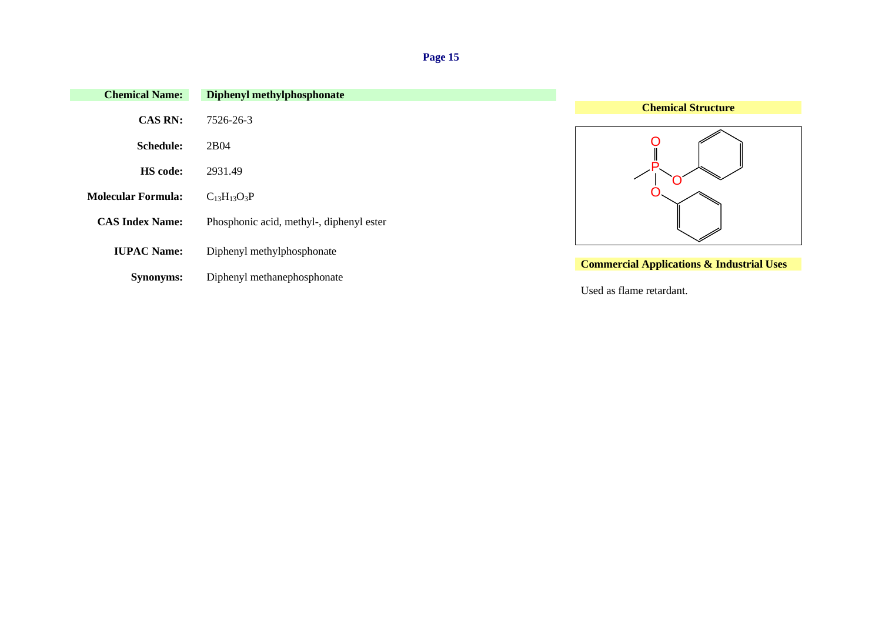| | |
|---|---|
| **Chemical Name:** | **Diphenyl methylphosphonate** |
| **CAS RN:** | 7526-26-3 |
| **Schedule:** | 2B04 |
| **HS code:** | 2931.49 |
| **Molecular Formula:** | $C_{13}H_{13}O_3P$ |
| **CAS Index Name:** | Phosphonic acid, methyl-, diphenyl ester |
| **IUPAC Name:** | Diphenyl methylphosphonate |
| **Synonyms:** | Diphenyl methanephosphonate |

**Chemical Structure**

**Commercial Applications & Industrial Uses**

Used as flame retardant.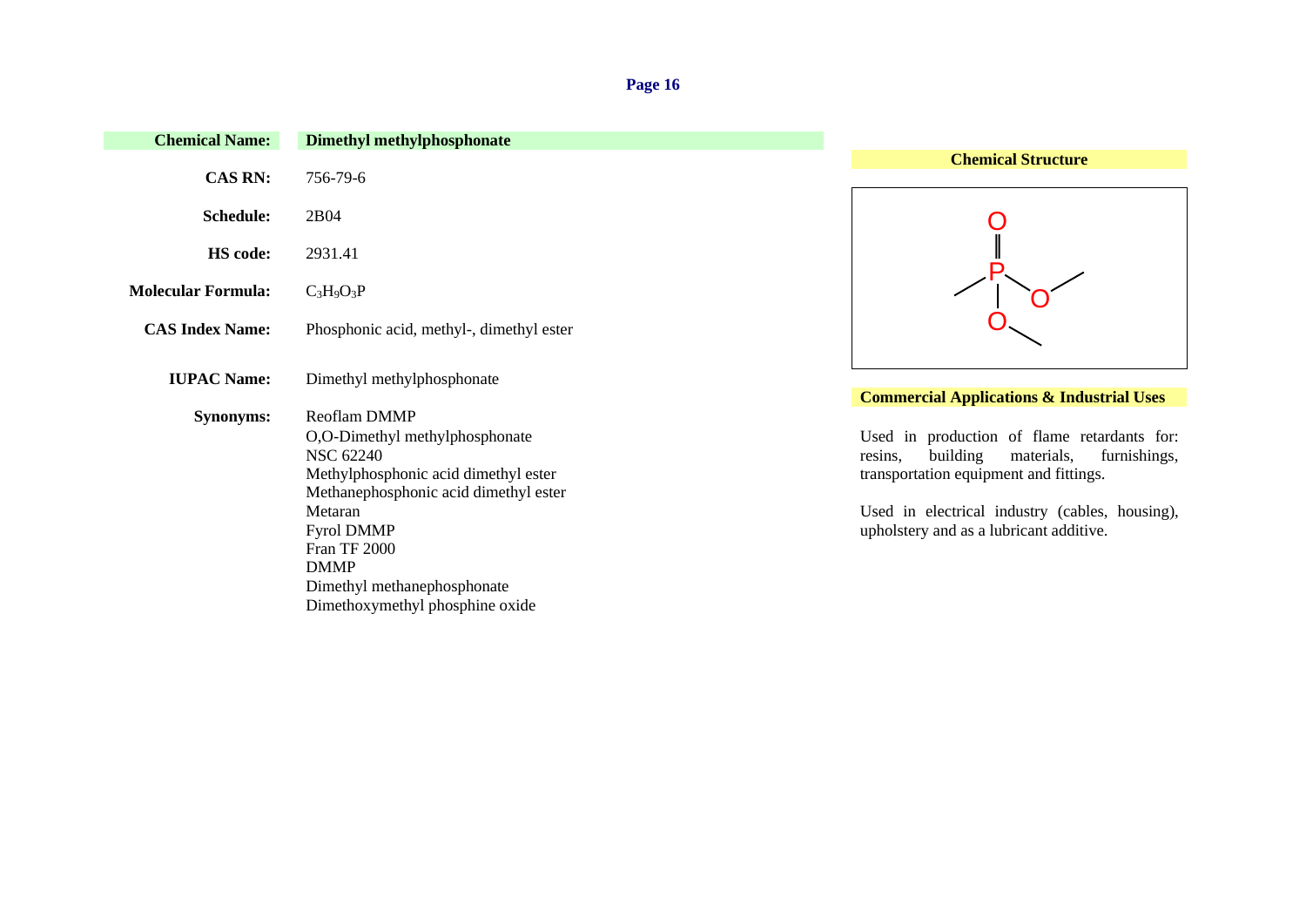| | |
|---|---|
| **Chemical Name:** | **Dimethyl methylphosphonate** |
| **CAS RN:** | 756-79-6 |
| **Schedule:** | 2B04 |
| **HS code:** | 2931.41 |
| **Molecular Formula:** | $C_3H_9O_3P$ |
| **CAS Index Name:** | Phosphonic acid, methyl-, dimethyl ester |
| **IUPAC Name:** | Dimethyl methylphosphonate |
| **Synonyms:** | Reoflam DMMP<br>O,O-Dimethyl methylphosphonate<br>NSC 62240<br>Methylphosphonic acid dimethyl ester<br>Methanephosphonic acid dimethyl ester<br>Metaran<br>Fyrol DMMP<br>Fran TF 2000<br>DMMP<br>Dimethyl methanephosphonate<br>Dimethoxymethyl phosphine oxide |

**Chemical Structure**

**Commercial Applications & Industrial Uses**

Used in production of flame retardants for: resins, building materials, furnishings, transportation equipment and fittings.

Used in electrical industry (cables, housing), upholstery and as a lubricant additive.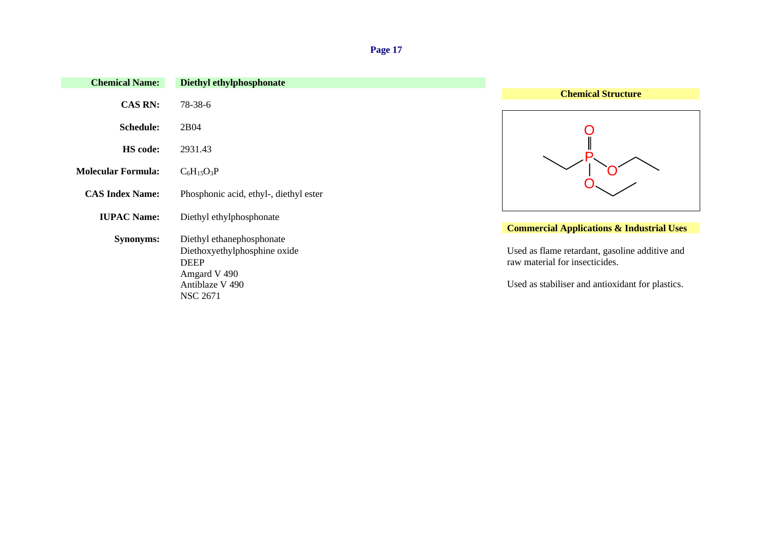| | |
|---|---|
| **Chemical Name:** | **Diethyl ethylphosphonate** |
| **CAS RN:** | 78-38-6 |
| **Schedule:** | 2B04 |
| **HS code:** | 2931.43 |
| **Molecular Formula:** | $C_6H_{15}O_3P$ |
| **CAS Index Name:** | Phosphonic acid, ethyl-, diethyl ester |
| **IUPAC Name:** | Diethyl ethylphosphonate |
| **Synonyms:** | Diethyl ethanephosphonate<br>Diethoxyethylphosphine oxide<br>DEEP<br>Amgard V 490<br>Antiblaze V 490<br>NSC 2671 |

**Chemical Structure**

**Commercial Applications & Industrial Uses**

Used as flame retardant, gasoline additive and raw material for insecticides.

Used as stabiliser and antioxidant for plastics.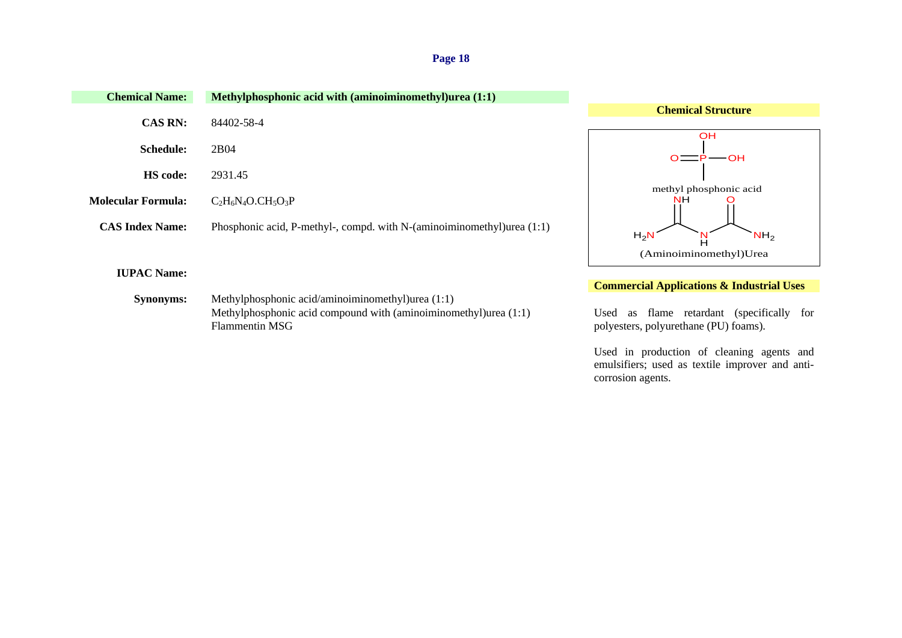| | |
|---|---|
| **Chemical Name:** | **Methylphosphonic acid with (aminoiminomethyl)urea (1:1)** |
| **CAS RN:** | 84402-58-4 |
| **Schedule:** | 2B04 |
| **HS code:** | 2931.45 |
| **Molecular Formula:** | $C_2H_6N_4O.CH_5O_3P$ |
| **CAS Index Name:** | Phosphonic acid, P-methyl-, compd. with N-(aminoiminomethyl)urea (1:1) |
| **IUPAC Name:** | |
| **Synonyms:** | Methylphosphonic acid/aminoiminomethyl)urea (1:1)<br>Methylphosphonic acid compound with (aminoiminomethyl)urea (1:1)<br>Flammentin MSG |

**Chemical Structure**

methyl phosphonic acid

(Aminoiminomethyl)Urea

**Commercial Applications & Industrial Uses**

Used as flame retardant (specifically for polyesters, polyurethane (PU) foams).

Used in production of cleaning agents and emulsifiers; used as textile improver and anti-corrosion agents.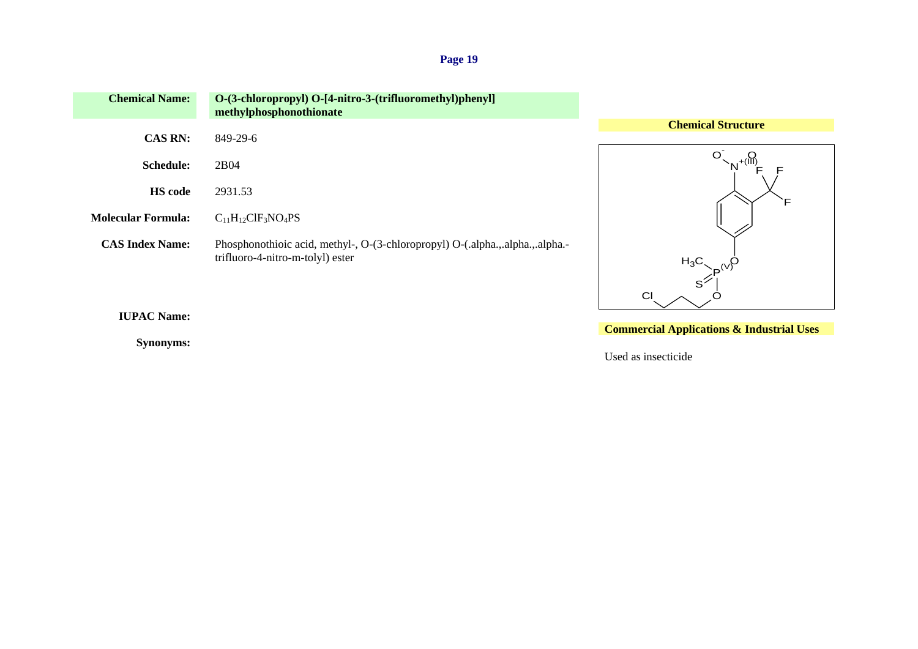| | |
|---|---|
| **Chemical Name:** | **O-(3-chloropropyl) O-[4-nitro-3-(trifluoromethyl)phenyl] methylphosphonothionate** |
| **CAS RN:** | 849-29-6 |
| **Schedule:** | 2B04 |
| **HS code** | 2931.53 |
| **Molecular Formula:** | $C_{11}H_{12}ClF_3NO_4PS$ |
| **CAS Index Name:** | Phosphonothioic acid, methyl-, O-(3-chloropropyl) O-(.alpha.,.alpha.,.alpha.-trifluoro-4-nitro-m-tolyl) ester |
| **IUPAC Name:** | |
| **Synonyms:** | |

**Chemical Structure**

**Commercial Applications & Industrial Uses**

Used as insecticide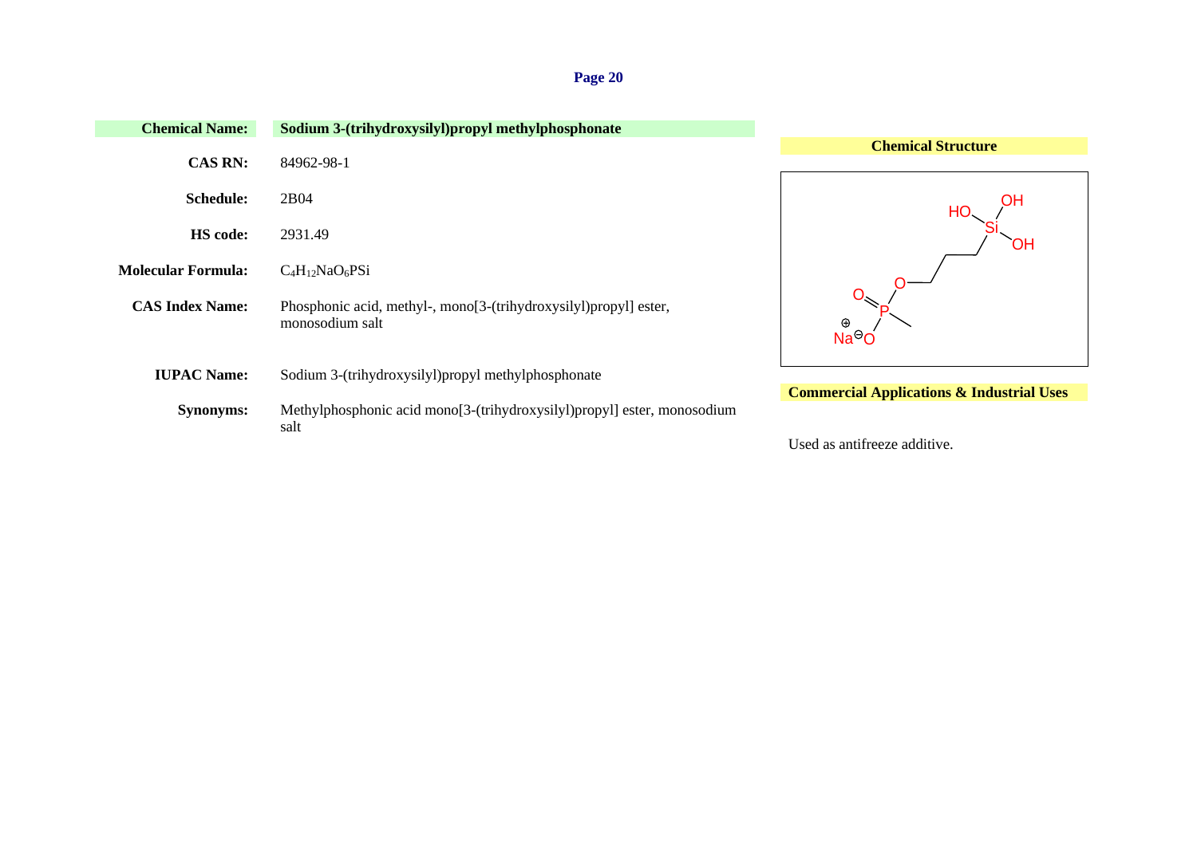**Chemical Name:** **Sodium 3-(trihydroxysilyl)propyl methylphosphonate**

**CAS RN:** 84962-98-1

**Schedule:** 2B04

**HS code:** 2931.49

**Molecular Formula:** $C_4H_{12}NaO_6PSi$

**CAS Index Name:** Phosphonic acid, methyl-, mono[3-(trihydroxysilyl)propyl] ester, monosodium salt

**IUPAC Name:** Sodium 3-(trihydroxysilyl)propyl methylphosphonate

**Synonyms:** Methylphosphonic acid mono[3-(trihydroxysilyl)propyl] ester, monosodium salt

**Chemical Structure**

**Commercial Applications & Industrial Uses**

Used as antifreeze additive.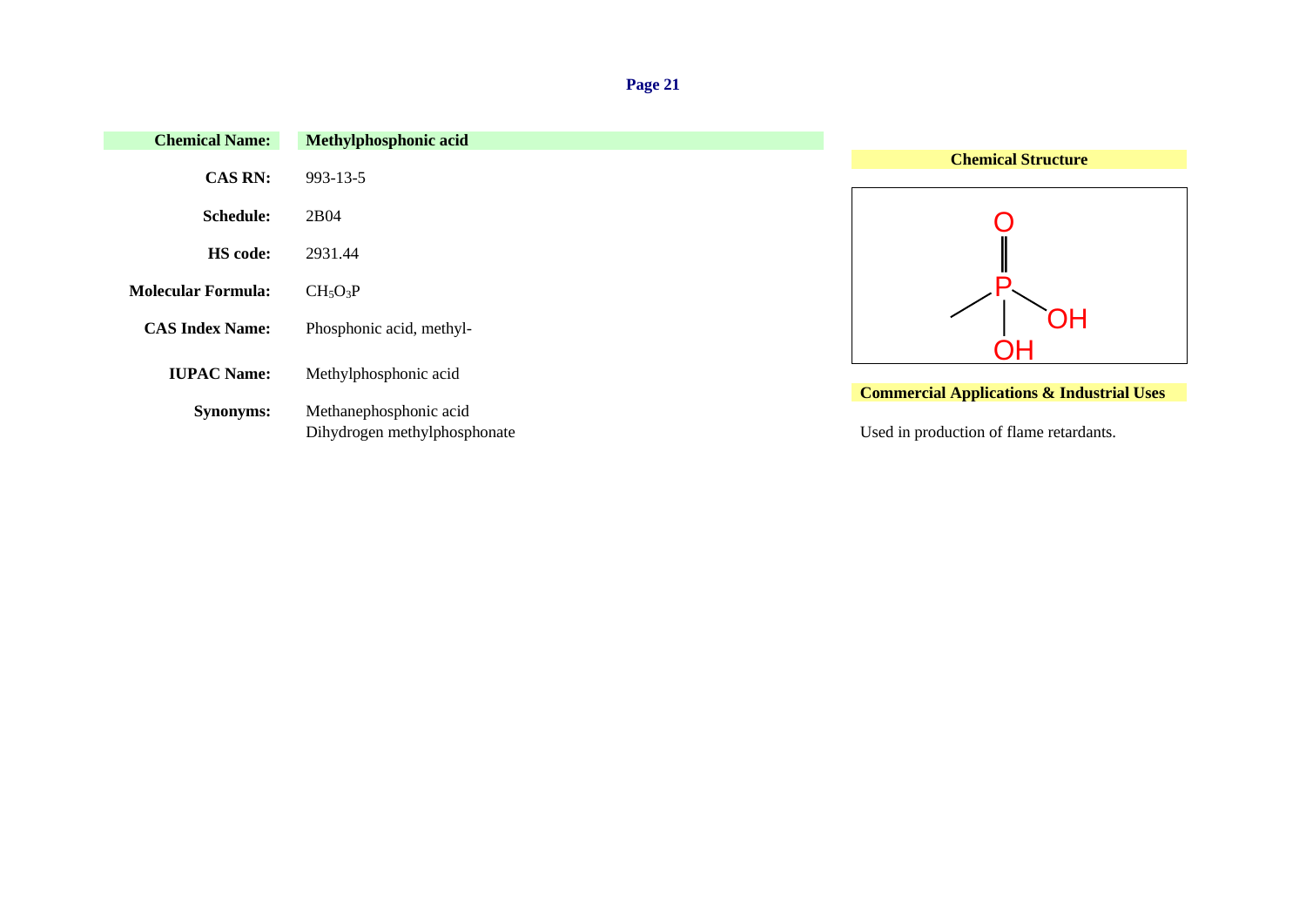| | |
|---|---|
| **Chemical Name:** | **Methylphosphonic acid** |
| **CAS RN:** | 993-13-5 |
| **Schedule:** | 2B04 |
| **HS code:** | 2931.44 |
| **Molecular Formula:** | $CH_5O_3P$ |
| **CAS Index Name:** | Phosphonic acid, methyl- |
| **IUPAC Name:** | Methylphosphonic acid |
| **Synonyms:** | Methanephosphonic acid<br>Dihydrogen methylphosphonate |

**Chemical Structure**

**Commercial Applications & Industrial Uses**

Used in production of flame retardants.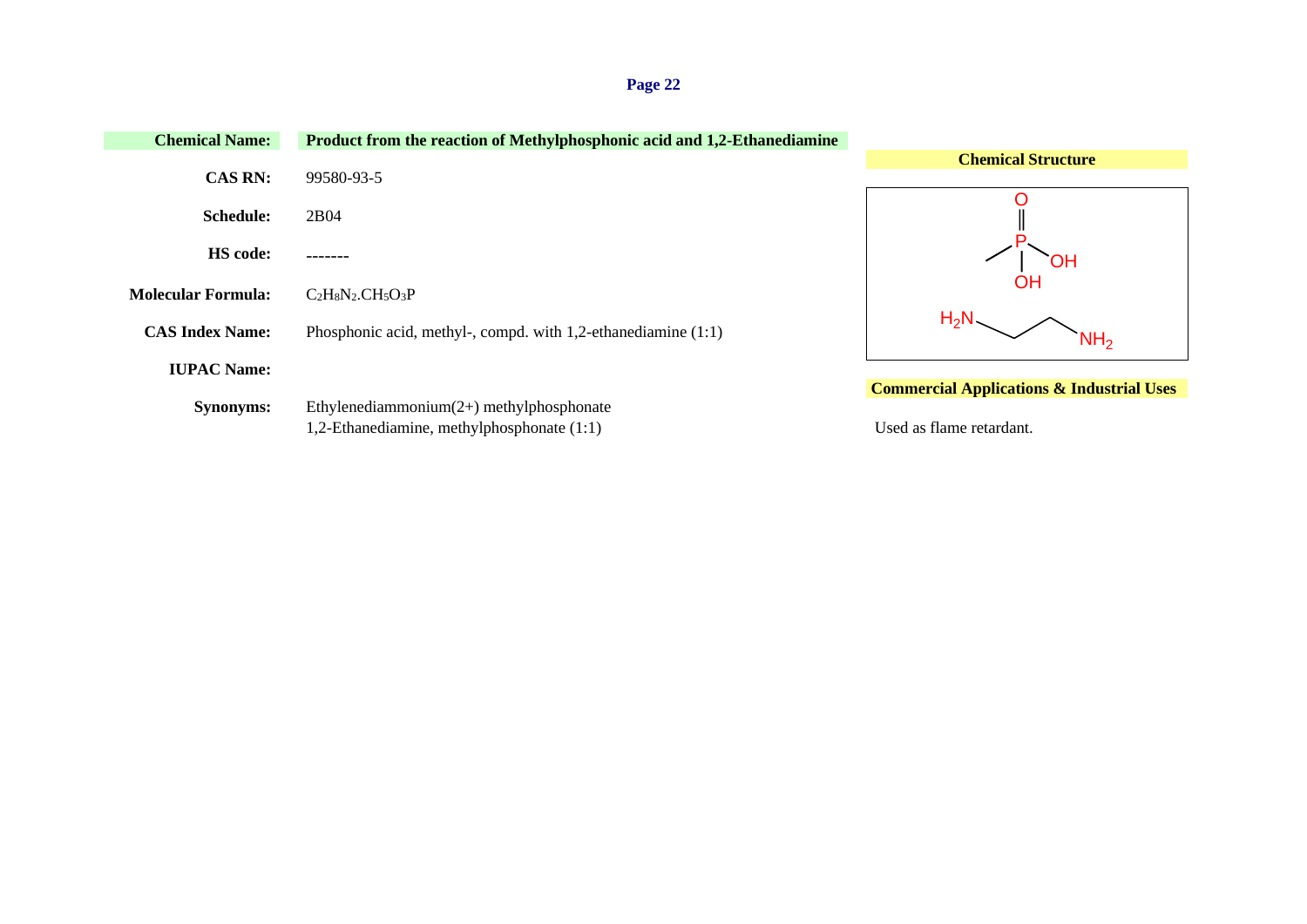**Chemical Name:** Product from the reaction of Methylphosphonic acid and 1,2-Ethanediamine

**CAS RN:** 99580-93-5

**Schedule:** 2B04

**HS code:** -------

**Molecular Formula:** $C_2H_8N_2.CH_5O_3P$

**CAS Index Name:** Phosphonic acid, methyl-, compd. with 1,2-ethanediamine (1:1)

**IUPAC Name:**

**Synonyms:** Ethylenediammonium(2+) methylphosphonate
1,2-Ethanediamine, methylphosphonate (1:1)

**Chemical Structure**

**Commercial Applications & Industrial Uses**

Used as flame retardant.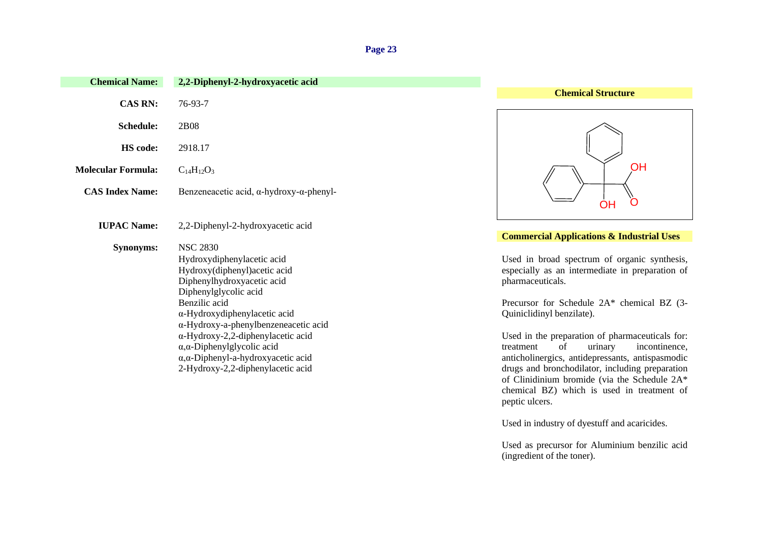**Chemical Name:** 2,2-Diphenyl-2-hydroxyacetic acid

**CAS RN:** 76-93-7

**Schedule:** 2B08

**HS code:** 2918.17

**Molecular Formula:** $C_{14}H_{12}O_3$

**CAS Index Name:** Benzeneacetic acid, α-hydroxy-α-phenyl-

**IUPAC Name:** 2,2-Diphenyl-2-hydroxyacetic acid

**Synonyms:**
NSC 2830
Hydroxydiphenylacetic acid
Hydroxy(diphenyl)acetic acid
Diphenylhydroxyacetic acid
Diphenylglycolic acid
Benzilic acid
α-Hydroxydiphenylacetic acid
α-Hydroxy-a-phenylbenzeneacetic acid
α-Hydroxy-2,2-diphenylacetic acid
α,α-Diphenylglycolic acid
α,α-Diphenyl-a-hydroxyacetic acid
2-Hydroxy-2,2-diphenylacetic acid

**Chemical Structure**

**Commercial Applications & Industrial Uses**

Used in broad spectrum of organic synthesis, especially as an intermediate in preparation of pharmaceuticals.

Precursor for Schedule 2A* chemical BZ (3-Quiniclidinyl benzilate).

Used in the preparation of pharmaceuticals for: treatment of urinary incontinence, anticholinergics, antidepressants, antispasmodic drugs and bronchodilator, including preparation of Clinidinium bromide (via the Schedule 2A* chemical BZ) which is used in treatment of peptic ulcers.

Used in industry of dyestuff and acaricides.

Used as precursor for Aluminium benzilic acid (ingredient of the toner).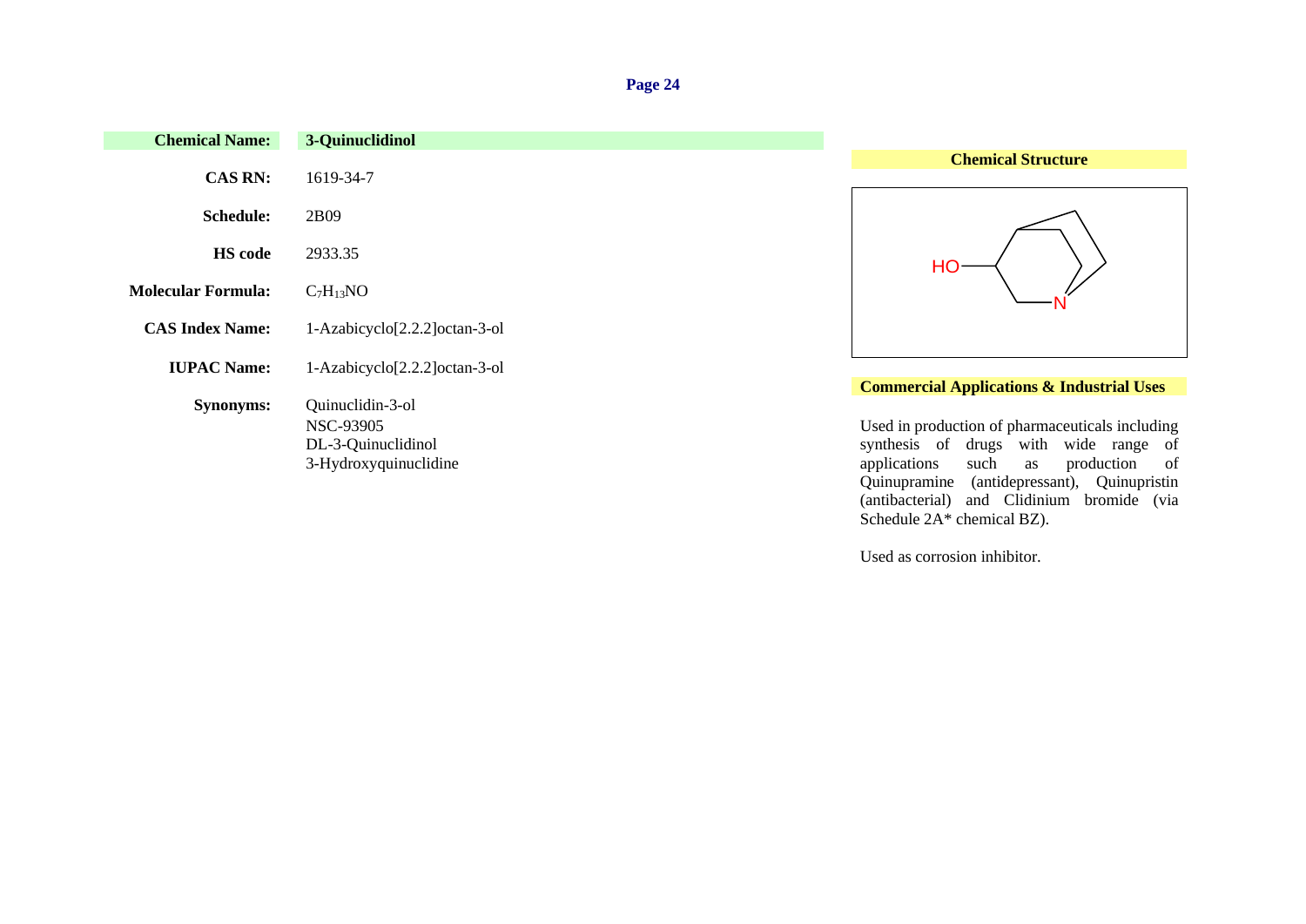| | |
|---|---|
| **Chemical Name:** | **3-Quinuclidinol** |
| **CAS RN:** | 1619-34-7 |
| **Schedule:** | 2B09 |
| **HS code** | 2933.35 |
| **Molecular Formula:** | $C_7H_{13}NO$ |
| **CAS Index Name:** | 1-Azabicyclo[2.2.2]octan-3-ol |
| **IUPAC Name:** | 1-Azabicyclo[2.2.2]octan-3-ol |
| **Synonyms:** | Quinuclidin-3-ol<br>NSC-93905<br>DL-3-Quinuclidinol<br>3-Hydroxyquinuclidine |

**Chemical Structure**

**Commercial Applications & Industrial Uses**

Used in production of pharmaceuticals including synthesis of drugs with wide range of applications such as production of Quinupramine (antidepressant), Quinupristin (antibacterial) and Clidinium bromide (via Schedule 2A* chemical BZ).

Used as corrosion inhibitor.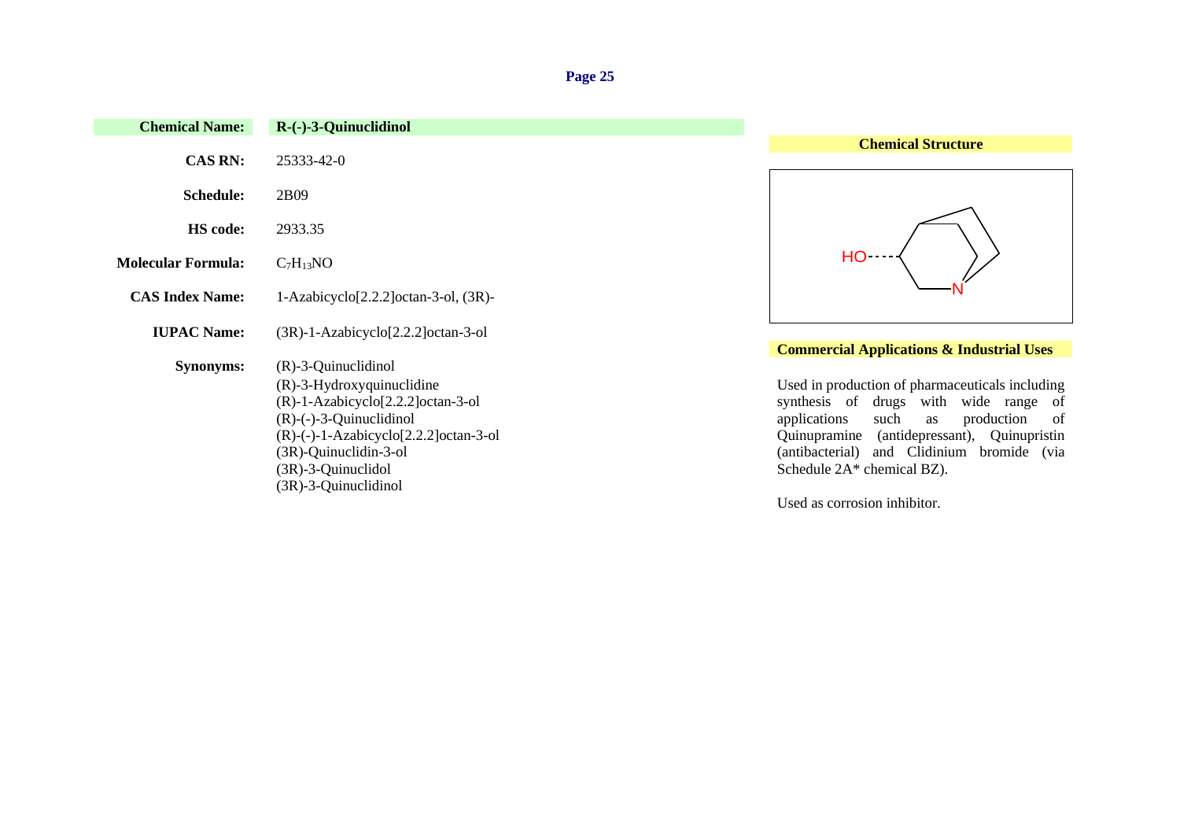| | |
|---|---|
| **Chemical Name:** | **R-(-)-3-Quinuclidinol** |
| **CAS RN:** | 25333-42-0 |
| **Schedule:** | 2B09 |
| **HS code:** | 2933.35 |
| **Molecular Formula:** | $C_7H_{13}NO$ |
| **CAS Index Name:** | 1-Azabicyclo[2.2.2]octan-3-ol, (3R)- |
| **IUPAC Name:** | (3R)-1-Azabicyclo[2.2.2]octan-3-ol |
| **Synonyms:** | (R)-3-Quinuclidinol<br>(R)-3-Hydroxyquinuclidine<br>(R)-1-Azabicyclo[2.2.2]octan-3-ol<br>(R)-(-)-3-Quinuclidinol<br>(R)-(-)-1-Azabicyclo[2.2.2]octan-3-ol<br>(3R)-Quinuclidin-3-ol<br>(3R)-3-Quinuclidol<br>(3R)-3-Quinuclidinol |

**Chemical Structure**

**Commercial Applications & Industrial Uses**

Used in production of pharmaceuticals including synthesis of drugs with wide range of applications such as production of Quinupramine (antidepressant), Quinupristin (antibacterial) and Clidinium bromide (via Schedule 2A* chemical BZ).

Used as corrosion inhibitor.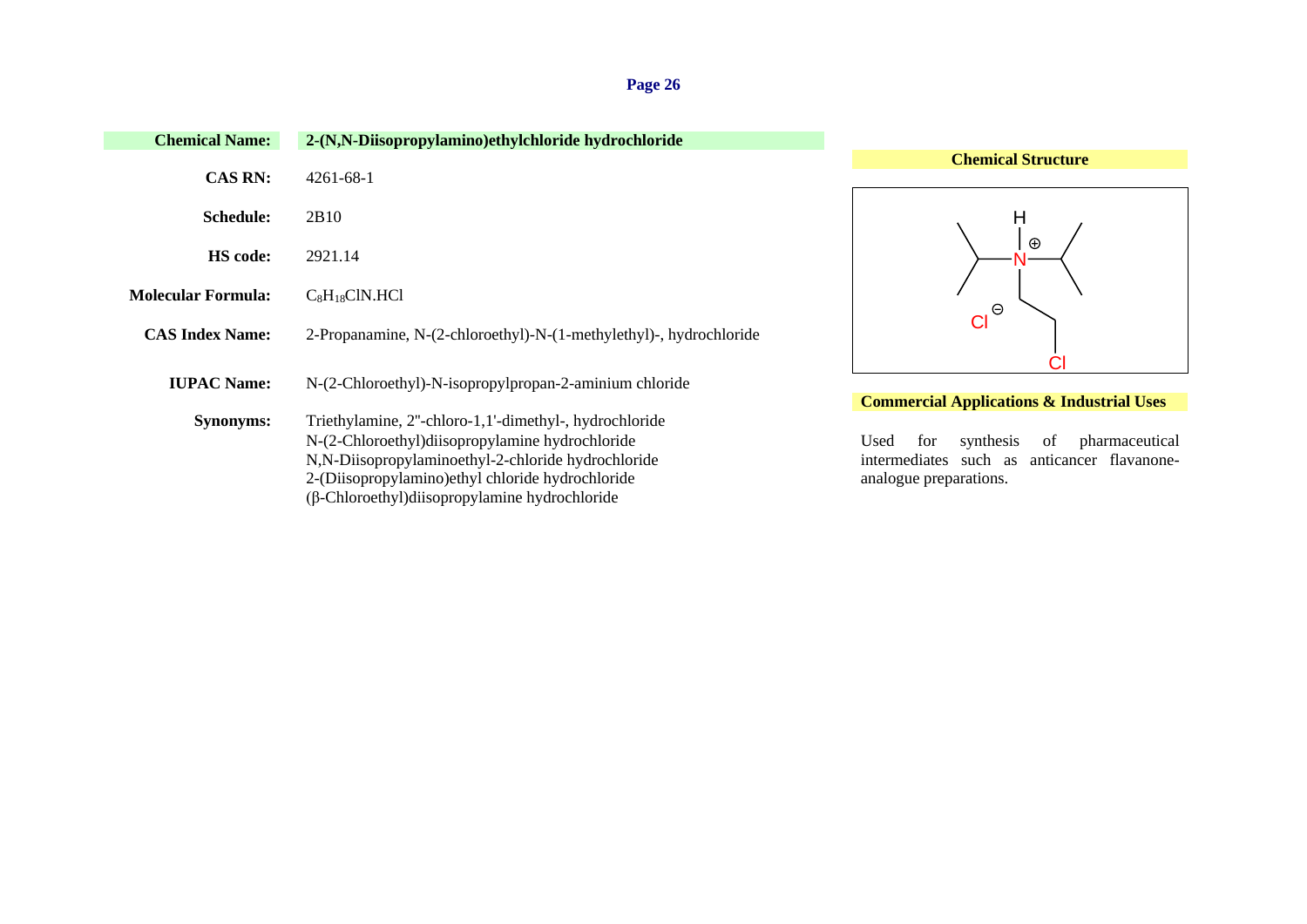**Chemical Name:** **2-(N,N-Diisopropylamino)ethylchloride hydrochloride**

**CAS RN:** 4261-68-1

**Schedule:** 2B10

**HS code:** 2921.14

**Molecular Formula:** $C_8H_{18}ClN.HCl$

**CAS Index Name:** 2-Propanamine, N-(2-chloroethyl)-N-(1-methylethyl)-, hydrochloride

**IUPAC Name:** N-(2-Chloroethyl)-N-isopropylpropan-2-aminium chloride

**Synonyms:**
Triethylamine, 2''-chloro-1,1'-dimethyl-, hydrochloride
N-(2-Chloroethyl)diisopropylamine hydrochloride
N,N-Diisopropylaminoethyl-2-chloride hydrochloride
2-(Diisopropylamino)ethyl chloride hydrochloride
(β-Chloroethyl)diisopropylamine hydrochloride

**Chemical Structure**

**Commercial Applications & Industrial Uses**

Used for synthesis of pharmaceutical intermediates such as anticancer flavanone-analogue preparations.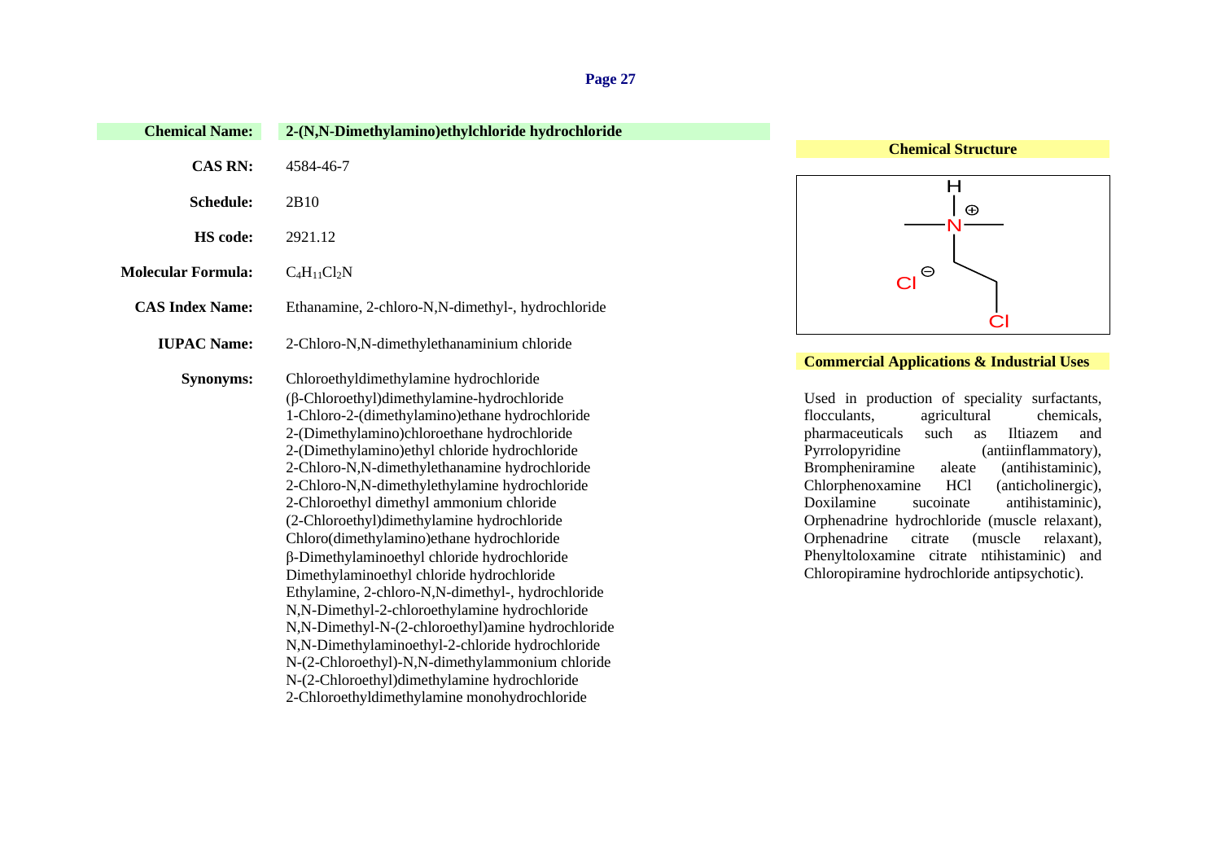| | |
|---|---|
| **Chemical Name:** | **2-(N,N-Dimethylamino)ethylchloride hydrochloride** |
| **CAS RN:** | 4584-46-7 |
| **Schedule:** | 2B10 |
| **HS code:** | 2921.12 |
| **Molecular Formula:** | $C_4H_{11}Cl_2N$ |
| **CAS Index Name:** | Ethanamine, 2-chloro-N,N-dimethyl-, hydrochloride |
| **IUPAC Name:** | 2-Chloro-N,N-dimethylethanaminium chloride |
| **Synonyms:** | Chloroethyldimethylamine hydrochloride<br>(β-Chloroethyl)dimethylamine-hydrochloride<br>1-Chloro-2-(dimethylamino)ethane hydrochloride<br>2-(Dimethylamino)chloroethane hydrochloride<br>2-(Dimethylamino)ethyl chloride hydrochloride<br>2-Chloro-N,N-dimethylethanamine hydrochloride<br>2-Chloro-N,N-dimethylethylamine hydrochloride<br>2-Chloroethyl dimethyl ammonium chloride<br>(2-Chloroethyl)dimethylamine hydrochloride<br>Chloro(dimethylamino)ethane hydrochloride<br>β-Dimethylaminoethyl chloride hydrochloride<br>Dimethylaminoethyl chloride hydrochloride<br>Ethylamine, 2-chloro-N,N-dimethyl-, hydrochloride<br>N,N-Dimethyl-2-chloroethylamine hydrochloride<br>N,N-Dimethyl-N-(2-chloroethyl)amine hydrochloride<br>N,N-Dimethylaminoethyl-2-chloride hydrochloride<br>N-(2-Chloroethyl)-N,N-dimethylammonium chloride<br>N-(2-Chloroethyl)dimethylamine hydrochloride<br>2-Chloroethyldimethylamine monohydrochloride |

**Chemical Structure**

**Commercial Applications & Industrial Uses**

Used in production of speciality surfactants, flocculants, agricultural chemicals, pharmaceuticals such as Iltiazem and Pyrrolopyridine (antiinflammatory), Brompheniramine aleate (antihistaminic), Chlorphenoxamine HCl (anticholinergic), Doxilamine sucoinate antihistaminic), Orphenadrine hydrochloride (muscle relaxant), Orphenadrine citrate (muscle relaxant), Phenyltoloxamine citrate ntihistaminic) and Chloropiramine hydrochloride antipsychotic).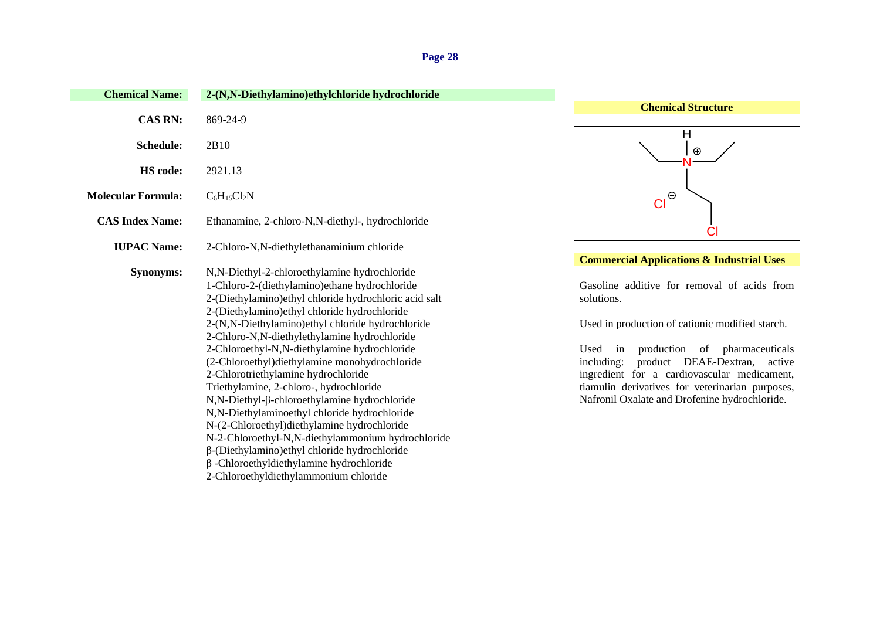**Chemical Name:** 2-(N,N-Diethylamino)ethylchloride hydrochloride

**CAS RN:** 869-24-9

**Schedule:** 2B10

**HS code:** 2921.13

**Molecular Formula:** $C_6H_{15}Cl_2N$

**CAS Index Name:** Ethanamine, 2-chloro-N,N-diethyl-, hydrochloride

**IUPAC Name:** 2-Chloro-N,N-diethylethanaminium chloride

**Synonyms:**
N,N-Diethyl-2-chloroethylamine hydrochloride
1-Chloro-2-(diethylamino)ethane hydrochloride
2-(Diethylamino)ethyl chloride hydrochloric acid salt
2-(Diethylamino)ethyl chloride hydrochloride
2-(N,N-Diethylamino)ethyl chloride hydrochloride
2-Chloro-N,N-diethylethylamine hydrochloride
2-Chloroethyl-N,N-diethylamine hydrochloride
(2-Chloroethyl)diethylamine monohydrochloride
2-Chlorotriethylamine hydrochloride
Triethylamine, 2-chloro-, hydrochloride
N,N-Diethyl-β-chloroethylamine hydrochloride
N,N-Diethylaminoethyl chloride hydrochloride
N-(2-Chloroethyl)diethylamine hydrochloride
N-2-Chloroethyl-N,N-diethylammonium hydrochloride
β-(Diethylamino)ethyl chloride hydrochloride
β -Chloroethyldiethylamine hydrochloride
2-Chloroethyldiethylammonium chloride

**Chemical Structure**

**Commercial Applications & Industrial Uses**

Gasoline additive for removal of acids from solutions.

Used in production of cationic modified starch.

Used in production of pharmaceuticals including: product DEAE-Dextran, active ingredient for a cardiovascular medicament, tiamulin derivatives for veterinarian purposes, Nafronil Oxalate and Drofenine hydrochloride.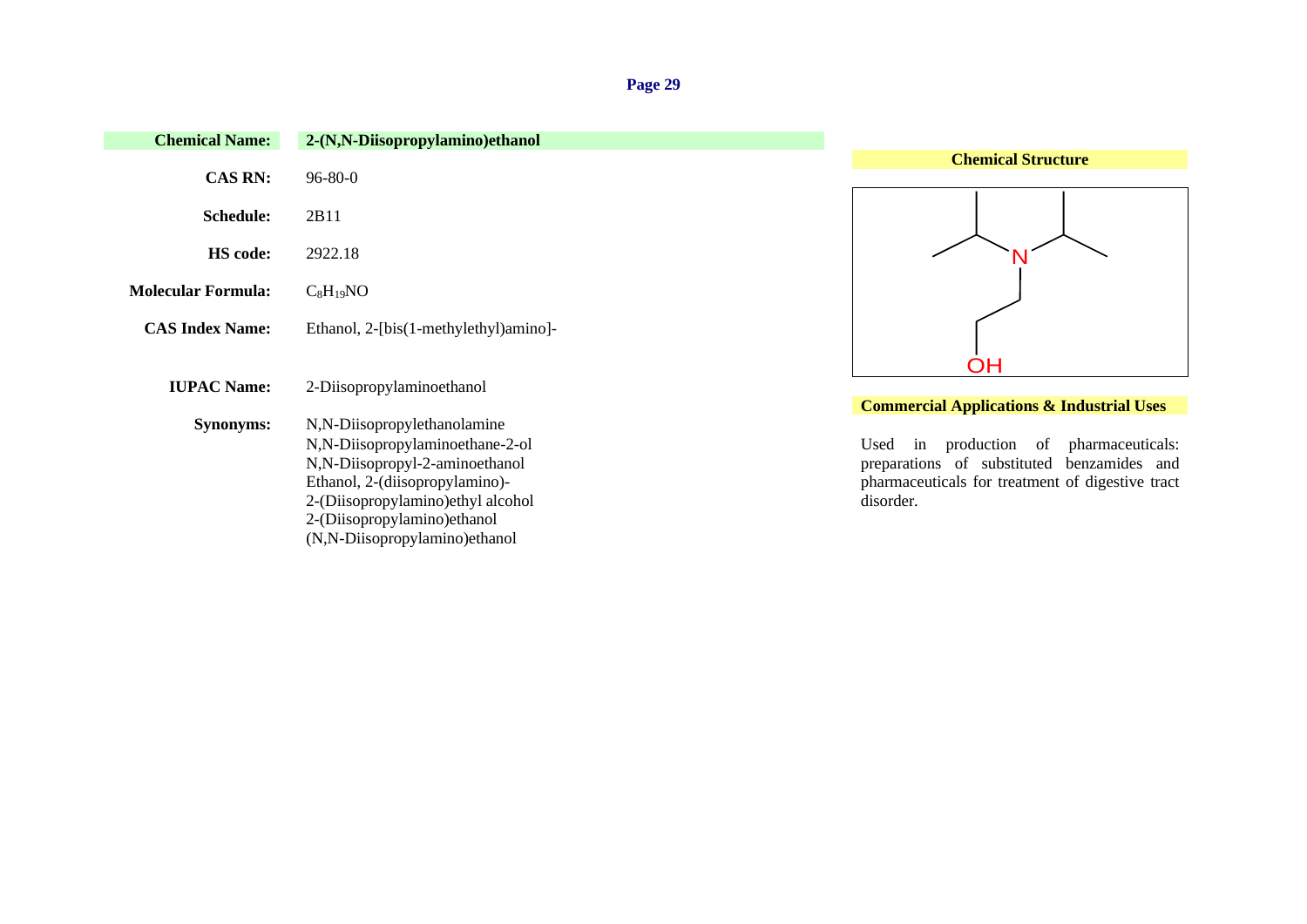| | |
|---|---|
| **Chemical Name:** | **2-(N,N-Diisopropylamino)ethanol** |
| **CAS RN:** | 96-80-0 |
| **Schedule:** | 2B11 |
| **HS code:** | 2922.18 |
| **Molecular Formula:** | $C_8H_{19}NO$ |
| **CAS Index Name:** | Ethanol, 2-[bis(1-methylethyl)amino]- |
| **IUPAC Name:** | 2-Diisopropylaminoethanol |
| **Synonyms:** | N,N-Diisopropylethanolamine<br>N,N-Diisopropylaminoethane-2-ol<br>N,N-Diisopropyl-2-aminoethanol<br>Ethanol, 2-(diisopropylamino)-<br>2-(Diisopropylamino)ethyl alcohol<br>2-(Diisopropylamino)ethanol<br>(N,N-Diisopropylamino)ethanol |

**Chemical Structure**

**Commercial Applications & Industrial Uses**

Used in production of pharmaceuticals: preparations of substituted benzamides and pharmaceuticals for treatment of digestive tract disorder.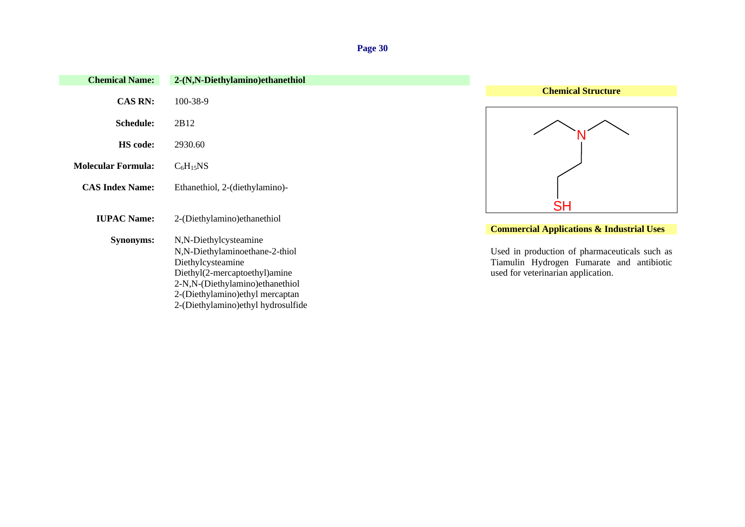| | |
|---|---|
| **Chemical Name:** | **2-(N,N-Diethylamino)ethanethiol** |
| **CAS RN:** | 100-38-9 |
| **Schedule:** | 2B12 |
| **HS code:** | 2930.60 |
| **Molecular Formula:** | $C_6H_{15}NS$ |
| **CAS Index Name:** | Ethanethiol, 2-(diethylamino)- |
| **IUPAC Name:** | 2-(Diethylamino)ethanethiol |
| **Synonyms:** | N,N-Diethylcysteamine<br>N,N-Diethylaminoethane-2-thiol<br>Diethylcysteamine<br>Diethyl(2-mercaptoethyl)amine<br>2-N,N-(Diethylamino)ethanethiol<br>2-(Diethylamino)ethyl mercaptan<br>2-(Diethylamino)ethyl hydrosulfide |

**Chemical Structure**

**Commercial Applications & Industrial Uses**

Used in production of pharmaceuticals such as Tiamulin Hydrogen Fumarate and antibiotic used for veterinarian application.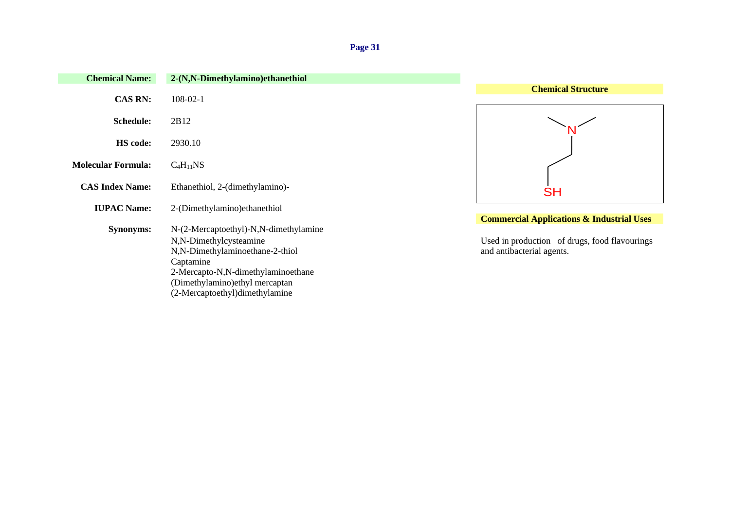| | |
|---|---|
| **Chemical Name:** | **2-(N,N-Dimethylamino)ethanethiol** |
| **CAS RN:** | 108-02-1 |
| **Schedule:** | 2B12 |
| **HS code:** | 2930.10 |
| **Molecular Formula:** | $C_4H_{11}NS$ |
| **CAS Index Name:** | Ethanethiol, 2-(dimethylamino)- |
| **IUPAC Name:** | 2-(Dimethylamino)ethanethiol |
| **Synonyms:** | N-(2-Mercaptoethyl)-N,N-dimethylamine<br>N,N-Dimethylcysteamine<br>N,N-Dimethylaminoethane-2-thiol<br>Captamine<br>2-Mercapto-N,N-dimethylaminoethane<br>(Dimethylamino)ethyl mercaptan<br>(2-Mercaptoethyl)dimethylamine |

**Chemical Structure**

**Commercial Applications & Industrial Uses**

Used in production of drugs, food flavourings and antibacterial agents.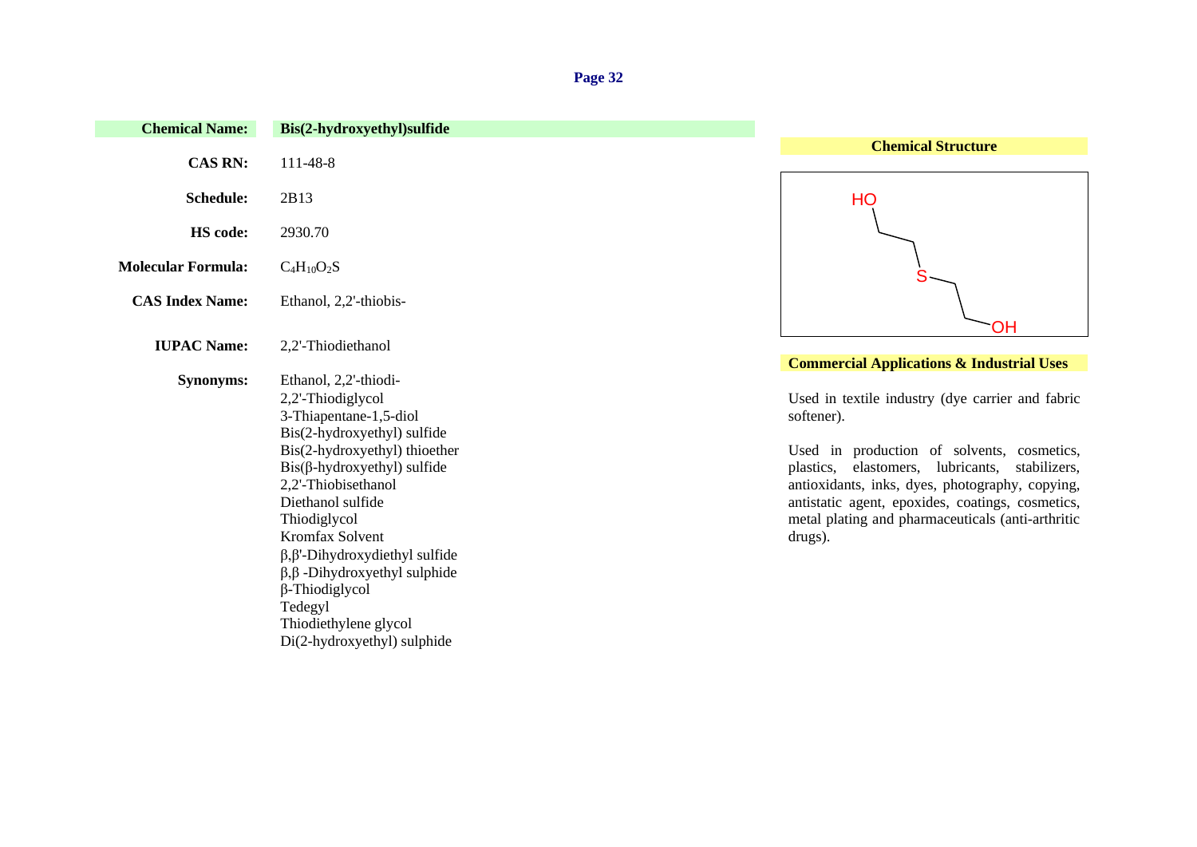| | |
|---|---|
| **Chemical Name:** | **Bis(2-hydroxyethyl)sulfide** |
| **CAS RN:** | 111-48-8 |
| **Schedule:** | 2B13 |
| **HS code:** | 2930.70 |
| **Molecular Formula:** | $C_4H_{10}O_2S$ |
| **CAS Index Name:** | Ethanol, 2,2'-thiobis- |
| **IUPAC Name:** | 2,2'-Thiodiethanol |
| **Synonyms:** | Ethanol, 2,2'-thiodi-<br>2,2'-Thiodiglycol<br>3-Thiapentane-1,5-diol<br>Bis(2-hydroxyethyl) sulfide<br>Bis(2-hydroxyethyl) thioether<br>Bis(β-hydroxyethyl) sulfide<br>2,2'-Thiobisethanol<br>Diethanol sulfide<br>Thiodiglycol<br>Kromfax Solvent<br>β,β'-Dihydroxydiethyl sulfide<br>β,β -Dihydroxyethyl sulphide<br>β-Thiodiglycol<br>Tedegyl<br>Thiodiethylene glycol<br>Di(2-hydroxyethyl) sulphide |

**Chemical Structure**

HO–CH2–CH2–S–CH2–CH2–OH

**Commercial Applications & Industrial Uses**

Used in textile industry (dye carrier and fabric softener).

Used in production of solvents, cosmetics, plastics, elastomers, lubricants, stabilizers, antioxidants, inks, dyes, photography, copying, antistatic agent, epoxides, coatings, cosmetics, metal plating and pharmaceuticals (anti-arthritic drugs).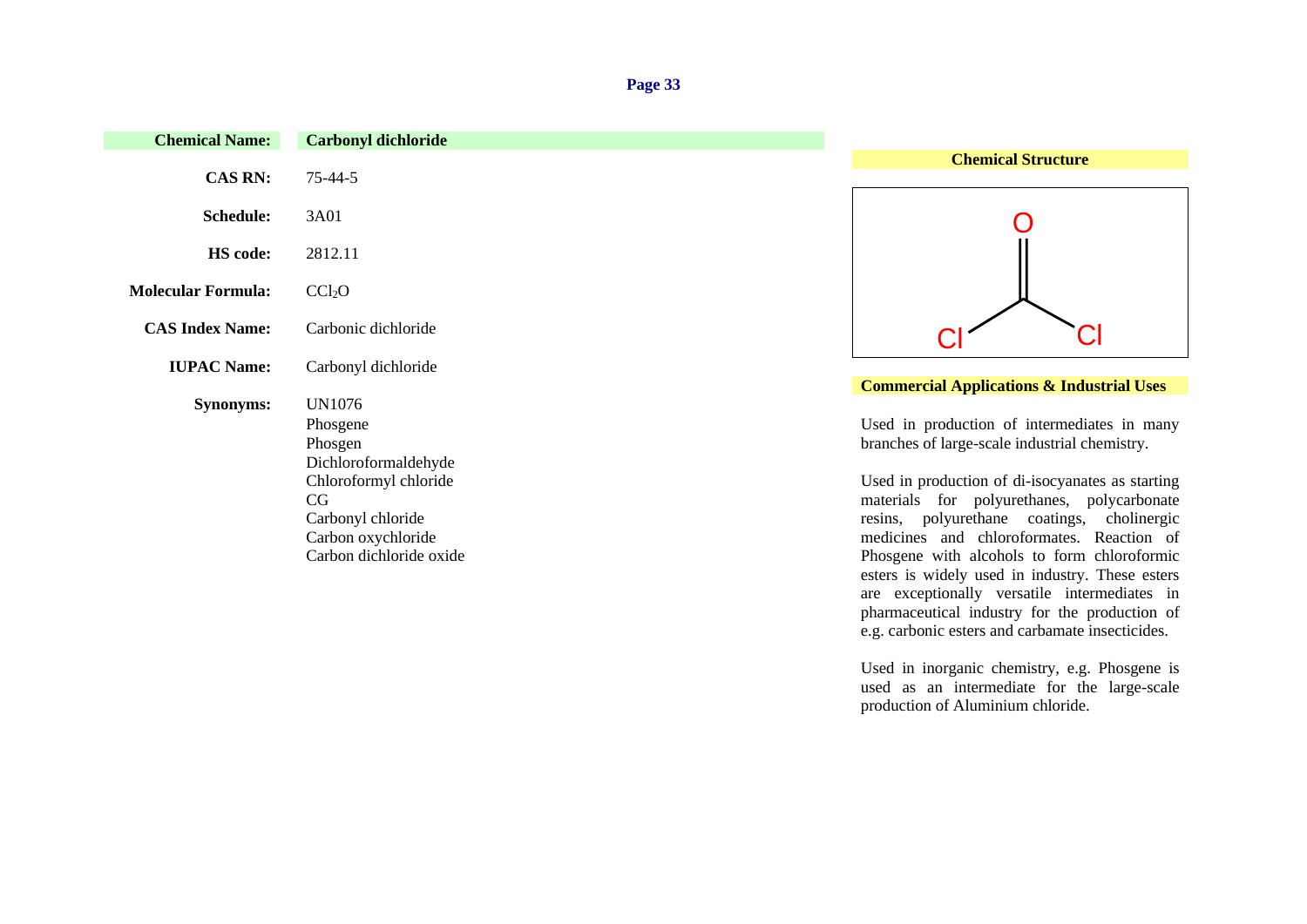**Chemical Name:** **Carbonyl dichloride**

**CAS RN:** 75-44-5

**Schedule:** 3A01

**HS code:** 2812.11

**Molecular Formula:** $CCl_2O$

**CAS Index Name:** Carbonic dichloride

**IUPAC Name:** Carbonyl dichloride

**Synonyms:**
UN1076
Phosgene
Phosgen
Dichloroformaldehyde
Chloroformyl chloride
CG
Carbonyl chloride
Carbon oxychloride
Carbon dichloride oxide

**Chemical Structure**

**Commercial Applications & Industrial Uses**

Used in production of intermediates in many branches of large-scale industrial chemistry.

Used in production of di-isocyanates as starting materials for polyurethanes, polycarbonate resins, polyurethane coatings, cholinergic medicines and chloroformates. Reaction of Phosgene with alcohols to form chloroformic esters is widely used in industry. These esters are exceptionally versatile intermediates in pharmaceutical industry for the production of e.g. carbonic esters and carbamate insecticides.

Used in inorganic chemistry, e.g. Phosgene is used as an intermediate for the large-scale production of Aluminium chloride.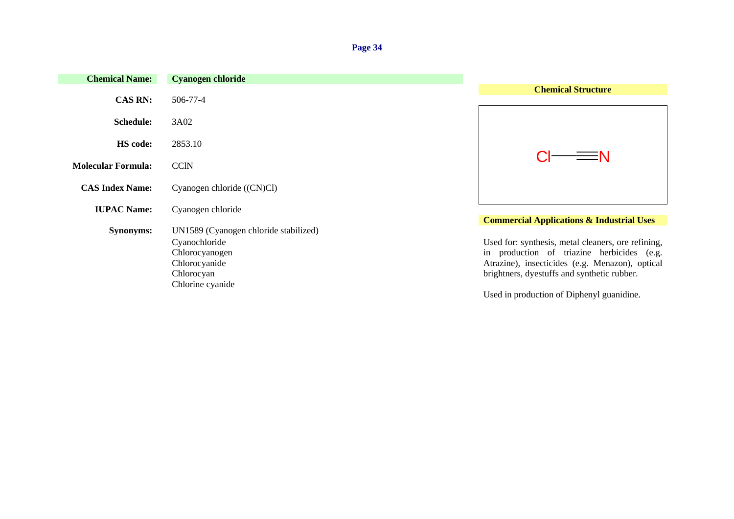**Chemical Name:** **Cyanogen chloride**

**CAS RN:** 506-77-4

**Schedule:** 3A02

**HS code:** 2853.10

**Molecular Formula:** CClN

**CAS Index Name:** Cyanogen chloride ((CN)Cl)

**IUPAC Name:** Cyanogen chloride

**Synonyms:**
UN1589 (Cyanogen chloride stabilized)
Cyanochloride
Chlorocyanogen
Chlorocyanide
Chlorocyan
Chlorine cyanide

**Chemical Structure**

Cl—≡N

**Commercial Applications & Industrial Uses**

Used for: synthesis, metal cleaners, ore refining, in production of triazine herbicides (e.g. Atrazine), insecticides (e.g. Menazon), optical brightners, dyestuffs and synthetic rubber.

Used in production of Diphenyl guanidine.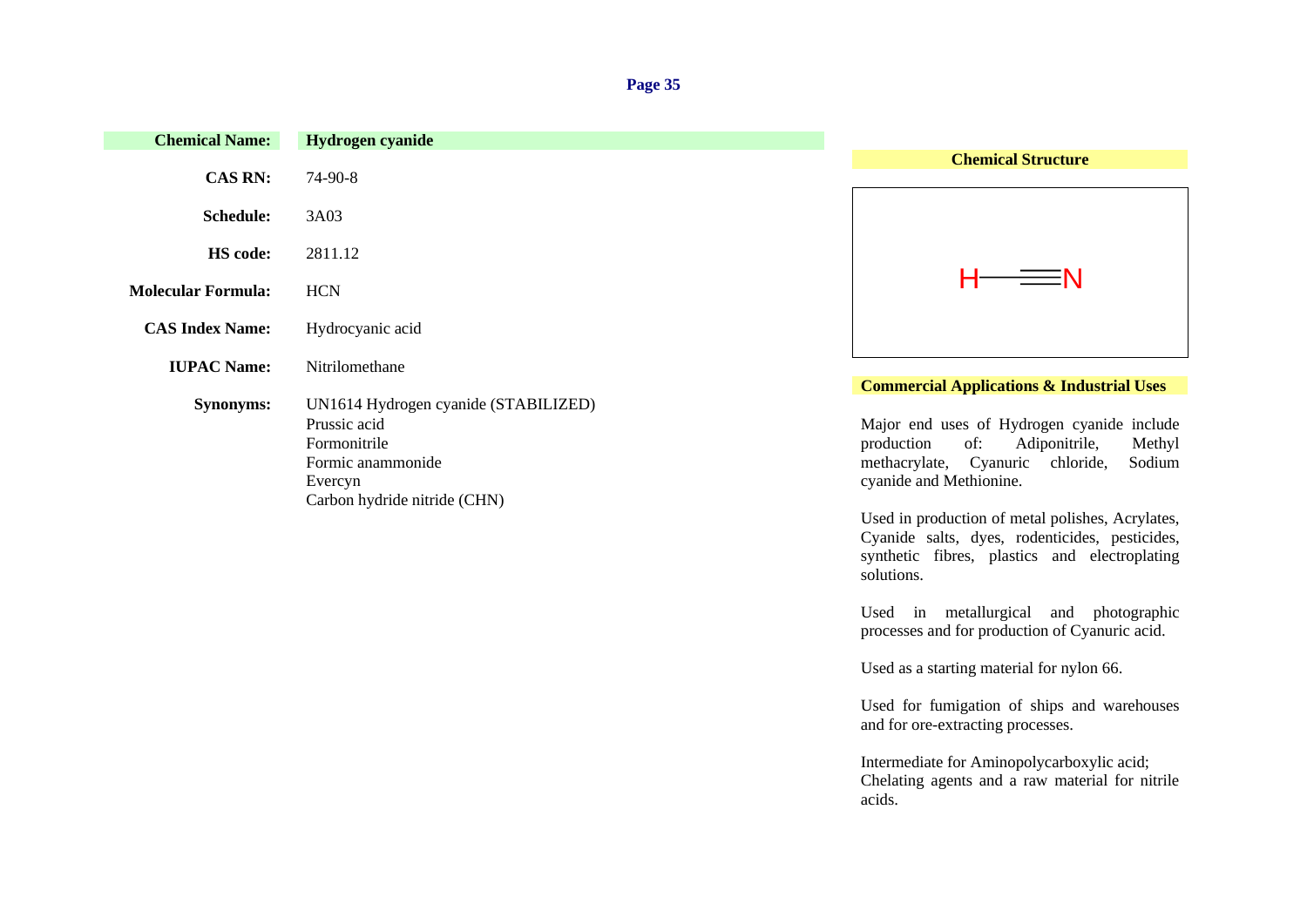| **Chemical Name:** | **Hydrogen cyanide** |
|---|---|
| **CAS RN:** | 74-90-8 |
| **Schedule:** | 3A03 |
| **HS code:** | 2811.12 |
| **Molecular Formula:** | HCN |
| **CAS Index Name:** | Hydrocyanic acid |
| **IUPAC Name:** | Nitrilomethane |
| **Synonyms:** | UN1614 Hydrogen cyanide (STABILIZED)<br>Prussic acid<br>Formonitrile<br>Formic anammonide<br>Evercyn<br>Carbon hydride nitride (CHN) |

**Chemical Structure**

H—≡N

**Commercial Applications & Industrial Uses**

Major end uses of Hydrogen cyanide include production of: Adiponitrile, Methyl methacrylate, Cyanuric chloride, Sodium cyanide and Methionine.

Used in production of metal polishes, Acrylates, Cyanide salts, dyes, rodenticides, pesticides, synthetic fibres, plastics and electroplating solutions.

Used in metallurgical and photographic processes and for production of Cyanuric acid.

Used as a starting material for nylon 66.

Used for fumigation of ships and warehouses and for ore-extracting processes.

Intermediate for Aminopolycarboxylic acid; Chelating agents and a raw material for nitrile acids.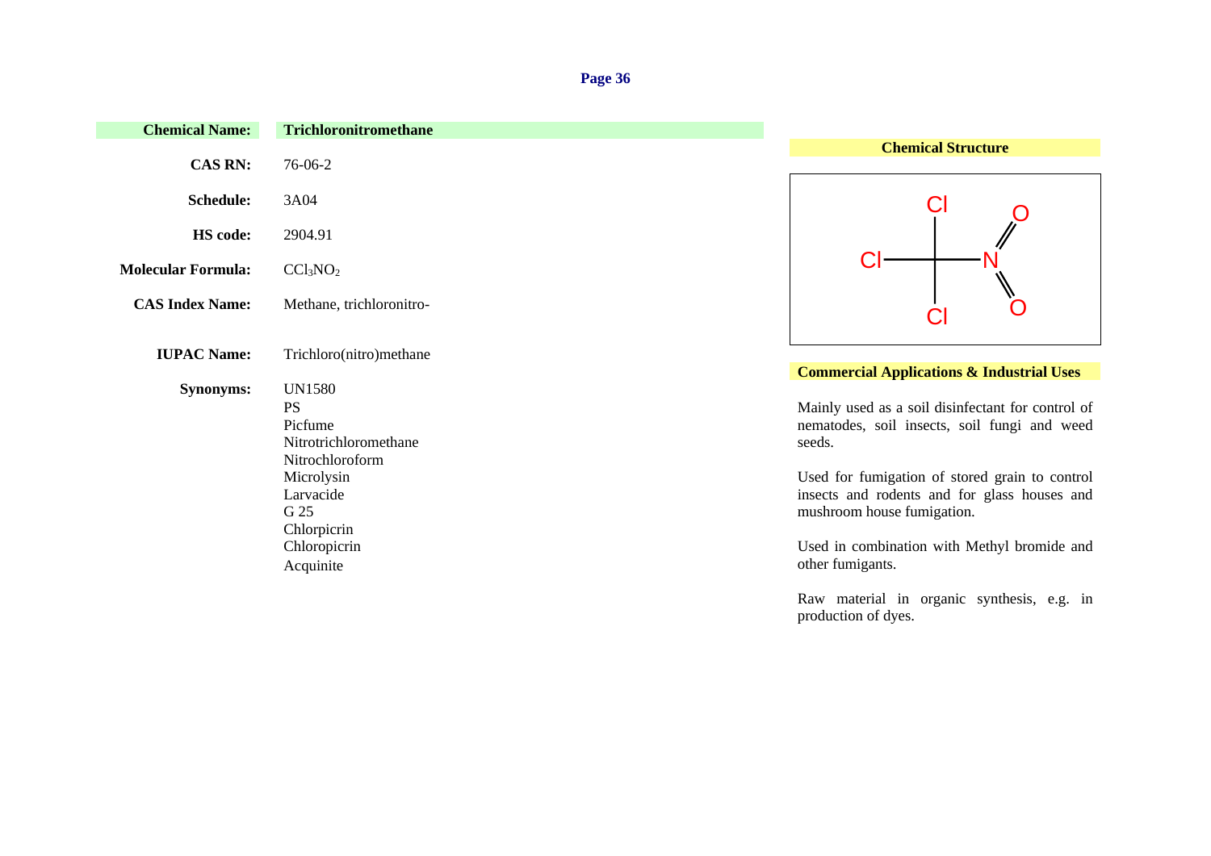| | |
|---|---|
| **Chemical Name:** | **Trichloronitromethane** |
| **CAS RN:** | 76-06-2 |
| **Schedule:** | 3A04 |
| **HS code:** | 2904.91 |
| **Molecular Formula:** | $CCl_3NO_2$ |
| **CAS Index Name:** | Methane, trichloronitro- |
| **IUPAC Name:** | Trichloro(nitro)methane |
| **Synonyms:** | UN1580<br>PS<br>Picfume<br>Nitrotrichloromethane<br>Nitrochloroform<br>Microlysin<br>Larvacide<br>G 25<br>Chlorpicrin<br>Chloropicrin<br>Acquinite |

**Chemical Structure**

**Commercial Applications & Industrial Uses**

Mainly used as a soil disinfectant for control of nematodes, soil insects, soil fungi and weed seeds.

Used for fumigation of stored grain to control insects and rodents and for glass houses and mushroom house fumigation.

Used in combination with Methyl bromide and other fumigants.

Raw material in organic synthesis, e.g. in production of dyes.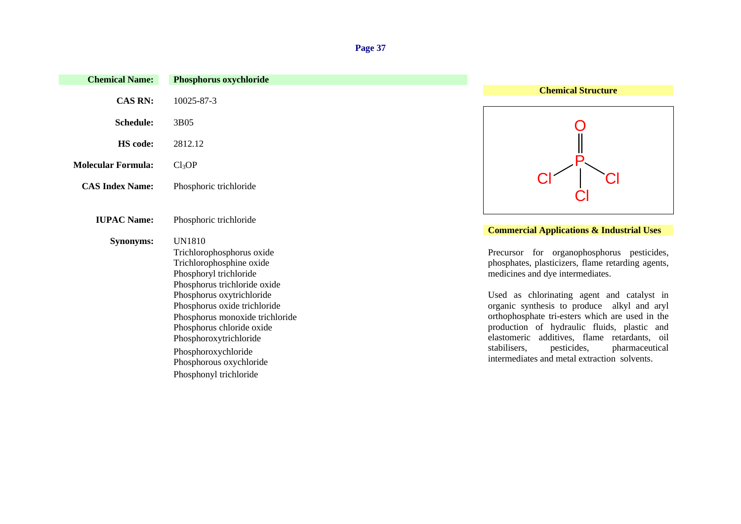**Chemical Name:** **Phosphorus oxychloride**

**CAS RN:** 10025-87-3

**Schedule:** 3B05

**HS code:** 2812.12

**Molecular Formula:** $Cl_3OP$

**CAS Index Name:** Phosphoric trichloride

**IUPAC Name:** Phosphoric trichloride

**Synonyms:**
UN1810
Trichlorophosphorus oxide
Trichlorophosphine oxide
Phosphoryl trichloride
Phosphorus trichloride oxide
Phosphorus oxytrichloride
Phosphorus oxide trichloride
Phosphorus monoxide trichloride
Phosphorus chloride oxide
Phosphoroxytrichloride
Phosphoroxychloride
Phosphorous oxychloride
Phosphonyl trichloride

**Chemical Structure**

**Commercial Applications & Industrial Uses**

Precursor for organophosphorus pesticides, phosphates, plasticizers, flame retarding agents, medicines and dye intermediates.

Used as chlorinating agent and catalyst in organic synthesis to produce alkyl and aryl orthophosphate tri-esters which are used in the production of hydraulic fluids, plastic and elastomeric additives, flame retardants, oil stabilisers, pesticides, pharmaceutical intermediates and metal extraction solvents.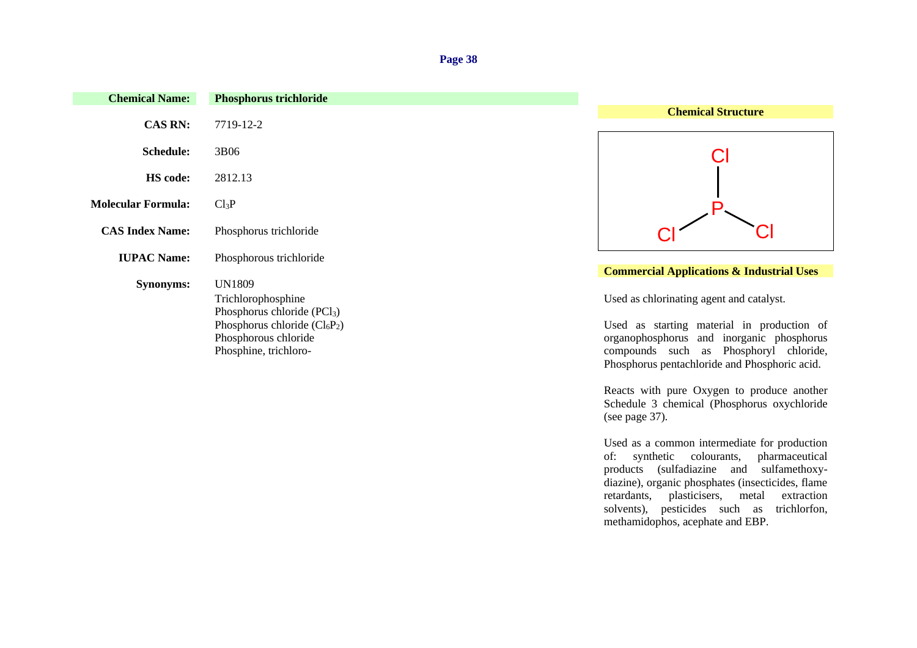**Chemical Name:** **Phosphorus trichloride**

**CAS RN:** 7719-12-2

**Schedule:** 3B06

**HS code:** 2812.13

**Molecular Formula:** $Cl_3P$

**CAS Index Name:** Phosphorus trichloride

**IUPAC Name:** Phosphorous trichloride

**Synonyms:** UN1809
Trichlorophosphine
Phosphorus chloride ($PCl_3$)
Phosphorus chloride ($Cl_6P_2$)
Phosphorous chloride
Phosphine, trichloro-

**Chemical Structure**

**Commercial Applications & Industrial Uses**

Used as chlorinating agent and catalyst.

Used as starting material in production of organophosphorus and inorganic phosphorus compounds such as Phosphoryl chloride, Phosphorus pentachloride and Phosphoric acid.

Reacts with pure Oxygen to produce another Schedule 3 chemical (Phosphorus oxychloride (see page 37).

Used as a common intermediate for production of: synthetic colourants, pharmaceutical products (sulfadiazine and sulfamethoxy-diazine), organic phosphates (insecticides, flame retardants, plasticisers, metal extraction solvents), pesticides such as trichlorfon, methamidophos, acephate and EBP.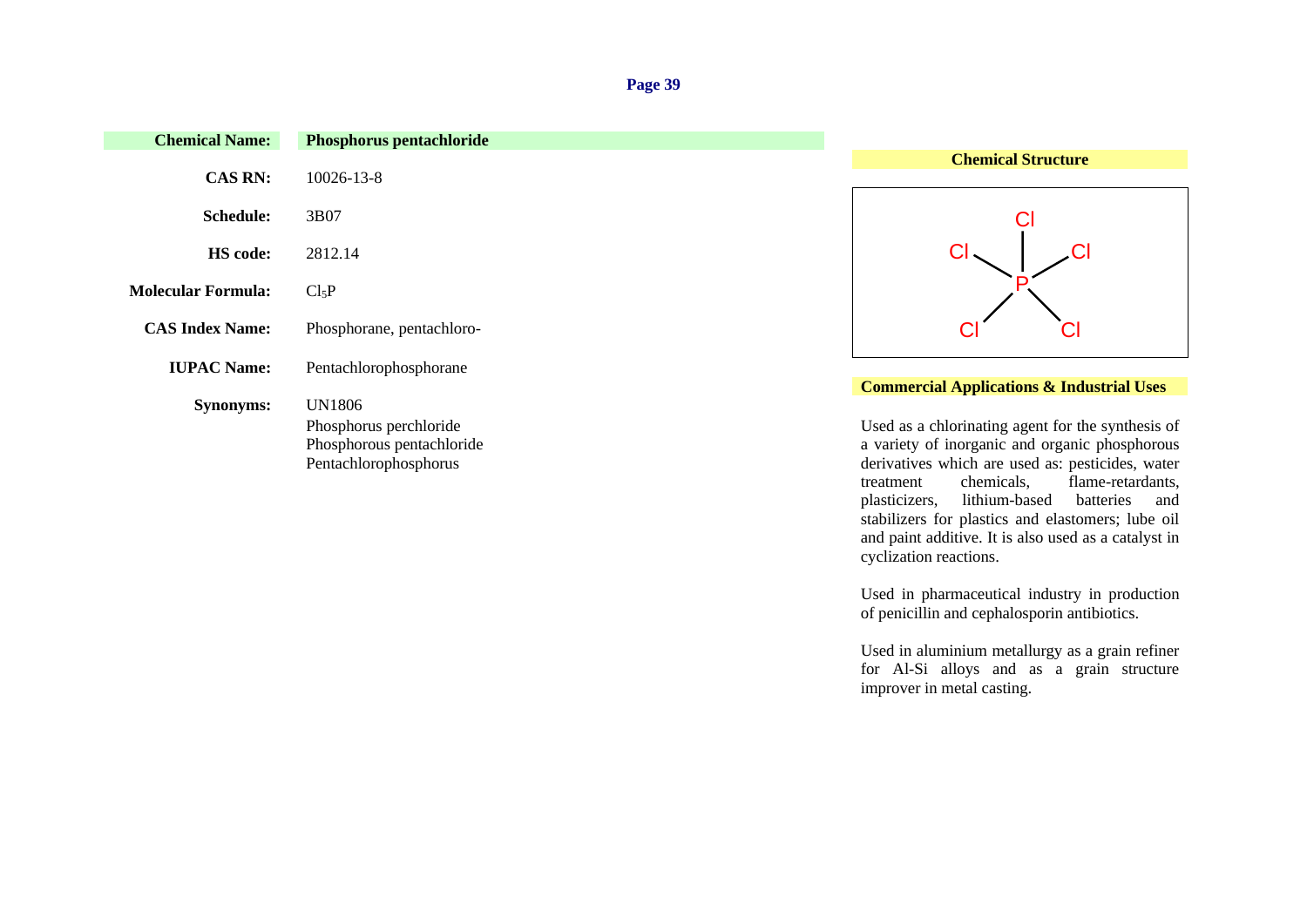| | |
|---|---|
| **Chemical Name:** | **Phosphorus pentachloride** |
| **CAS RN:** | 10026-13-8 |
| **Schedule:** | 3B07 |
| **HS code:** | 2812.14 |
| **Molecular Formula:** | $Cl_5P$ |
| **CAS Index Name:** | Phosphorane, pentachloro- |
| **IUPAC Name:** | Pentachlorophosphorane |
| **Synonyms:** | UN1806<br>Phosphorus perchloride<br>Phosphorous pentachloride<br>Pentachlorophosphorus |

**Chemical Structure**

**Commercial Applications & Industrial Uses**

Used as a chlorinating agent for the synthesis of a variety of inorganic and organic phosphorous derivatives which are used as: pesticides, water treatment chemicals, flame-retardants, plasticizers, lithium-based batteries and stabilizers for plastics and elastomers; lube oil and paint additive. It is also used as a catalyst in cyclization reactions.

Used in pharmaceutical industry in production of penicillin and cephalosporin antibiotics.

Used in aluminium metallurgy as a grain refiner for Al-Si alloys and as a grain structure improver in metal casting.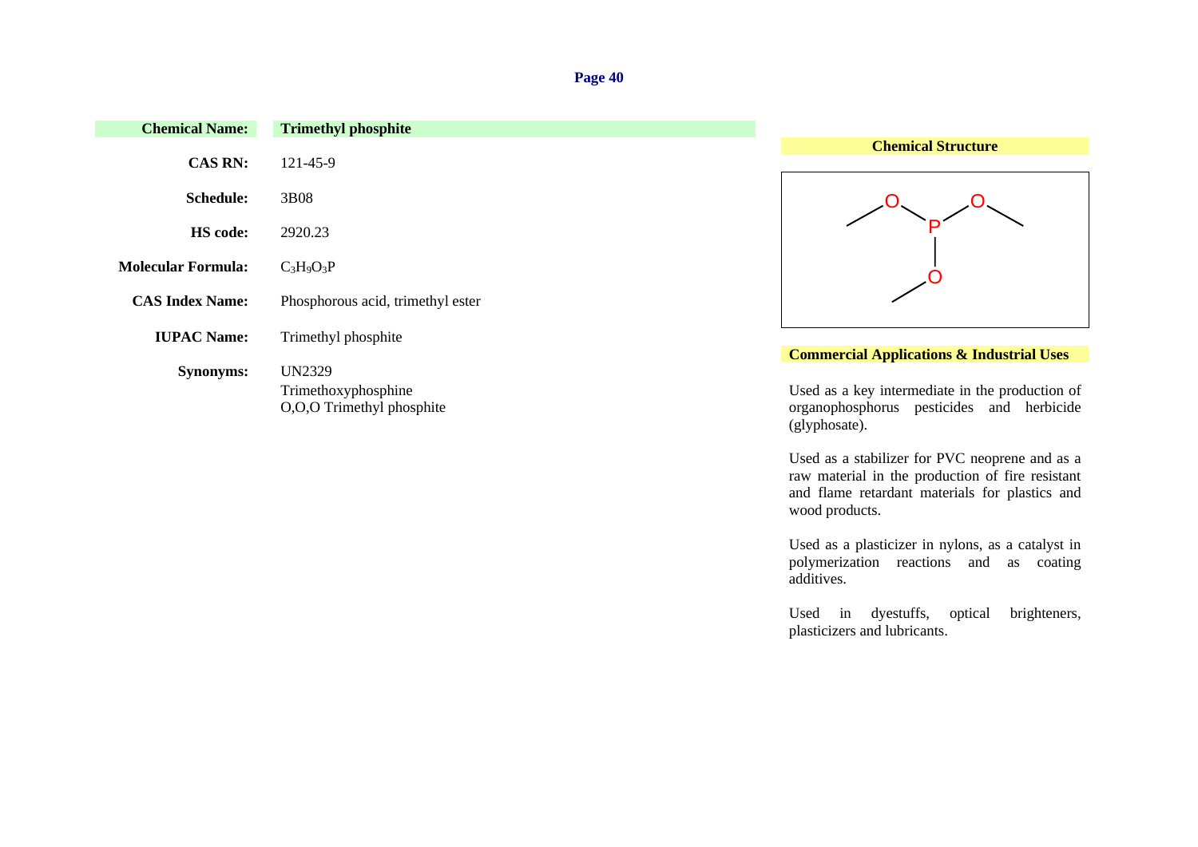| | |
|---|---|
| **Chemical Name:** | **Trimethyl phosphite** |
| **CAS RN:** | 121-45-9 |
| **Schedule:** | 3B08 |
| **HS code:** | 2920.23 |
| **Molecular Formula:** | $C_3H_9O_3P$ |
| **CAS Index Name:** | Phosphorous acid, trimethyl ester |
| **IUPAC Name:** | Trimethyl phosphite |
| **Synonyms:** | UN2329<br>Trimethoxyphosphine<br>O,O,O Trimethyl phosphite |

**Chemical Structure**

**Commercial Applications & Industrial Uses**

Used as a key intermediate in the production of organophosphorus pesticides and herbicide (glyphosate).

Used as a stabilizer for PVC neoprene and as a raw material in the production of fire resistant and flame retardant materials for plastics and wood products.

Used as a plasticizer in nylons, as a catalyst in polymerization reactions and as coating additives.

Used in dyestuffs, optical brighteners, plasticizers and lubricants.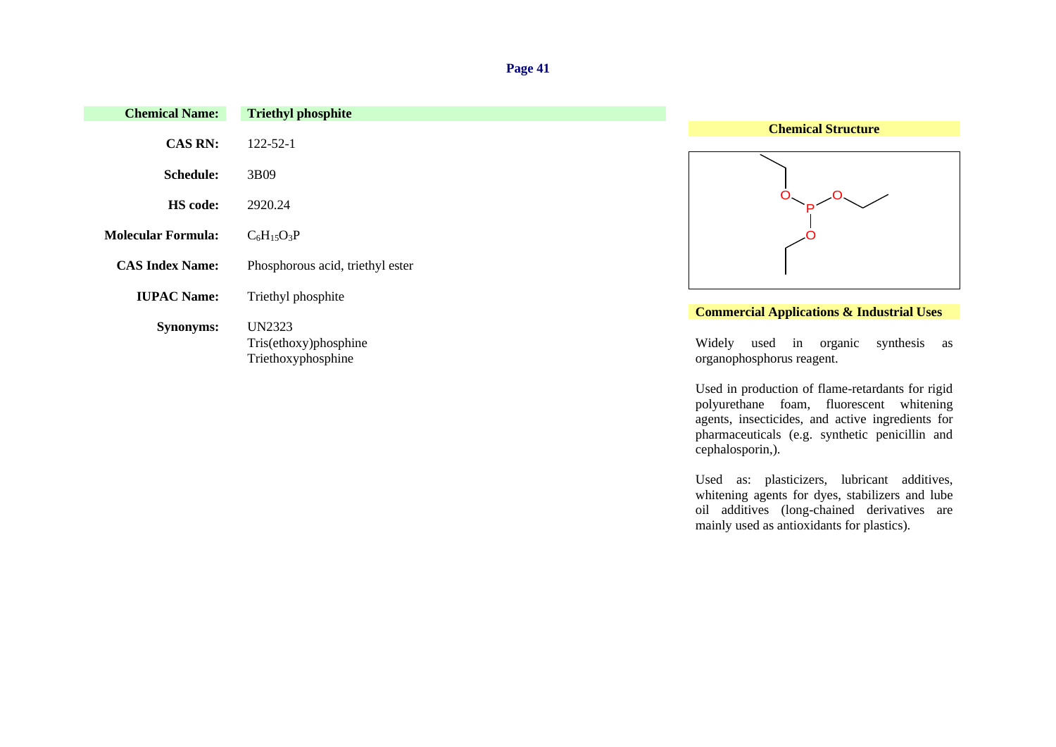| | |
|---|---|
| **Chemical Name:** | **Triethyl phosphite** |
| **CAS RN:** | 122-52-1 |
| **Schedule:** | 3B09 |
| **HS code:** | 2920.24 |
| **Molecular Formula:** | $C_6H_{15}O_3P$ |
| **CAS Index Name:** | Phosphorous acid, triethyl ester |
| **IUPAC Name:** | Triethyl phosphite |
| **Synonyms:** | UN2323<br>Tris(ethoxy)phosphine<br>Triethoxyphosphine |

**Chemical Structure**

**Commercial Applications & Industrial Uses**

Widely used in organic synthesis as organophosphorus reagent.

Used in production of flame-retardants for rigid polyurethane foam, fluorescent whitening agents, insecticides, and active ingredients for pharmaceuticals (e.g. synthetic penicillin and cephalosporin,).

Used as: plasticizers, lubricant additives, whitening agents for dyes, stabilizers and lube oil additives (long-chained derivatives are mainly used as antioxidants for plastics).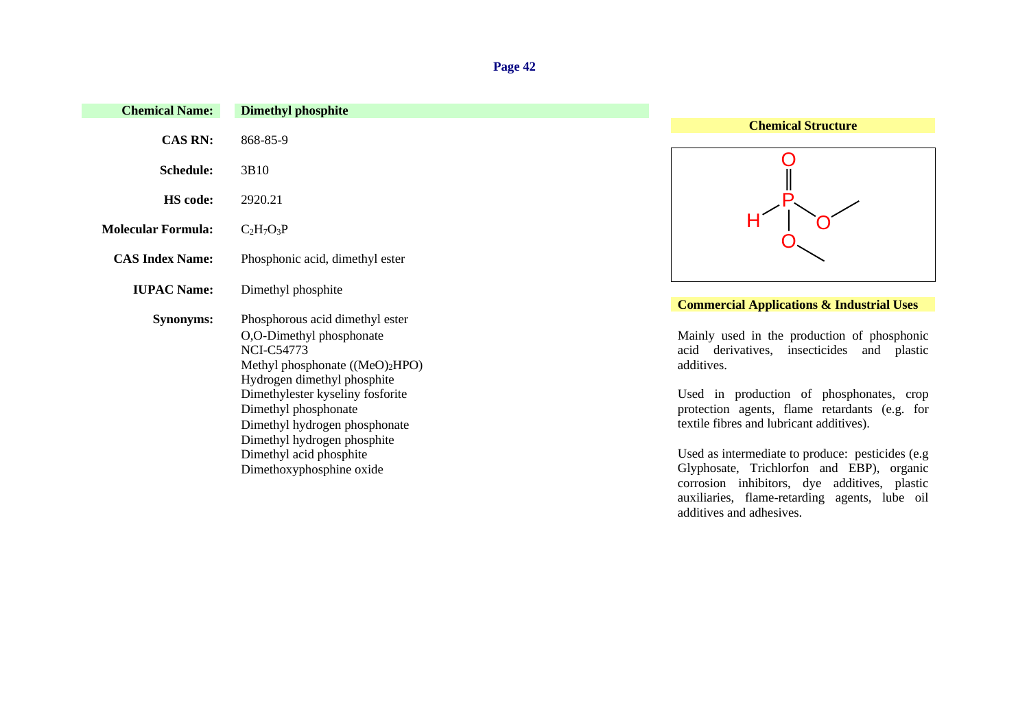| | |
|---|---|
| **Chemical Name:** | **Dimethyl phosphite** |
| **CAS RN:** | 868-85-9 |
| **Schedule:** | 3B10 |
| **HS code:** | 2920.21 |
| **Molecular Formula:** | $C_2H_7O_3P$ |
| **CAS Index Name:** | Phosphonic acid, dimethyl ester |
| **IUPAC Name:** | Dimethyl phosphite |
| **Synonyms:** | Phosphorous acid dimethyl ester<br>O,O-Dimethyl phosphonate<br>NCI-C54773<br>Methyl phosphonate ($(MeO)_2HPO$)<br>Hydrogen dimethyl phosphite<br>Dimethylester kyseliny fosforite<br>Dimethyl phosphonate<br>Dimethyl hydrogen phosphonate<br>Dimethyl hydrogen phosphite<br>Dimethyl acid phosphite<br>Dimethoxyphosphine oxide |

**Chemical Structure**

**Commercial Applications & Industrial Uses**

Mainly used in the production of phosphonic acid derivatives, insecticides and plastic additives.

Used in production of phosphonates, crop protection agents, flame retardants (e.g. for textile fibres and lubricant additives).

Used as intermediate to produce: pesticides (e.g Glyphosate, Trichlorfon and EBP), organic corrosion inhibitors, dye additives, plastic auxiliaries, flame-retarding agents, lube oil additives and adhesives.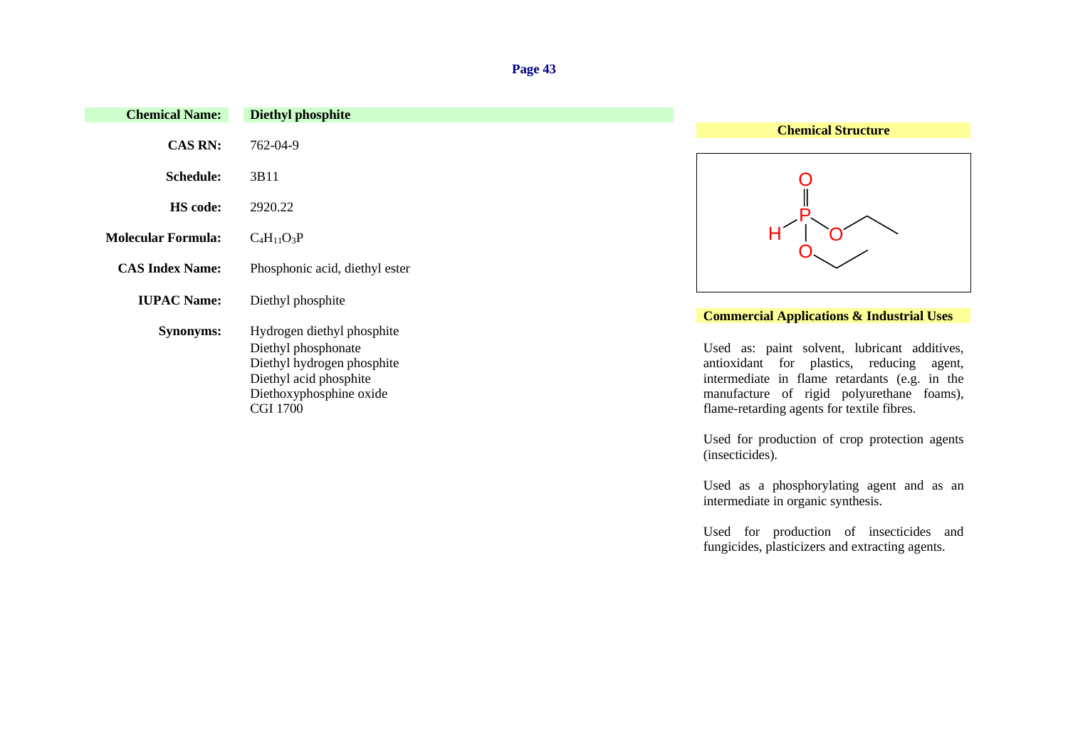| | |
|---|---|
| **Chemical Name:** | **Diethyl phosphite** |
| **CAS RN:** | 762-04-9 |
| **Schedule:** | 3B11 |
| **HS code:** | 2920.22 |
| **Molecular Formula:** | $C_4H_{11}O_3P$ |
| **CAS Index Name:** | Phosphonic acid, diethyl ester |
| **IUPAC Name:** | Diethyl phosphite |
| **Synonyms:** | Hydrogen diethyl phosphite<br>Diethyl phosphonate<br>Diethyl hydrogen phosphite<br>Diethyl acid phosphite<br>Diethoxyphosphine oxide<br>CGI 1700 |

**Chemical Structure**

**Commercial Applications & Industrial Uses**

Used as: paint solvent, lubricant additives, antioxidant for plastics, reducing agent, intermediate in flame retardants (e.g. in the manufacture of rigid polyurethane foams), flame-retarding agents for textile fibres.

Used for production of crop protection agents (insecticides).

Used as a phosphorylating agent and as an intermediate in organic synthesis.

Used for production of insecticides and fungicides, plasticizers and extracting agents.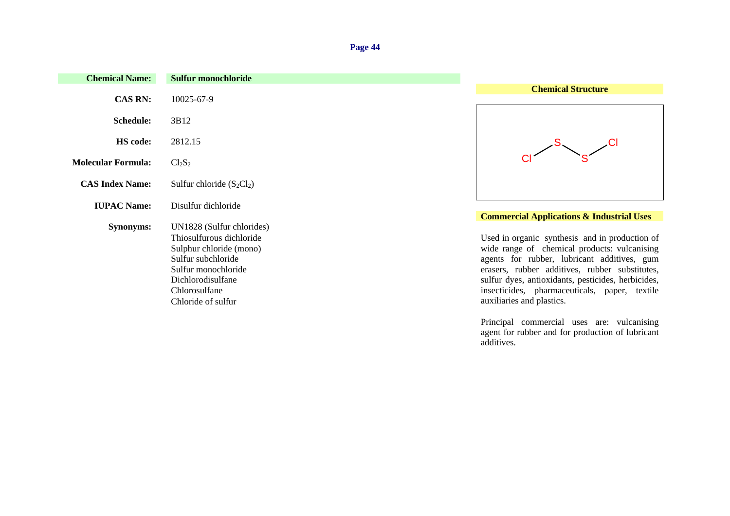| | |
|---|---|
| **Chemical Name:** | **Sulfur monochloride** |
| **CAS RN:** | 10025-67-9 |
| **Schedule:** | 3B12 |
| **HS code:** | 2812.15 |
| **Molecular Formula:** | $Cl_2S_2$ |
| **CAS Index Name:** | Sulfur chloride ($S_2Cl_2$) |
| **IUPAC Name:** | Disulfur dichloride |
| **Synonyms:** | UN1828 (Sulfur chlorides)<br>Thiosulfurous dichloride<br>Sulphur chloride (mono)<br>Sulfur subchloride<br>Sulfur monochloride<br>Dichlorodisulfane<br>Chlorosulfane<br>Chloride of sulfur |

**Chemical Structure**

Cl–S–S–Cl

**Commercial Applications & Industrial Uses**

Used in organic synthesis and in production of wide range of chemical products: vulcanising agents for rubber, lubricant additives, gum erasers, rubber additives, rubber substitutes, sulfur dyes, antioxidants, pesticides, herbicides, insecticides, pharmaceuticals, paper, textile auxiliaries and plastics.

Principal commercial uses are: vulcanising agent for rubber and for production of lubricant additives.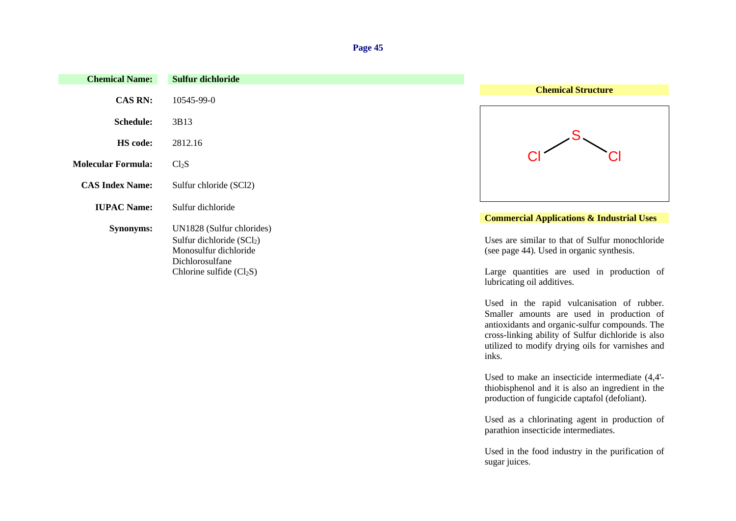| **Chemical Name:** | **Sulfur dichloride** |
|---|---|
| **CAS RN:** | 10545-99-0 |
| **Schedule:** | 3B13 |
| **HS code:** | 2812.16 |
| **Molecular Formula:** | $Cl_2S$ |
| **CAS Index Name:** | Sulfur chloride (SCl2) |
| **IUPAC Name:** | Sulfur dichloride |
| **Synonyms:** | UN1828 (Sulfur chlorides)<br>Sulfur dichloride ($SCl_2$)<br>Monosulfur dichloride<br>Dichlorosulfane<br>Chlorine sulfide ($Cl_2S$) |

**Chemical Structure**

Cl–S–Cl

**Commercial Applications & Industrial Uses**

Uses are similar to that of Sulfur monochloride (see page 44). Used in organic synthesis.

Large quantities are used in production of lubricating oil additives.

Used in the rapid vulcanisation of rubber. Smaller amounts are used in production of antioxidants and organic-sulfur compounds. The cross-linking ability of Sulfur dichloride is also utilized to modify drying oils for varnishes and inks.

Used to make an insecticide intermediate (4,4'-thiobisphenol and it is also an ingredient in the production of fungicide captafol (defoliant).

Used as a chlorinating agent in production of parathion insecticide intermediates.

Used in the food industry in the purification of sugar juices.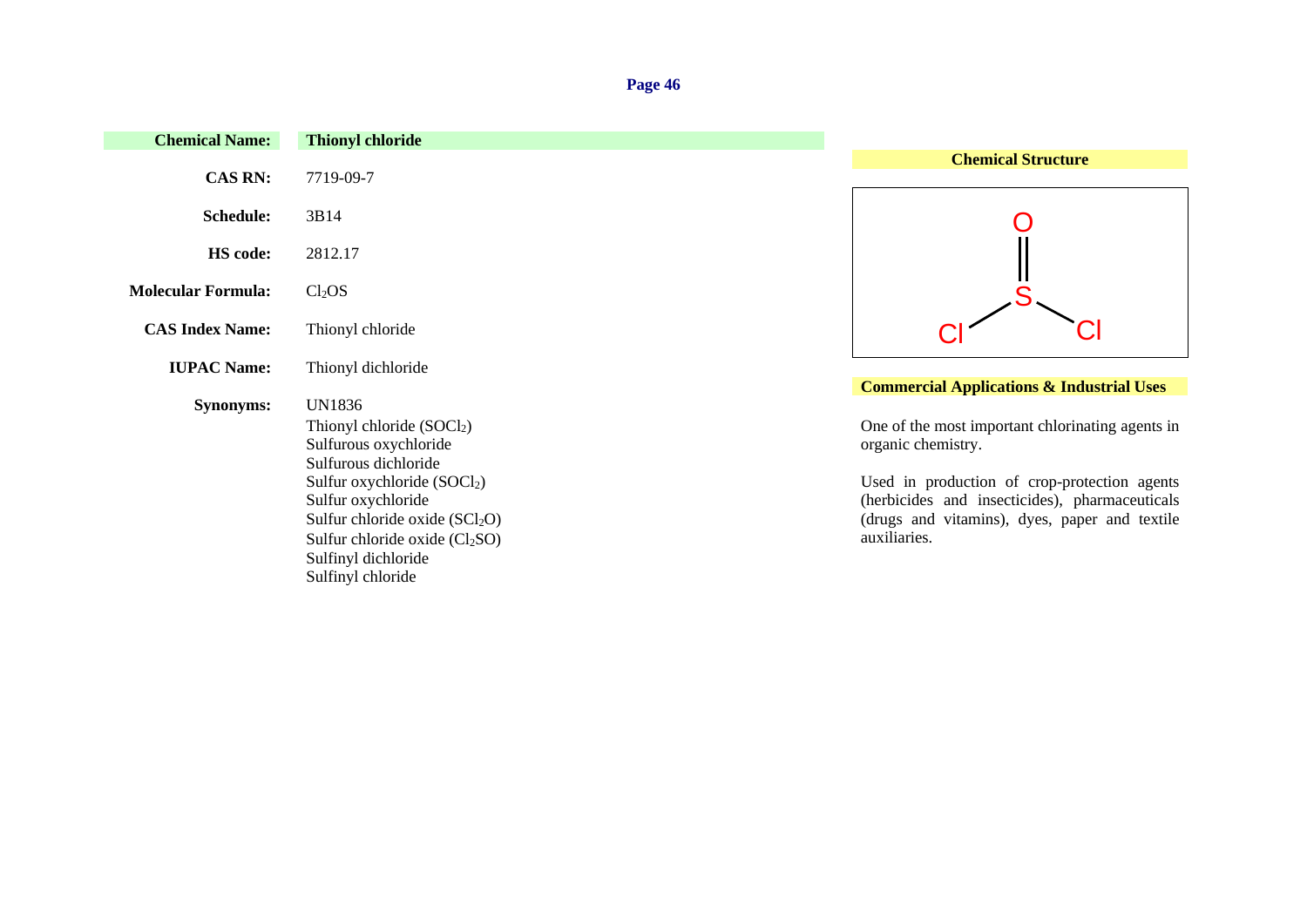| | |
|---|---|
| **Chemical Name:** | **Thionyl chloride** |
| **CAS RN:** | 7719-09-7 |
| **Schedule:** | 3B14 |
| **HS code:** | 2812.17 |
| **Molecular Formula:** | $Cl_2OS$ |
| **CAS Index Name:** | Thionyl chloride |
| **IUPAC Name:** | Thionyl dichloride |
| **Synonyms:** | UN1836<br>Thionyl chloride ($SOCl_2$)<br>Sulfurous oxychloride<br>Sulfurous dichloride<br>Sulfur oxychloride ($SOCl_2$)<br>Sulfur oxychloride<br>Sulfur chloride oxide ($SCl_2O$)<br>Sulfur chloride oxide ($Cl_2SO$)<br>Sulfinyl dichloride<br>Sulfinyl chloride |

**Chemical Structure**

**Commercial Applications & Industrial Uses**

One of the most important chlorinating agents in organic chemistry.

Used in production of crop-protection agents (herbicides and insecticides), pharmaceuticals (drugs and vitamins), dyes, paper and textile auxiliaries.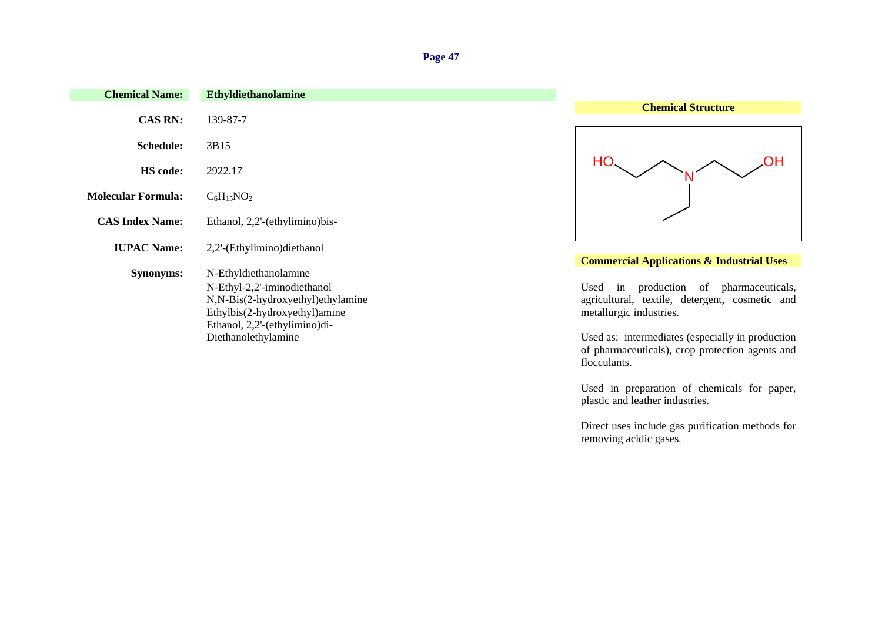| | |
|---|---|
| **Chemical Name:** | **Ethyldiethanolamine** |
| **CAS RN:** | 139-87-7 |
| **Schedule:** | 3B15 |
| **HS code:** | 2922.17 |
| **Molecular Formula:** | $C_6H_{15}NO_2$ |
| **CAS Index Name:** | Ethanol, 2,2'-(ethylimino)bis- |
| **IUPAC Name:** | 2,2'-(Ethylimino)diethanol |
| **Synonyms:** | N-Ethyldiethanolamine<br>N-Ethyl-2,2'-iminodiethanol<br>N,N-Bis(2-hydroxyethyl)ethylamine<br>Ethylbis(2-hydroxyethyl)amine<br>Ethanol, 2,2'-(ethylimino)di-<br>Diethanolethylamine |

**Chemical Structure**

HO N OH

**Commercial Applications & Industrial Uses**

Used in production of pharmaceuticals, agricultural, textile, detergent, cosmetic and metallurgic industries.

Used as: intermediates (especially in production of pharmaceuticals), crop protection agents and flocculants.

Used in preparation of chemicals for paper, plastic and leather industries.

Direct uses include gas purification methods for removing acidic gases.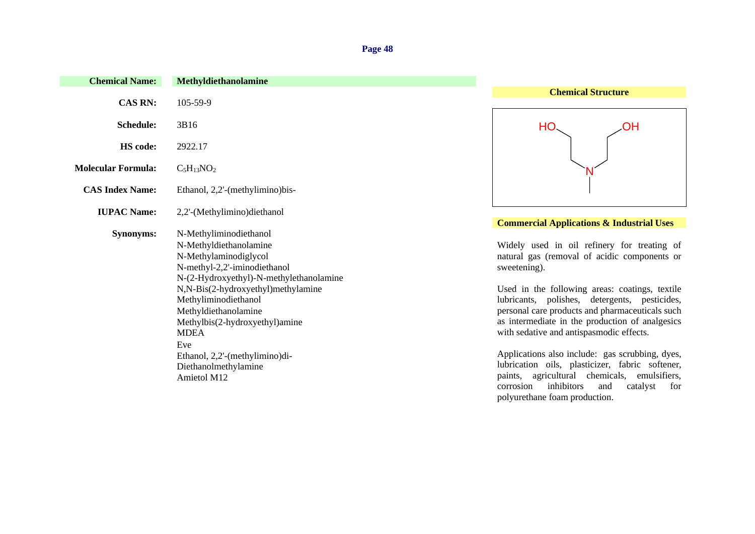| | |
|---|---|
| **Chemical Name:** | **Methyldiethanolamine** |
| **CAS RN:** | 105-59-9 |
| **Schedule:** | 3B16 |
| **HS code:** | 2922.17 |
| **Molecular Formula:** | $C_5H_{13}NO_2$ |
| **CAS Index Name:** | Ethanol, 2,2'-(methylimino)bis- |
| **IUPAC Name:** | 2,2'-(Methylimino)diethanol |
| **Synonyms:** | N-Methyliminodiethanol<br>N-Methyldiethanolamine<br>N-Methylaminodiglycol<br>N-methyl-2,2'-iminodiethanol<br>N-(2-Hydroxyethyl)-N-methylethanolamine<br>N,N-Bis(2-hydroxyethyl)methylamine<br>Methyliminodiethanol<br>Methyldiethanolamine<br>Methylbis(2-hydroxyethyl)amine<br>MDEA<br>Eve<br>Ethanol, 2,2'-(methylimino)di-<br>Diethanolmethylamine<br>Amietol M12 |

**Chemical Structure**

HO–CH2–CH2–N(CH3)–CH2–CH2–OH

**Commercial Applications & Industrial Uses**

Widely used in oil refinery for treating of natural gas (removal of acidic components or sweetening).

Used in the following areas: coatings, textile lubricants, polishes, detergents, pesticides, personal care products and pharmaceuticals such as intermediate in the production of analgesics with sedative and antispasmodic effects.

Applications also include: gas scrubbing, dyes, lubrication oils, plasticizer, fabric softener, paints, agricultural chemicals, emulsifiers, corrosion inhibitors and catalyst for polyurethane foam production.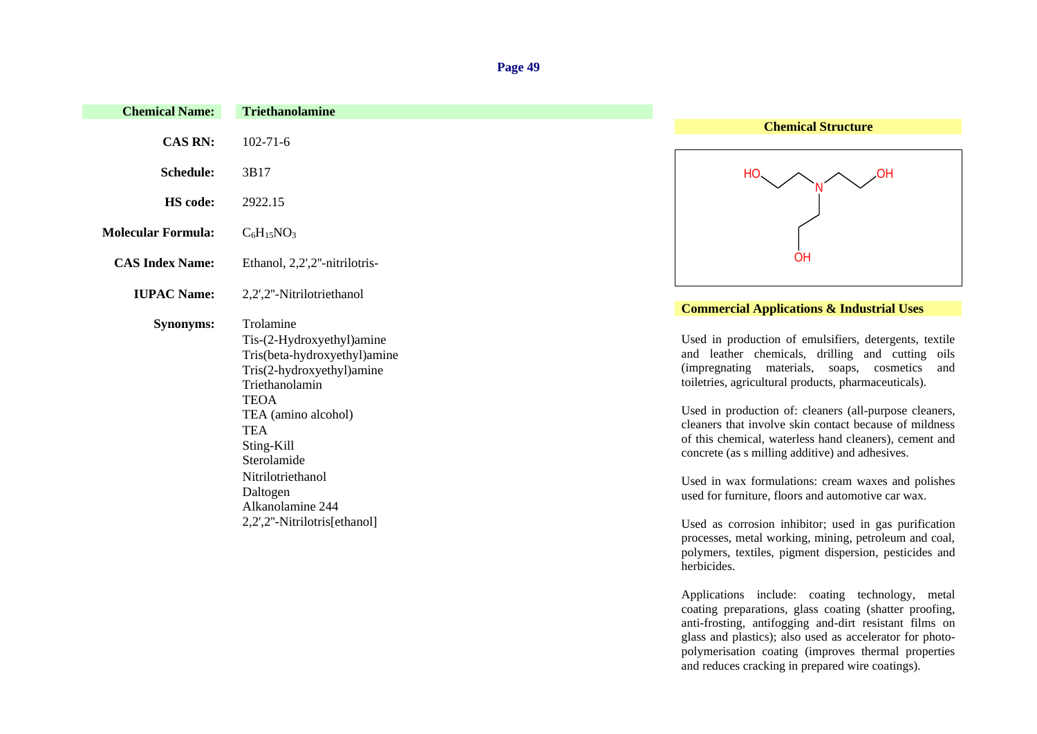**Chemical Name:** **Triethanolamine**

**CAS RN:** 102-71-6

**Schedule:** 3B17

**HS code:** 2922.15

**Molecular Formula:** $C_6H_{15}NO_3$

**CAS Index Name:** Ethanol, 2,2',2''-nitrilotris-

**IUPAC Name:** 2,2',2''-Nitrilotriethanol

**Synonyms:**
Trolamine
Tis-(2-Hydroxyethyl)amine
Tris(beta-hydroxyethyl)amine
Tris(2-hydroxyethyl)amine
Triethanolamin
TEOA
TEA (amino alcohol)
TEA
Sting-Kill
Sterolamide
Nitrilotriethanol
Daltogen
Alkanolamine 244
2,2',2''-Nitrilotris[ethanol]

**Chemical Structure**

HO OH N OH

**Commercial Applications & Industrial Uses**

Used in production of emulsifiers, detergents, textile and leather chemicals, drilling and cutting oils (impregnating materials, soaps, cosmetics and toiletries, agricultural products, pharmaceuticals).

Used in production of: cleaners (all-purpose cleaners, cleaners that involve skin contact because of mildness of this chemical, waterless hand cleaners), cement and concrete (as s milling additive) and adhesives.

Used in wax formulations: cream waxes and polishes used for furniture, floors and automotive car wax.

Used as corrosion inhibitor; used in gas purification processes, metal working, mining, petroleum and coal, polymers, textiles, pigment dispersion, pesticides and herbicides.

Applications include: coating technology, metal coating preparations, glass coating (shatter proofing, anti-frosting, antifogging and-dirt resistant films on glass and plastics); also used as accelerator for photo-polymerisation coating (improves thermal properties and reduces cracking in prepared wire coatings).